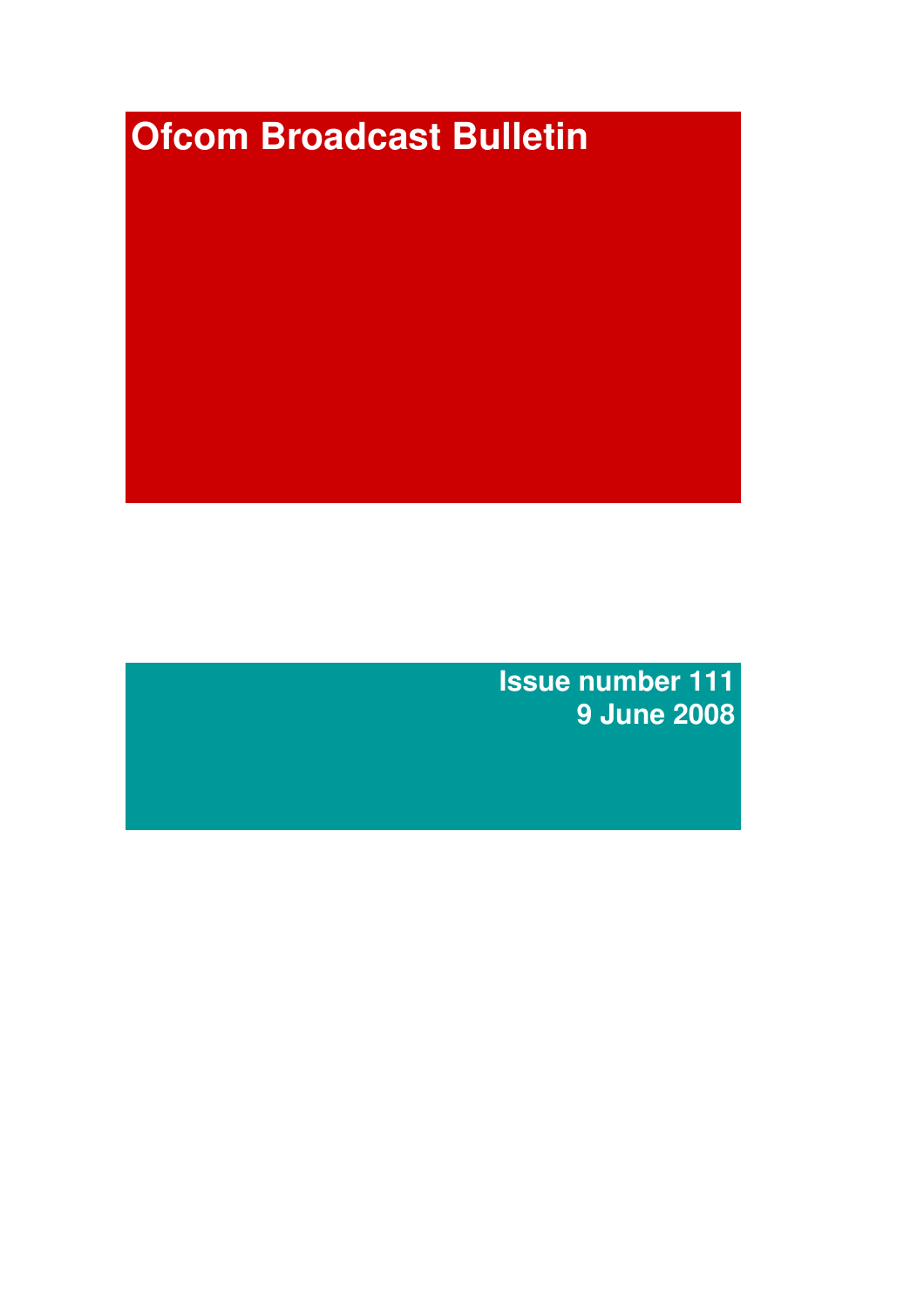# Ofcom Broadcast Bulletin

**Issue number 111**
**9 June 2008**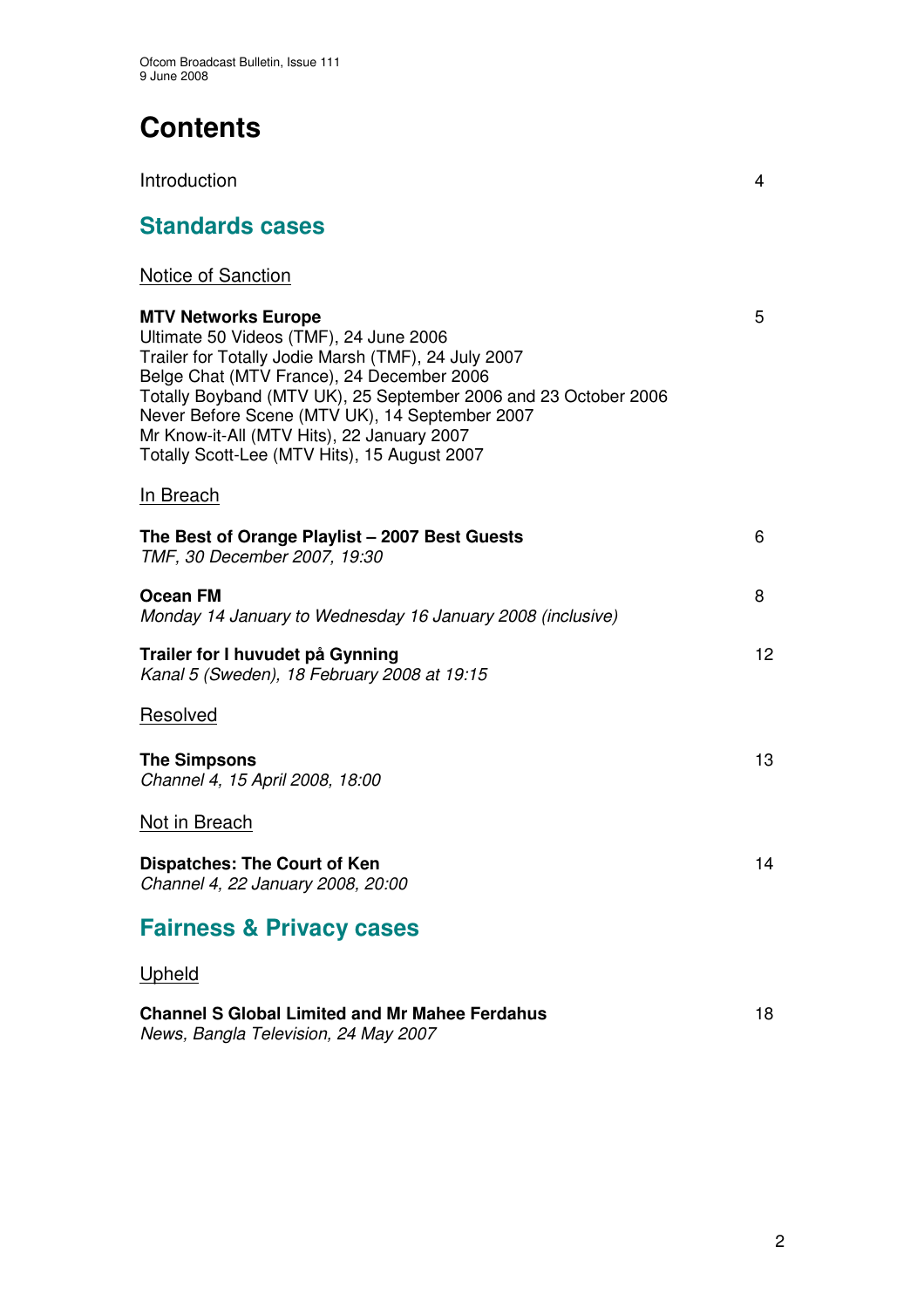# Contents

Introduction 4

## Standards cases

Notice of Sanction

**MTV Networks Europe** 5
Ultimate 50 Videos (TMF), 24 June 2006
Trailer for Totally Jodie Marsh (TMF), 24 July 2007
Belge Chat (MTV France), 24 December 2006
Totally Boyband (MTV UK), 25 September 2006 and 23 October 2006
Never Before Scene (MTV UK), 14 September 2007
Mr Know-it-All (MTV Hits), 22 January 2007
Totally Scott-Lee (MTV Hits), 15 August 2007

In Breach

**The Best of Orange Playlist – 2007 Best Guests** 6
*TMF, 30 December 2007, 19:30*

**Ocean FM** 8
*Monday 14 January to Wednesday 16 January 2008 (inclusive)*

**Trailer for I huvudet på Gynning** 12
*Kanal 5 (Sweden), 18 February 2008 at 19:15*

Resolved

**The Simpsons** 13
*Channel 4, 15 April 2008, 18:00*

Not in Breach

**Dispatches: The Court of Ken** 14
*Channel 4, 22 January 2008, 20:00*

## Fairness & Privacy cases

Upheld

**Channel S Global Limited and Mr Mahee Ferdahus** 18
*News, Bangla Television, 24 May 2007*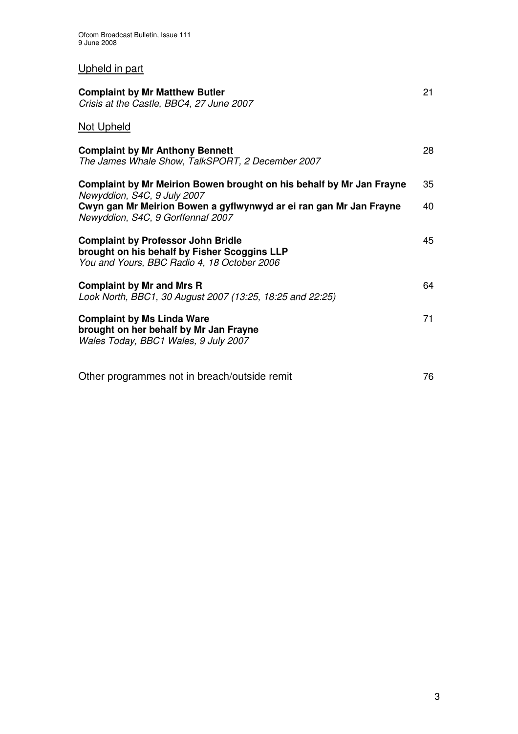## Upheld in part

**Complaint by Mr Matthew Butler** 21
*Crisis at the Castle, BBC4, 27 June 2007*

## Not Upheld

**Complaint by Mr Anthony Bennett** 28
*The James Whale Show, TalkSPORT, 2 December 2007*

**Complaint by Mr Meirion Bowen brought on his behalf by Mr Jan Frayne** 35
*Newyddion, S4C, 9 July 2007*

**Cwyn gan Mr Meirion Bowen a gyflwynwyd ar ei ran gan Mr Jan Frayne** 40
*Newyddion, S4C, 9 Gorffennaf 2007*

**Complaint by Professor John Bridle brought on his behalf by Fisher Scoggins LLP** 45
*You and Yours, BBC Radio 4, 18 October 2006*

**Complaint by Mr and Mrs R** 64
*Look North, BBC1, 30 August 2007 (13:25, 18:25 and 22:25)*

**Complaint by Ms Linda Ware brought on her behalf by Mr Jan Frayne** 71
*Wales Today, BBC1 Wales, 9 July 2007*

Other programmes not in breach/outside remit 76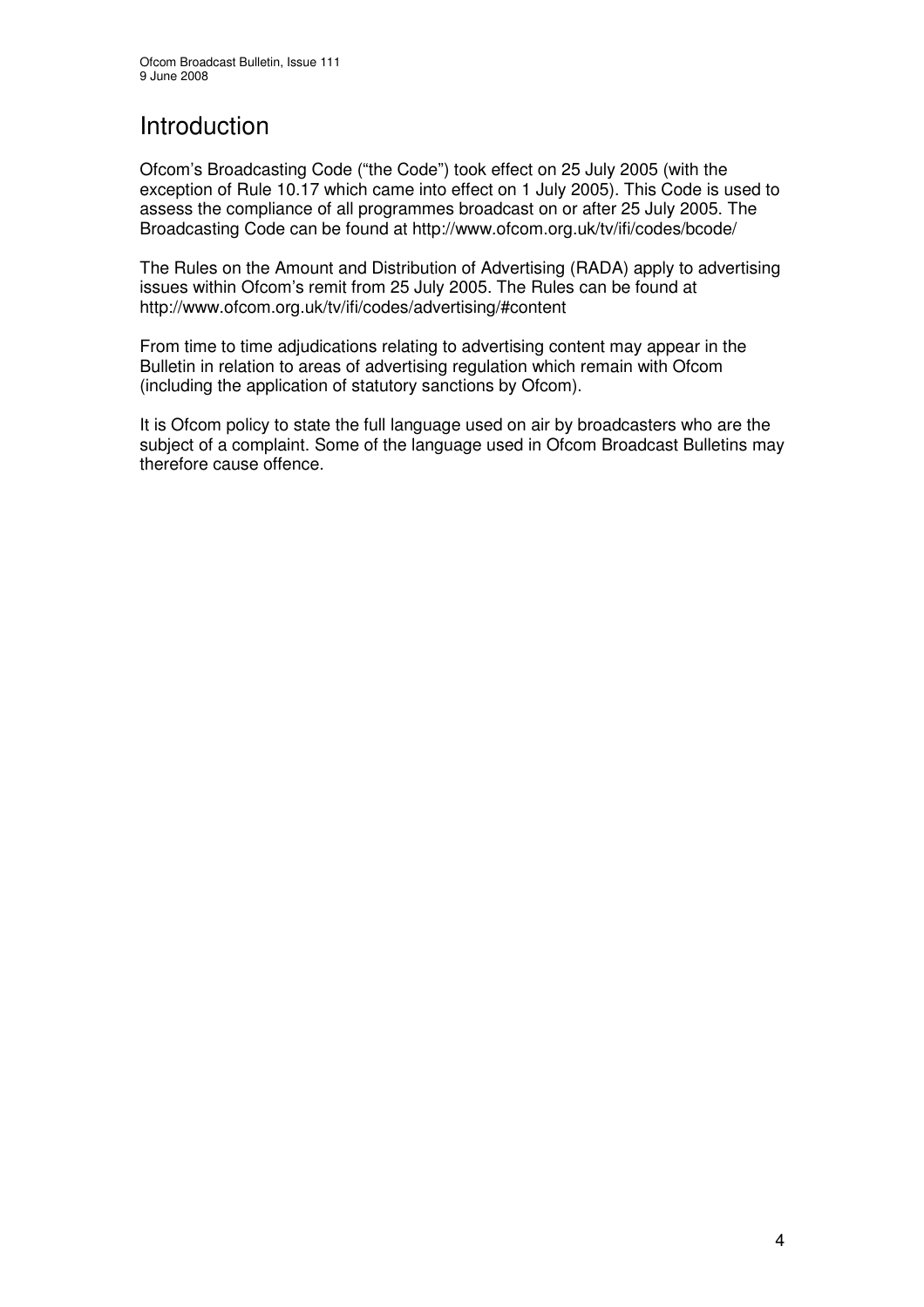# Introduction

Ofcom's Broadcasting Code ("the Code") took effect on 25 July 2005 (with the exception of Rule 10.17 which came into effect on 1 July 2005). This Code is used to assess the compliance of all programmes broadcast on or after 25 July 2005. The Broadcasting Code can be found at http://www.ofcom.org.uk/tv/ifi/codes/bcode/

The Rules on the Amount and Distribution of Advertising (RADA) apply to advertising issues within Ofcom's remit from 25 July 2005. The Rules can be found at http://www.ofcom.org.uk/tv/ifi/codes/advertising/#content

From time to time adjudications relating to advertising content may appear in the Bulletin in relation to areas of advertising regulation which remain with Ofcom (including the application of statutory sanctions by Ofcom).

It is Ofcom policy to state the full language used on air by broadcasters who are the subject of a complaint. Some of the language used in Ofcom Broadcast Bulletins may therefore cause offence.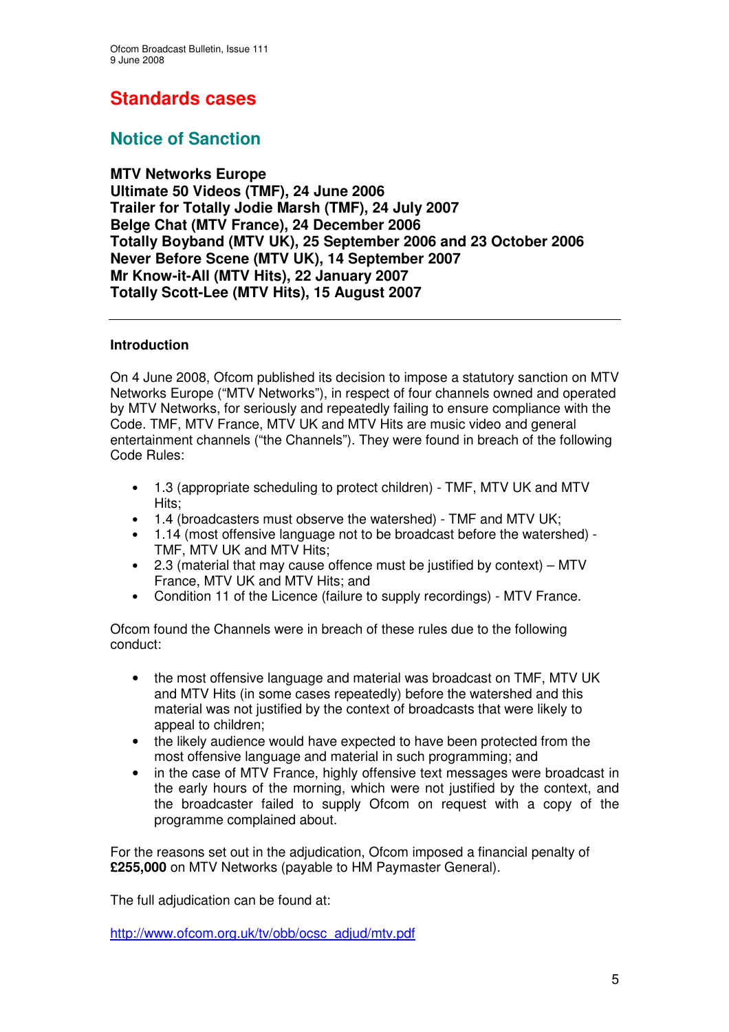# Standards cases

## Notice of Sanction

**MTV Networks Europe**
**Ultimate 50 Videos (TMF), 24 June 2006**
**Trailer for Totally Jodie Marsh (TMF), 24 July 2007**
**Belge Chat (MTV France), 24 December 2006**
**Totally Boyband (MTV UK), 25 September 2006 and 23 October 2006**
**Never Before Scene (MTV UK), 14 September 2007**
**Mr Know-it-All (MTV Hits), 22 January 2007**
**Totally Scott-Lee (MTV Hits), 15 August 2007**

---

**Introduction**

On 4 June 2008, Ofcom published its decision to impose a statutory sanction on MTV Networks Europe ("MTV Networks"), in respect of four channels owned and operated by MTV Networks, for seriously and repeatedly failing to ensure compliance with the Code. TMF, MTV France, MTV UK and MTV Hits are music video and general entertainment channels ("the Channels"). They were found in breach of the following Code Rules:

- 1.3 (appropriate scheduling to protect children) - TMF, MTV UK and MTV Hits;
- 1.4 (broadcasters must observe the watershed) - TMF and MTV UK;
- 1.14 (most offensive language not to be broadcast before the watershed) - TMF, MTV UK and MTV Hits;
- 2.3 (material that may cause offence must be justified by context) – MTV France, MTV UK and MTV Hits; and
- Condition 11 of the Licence (failure to supply recordings) - MTV France.

Ofcom found the Channels were in breach of these rules due to the following conduct:

- the most offensive language and material was broadcast on TMF, MTV UK and MTV Hits (in some cases repeatedly) before the watershed and this material was not justified by the context of broadcasts that were likely to appeal to children;
- the likely audience would have expected to have been protected from the most offensive language and material in such programming; and
- in the case of MTV France, highly offensive text messages were broadcast in the early hours of the morning, which were not justified by the context, and the broadcaster failed to supply Ofcom on request with a copy of the programme complained about.

For the reasons set out in the adjudication, Ofcom imposed a financial penalty of **£255,000** on MTV Networks (payable to HM Paymaster General).

The full adjudication can be found at:

http://www.ofcom.org.uk/tv/obb/ocsc_adjud/mtv.pdf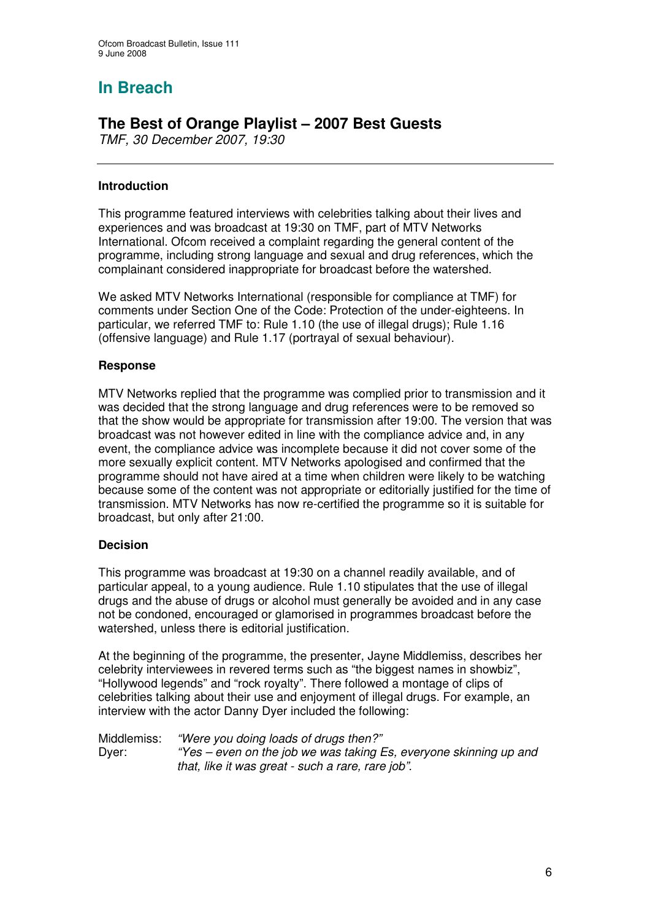# In Breach

## The Best of Orange Playlist – 2007 Best Guests

*TMF, 30 December 2007, 19:30*

---

### Introduction

This programme featured interviews with celebrities talking about their lives and experiences and was broadcast at 19:30 on TMF, part of MTV Networks International. Ofcom received a complaint regarding the general content of the programme, including strong language and sexual and drug references, which the complainant considered inappropriate for broadcast before the watershed.

We asked MTV Networks International (responsible for compliance at TMF) for comments under Section One of the Code: Protection of the under-eighteens. In particular, we referred TMF to: Rule 1.10 (the use of illegal drugs); Rule 1.16 (offensive language) and Rule 1.17 (portrayal of sexual behaviour).

### Response

MTV Networks replied that the programme was complied prior to transmission and it was decided that the strong language and drug references were to be removed so that the show would be appropriate for transmission after 19:00. The version that was broadcast was not however edited in line with the compliance advice and, in any event, the compliance advice was incomplete because it did not cover some of the more sexually explicit content. MTV Networks apologised and confirmed that the programme should not have aired at a time when children were likely to be watching because some of the content was not appropriate or editorially justified for the time of transmission. MTV Networks has now re-certified the programme so it is suitable for broadcast, but only after 21:00.

### Decision

This programme was broadcast at 19:30 on a channel readily available, and of particular appeal, to a young audience. Rule 1.10 stipulates that the use of illegal drugs and the abuse of drugs or alcohol must generally be avoided and in any case not be condoned, encouraged or glamorised in programmes broadcast before the watershed, unless there is editorial justification.

At the beginning of the programme, the presenter, Jayne Middlemiss, describes her celebrity interviewees in revered terms such as "the biggest names in showbiz", "Hollywood legends" and "rock royalty". There followed a montage of clips of celebrities talking about their use and enjoyment of illegal drugs. For example, an interview with the actor Danny Dyer included the following:

Middlemiss: *"Were you doing loads of drugs then?"*
Dyer: *"Yes – even on the job we was taking Es, everyone skinning up and that, like it was great - such a rare, rare job".*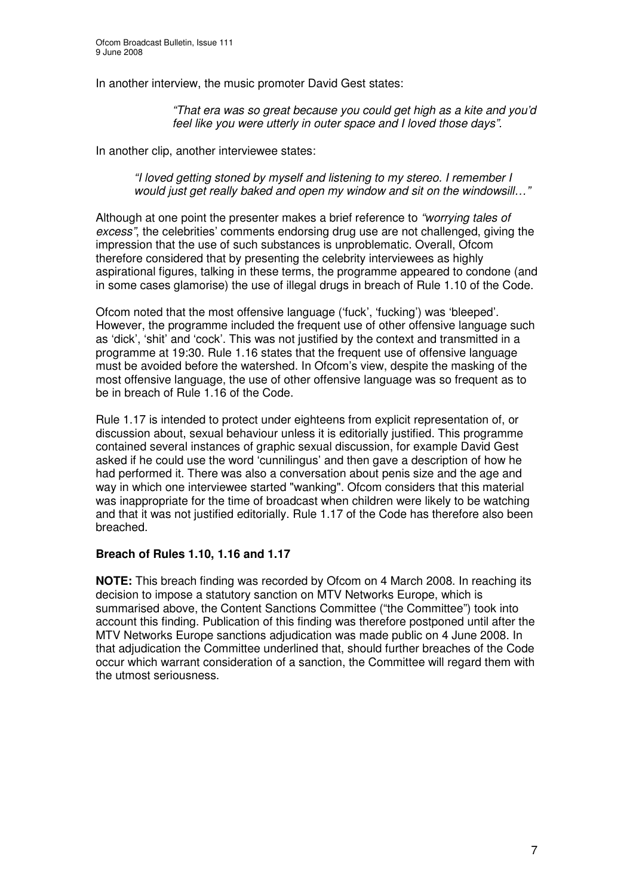In another interview, the music promoter David Gest states:

> *"That era was so great because you could get high as a kite and you'd feel like you were utterly in outer space and I loved those days".*

In another clip, another interviewee states:

> *"I loved getting stoned by myself and listening to my stereo. I remember I would just get really baked and open my window and sit on the windowsill…"*

Although at one point the presenter makes a brief reference to *"worrying tales of excess"*, the celebrities' comments endorsing drug use are not challenged, giving the impression that the use of such substances is unproblematic. Overall, Ofcom therefore considered that by presenting the celebrity interviewees as highly aspirational figures, talking in these terms, the programme appeared to condone (and in some cases glamorise) the use of illegal drugs in breach of Rule 1.10 of the Code.

Ofcom noted that the most offensive language ('fuck', 'fucking') was 'bleeped'. However, the programme included the frequent use of other offensive language such as 'dick', 'shit' and 'cock'. This was not justified by the context and transmitted in a programme at 19:30. Rule 1.16 states that the frequent use of offensive language must be avoided before the watershed. In Ofcom's view, despite the masking of the most offensive language, the use of other offensive language was so frequent as to be in breach of Rule 1.16 of the Code.

Rule 1.17 is intended to protect under eighteens from explicit representation of, or discussion about, sexual behaviour unless it is editorially justified. This programme contained several instances of graphic sexual discussion, for example David Gest asked if he could use the word 'cunnilingus' and then gave a description of how he had performed it. There was also a conversation about penis size and the age and way in which one interviewee started "wanking". Ofcom considers that this material was inappropriate for the time of broadcast when children were likely to be watching and that it was not justified editorially. Rule 1.17 of the Code has therefore also been breached.

**Breach of Rules 1.10, 1.16 and 1.17**

**NOTE:** This breach finding was recorded by Ofcom on 4 March 2008. In reaching its decision to impose a statutory sanction on MTV Networks Europe, which is summarised above, the Content Sanctions Committee ("the Committee") took into account this finding. Publication of this finding was therefore postponed until after the MTV Networks Europe sanctions adjudication was made public on 4 June 2008. In that adjudication the Committee underlined that, should further breaches of the Code occur which warrant consideration of a sanction, the Committee will regard them with the utmost seriousness.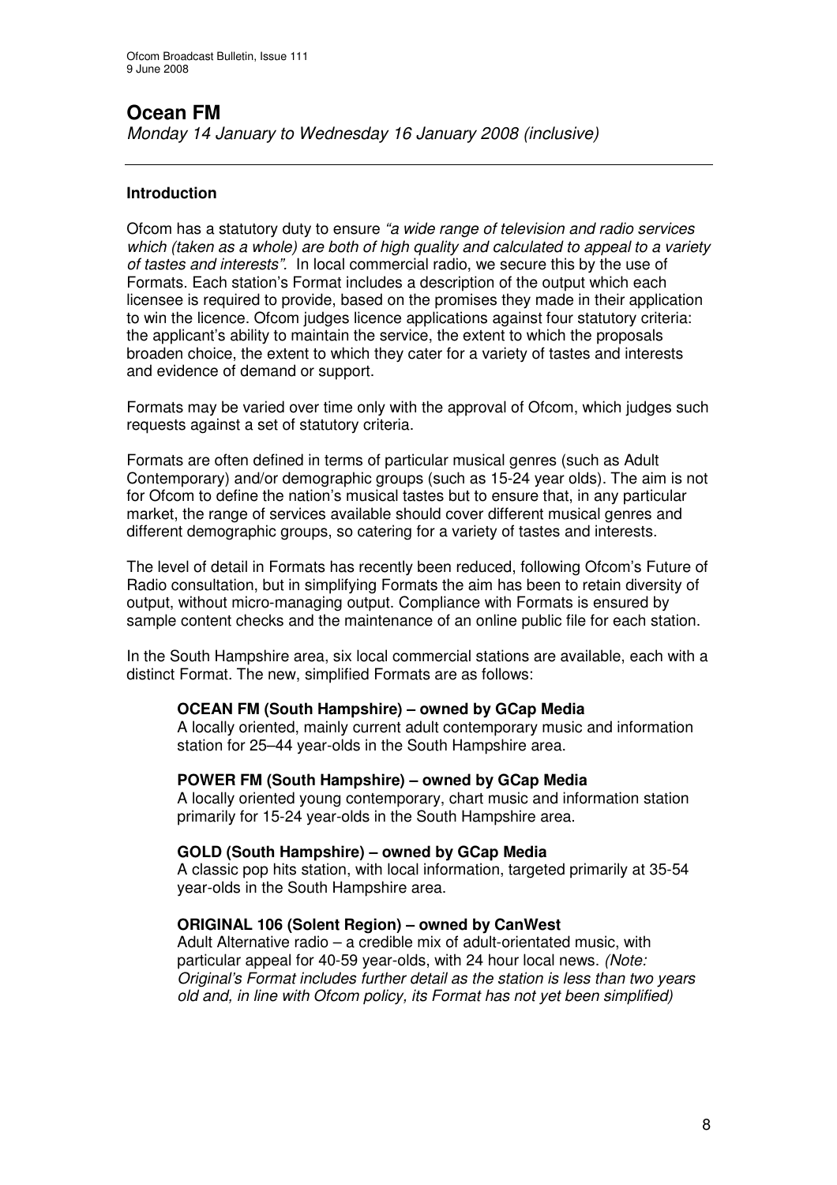# Ocean FM

*Monday 14 January to Wednesday 16 January 2008 (inclusive)*

---

### Introduction

Ofcom has a statutory duty to ensure *"a wide range of television and radio services which (taken as a whole) are both of high quality and calculated to appeal to a variety of tastes and interests".* In local commercial radio, we secure this by the use of Formats. Each station's Format includes a description of the output which each licensee is required to provide, based on the promises they made in their application to win the licence. Ofcom judges licence applications against four statutory criteria: the applicant's ability to maintain the service, the extent to which the proposals broaden choice, the extent to which they cater for a variety of tastes and interests and evidence of demand or support.

Formats may be varied over time only with the approval of Ofcom, which judges such requests against a set of statutory criteria.

Formats are often defined in terms of particular musical genres (such as Adult Contemporary) and/or demographic groups (such as 15-24 year olds). The aim is not for Ofcom to define the nation's musical tastes but to ensure that, in any particular market, the range of services available should cover different musical genres and different demographic groups, so catering for a variety of tastes and interests.

The level of detail in Formats has recently been reduced, following Ofcom's Future of Radio consultation, but in simplifying Formats the aim has been to retain diversity of output, without micro-managing output. Compliance with Formats is ensured by sample content checks and the maintenance of an online public file for each station.

In the South Hampshire area, six local commercial stations are available, each with a distinct Format. The new, simplified Formats are as follows:

**OCEAN FM (South Hampshire) – owned by GCap Media**
A locally oriented, mainly current adult contemporary music and information station for 25–44 year-olds in the South Hampshire area.

**POWER FM (South Hampshire) – owned by GCap Media**
A locally oriented young contemporary, chart music and information station primarily for 15-24 year-olds in the South Hampshire area.

**GOLD (South Hampshire) – owned by GCap Media**
A classic pop hits station, with local information, targeted primarily at 35-54 year-olds in the South Hampshire area.

**ORIGINAL 106 (Solent Region) – owned by CanWest**
Adult Alternative radio – a credible mix of adult-orientated music, with particular appeal for 40-59 year-olds, with 24 hour local news. *(Note: Original's Format includes further detail as the station is less than two years old and, in line with Ofcom policy, its Format has not yet been simplified)*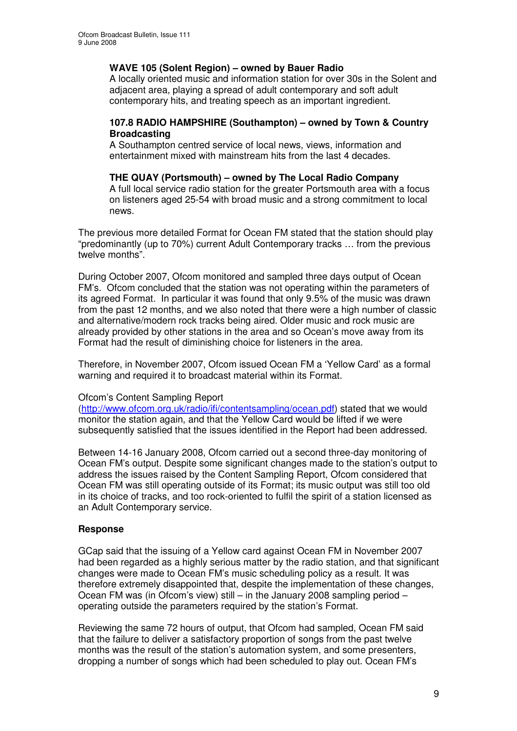**WAVE 105 (Solent Region) – owned by Bauer Radio**
A locally oriented music and information station for over 30s in the Solent and adjacent area, playing a spread of adult contemporary and soft adult contemporary hits, and treating speech as an important ingredient.

**107.8 RADIO HAMPSHIRE (Southampton) – owned by Town & Country Broadcasting**
A Southampton centred service of local news, views, information and entertainment mixed with mainstream hits from the last 4 decades.

**THE QUAY (Portsmouth) – owned by The Local Radio Company**
A full local service radio station for the greater Portsmouth area with a focus on listeners aged 25-54 with broad music and a strong commitment to local news.

The previous more detailed Format for Ocean FM stated that the station should play "predominantly (up to 70%) current Adult Contemporary tracks … from the previous twelve months".

During October 2007, Ofcom monitored and sampled three days output of Ocean FM's. Ofcom concluded that the station was not operating within the parameters of its agreed Format. In particular it was found that only 9.5% of the music was drawn from the past 12 months, and we also noted that there were a high number of classic and alternative/modern rock tracks being aired. Older music and rock music are already provided by other stations in the area and so Ocean's move away from its Format had the result of diminishing choice for listeners in the area.

Therefore, in November 2007, Ofcom issued Ocean FM a 'Yellow Card' as a formal warning and required it to broadcast material within its Format.

Ofcom's Content Sampling Report (http://www.ofcom.org.uk/radio/ifi/contentsampling/ocean.pdf) stated that we would monitor the station again, and that the Yellow Card would be lifted if we were subsequently satisfied that the issues identified in the Report had been addressed.

Between 14-16 January 2008, Ofcom carried out a second three-day monitoring of Ocean FM's output. Despite some significant changes made to the station's output to address the issues raised by the Content Sampling Report, Ofcom considered that Ocean FM was still operating outside of its Format; its music output was still too old in its choice of tracks, and too rock-oriented to fulfil the spirit of a station licensed as an Adult Contemporary service.

**Response**

GCap said that the issuing of a Yellow card against Ocean FM in November 2007 had been regarded as a highly serious matter by the radio station, and that significant changes were made to Ocean FM's music scheduling policy as a result. It was therefore extremely disappointed that, despite the implementation of these changes, Ocean FM was (in Ofcom's view) still – in the January 2008 sampling period – operating outside the parameters required by the station's Format.

Reviewing the same 72 hours of output, that Ofcom had sampled, Ocean FM said that the failure to deliver a satisfactory proportion of songs from the past twelve months was the result of the station's automation system, and some presenters, dropping a number of songs which had been scheduled to play out. Ocean FM's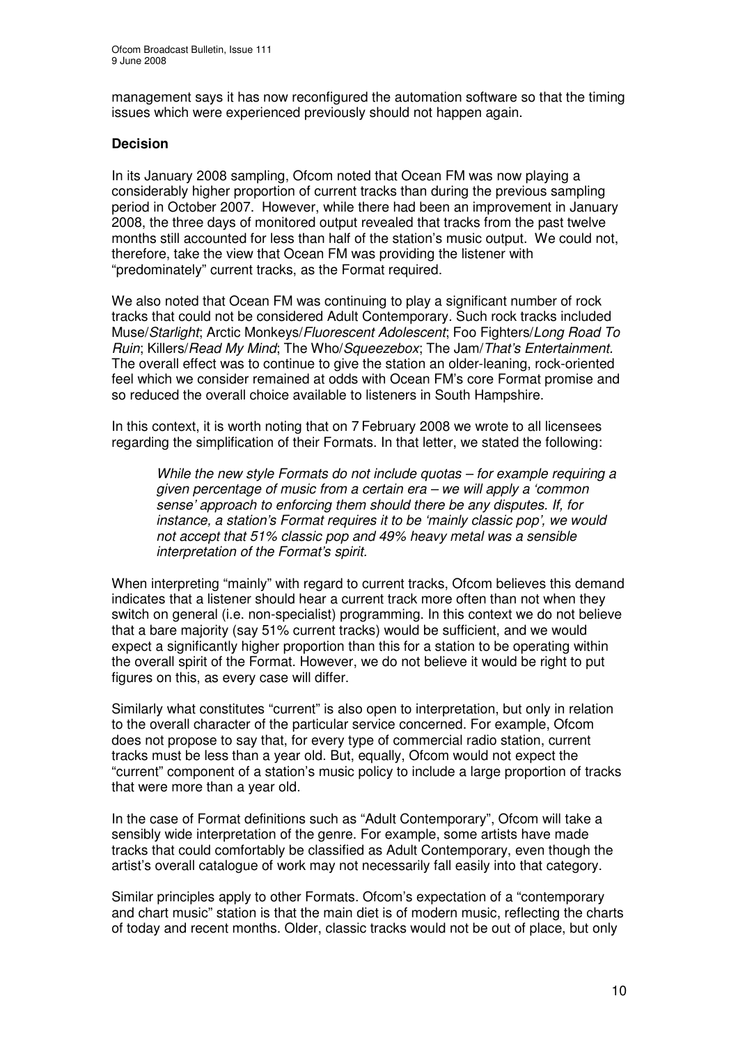management says it has now reconfigured the automation software so that the timing issues which were experienced previously should not happen again.

**Decision**

In its January 2008 sampling, Ofcom noted that Ocean FM was now playing a considerably higher proportion of current tracks than during the previous sampling period in October 2007. However, while there had been an improvement in January 2008, the three days of monitored output revealed that tracks from the past twelve months still accounted for less than half of the station's music output. We could not, therefore, take the view that Ocean FM was providing the listener with "predominately" current tracks, as the Format required.

We also noted that Ocean FM was continuing to play a significant number of rock tracks that could not be considered Adult Contemporary. Such rock tracks included Muse/*Starlight*; Arctic Monkeys/*Fluorescent Adolescent*; Foo Fighters/*Long Road To Ruin*; Killers/*Read My Mind*; The Who/*Squeezebox*; The Jam/*That's Entertainment.* The overall effect was to continue to give the station an older-leaning, rock-oriented feel which we consider remained at odds with Ocean FM's core Format promise and so reduced the overall choice available to listeners in South Hampshire.

In this context, it is worth noting that on 7 February 2008 we wrote to all licensees regarding the simplification of their Formats. In that letter, we stated the following:

> *While the new style Formats do not include quotas – for example requiring a given percentage of music from a certain era – we will apply a 'common sense' approach to enforcing them should there be any disputes. If, for instance, a station's Format requires it to be 'mainly classic pop', we would not accept that 51% classic pop and 49% heavy metal was a sensible interpretation of the Format's spirit.*

When interpreting "mainly" with regard to current tracks, Ofcom believes this demand indicates that a listener should hear a current track more often than not when they switch on general (i.e. non-specialist) programming. In this context we do not believe that a bare majority (say 51% current tracks) would be sufficient, and we would expect a significantly higher proportion than this for a station to be operating within the overall spirit of the Format. However, we do not believe it would be right to put figures on this, as every case will differ.

Similarly what constitutes "current" is also open to interpretation, but only in relation to the overall character of the particular service concerned. For example, Ofcom does not propose to say that, for every type of commercial radio station, current tracks must be less than a year old. But, equally, Ofcom would not expect the "current" component of a station's music policy to include a large proportion of tracks that were more than a year old.

In the case of Format definitions such as "Adult Contemporary", Ofcom will take a sensibly wide interpretation of the genre. For example, some artists have made tracks that could comfortably be classified as Adult Contemporary, even though the artist's overall catalogue of work may not necessarily fall easily into that category.

Similar principles apply to other Formats. Ofcom's expectation of a "contemporary and chart music" station is that the main diet is of modern music, reflecting the charts of today and recent months. Older, classic tracks would not be out of place, but only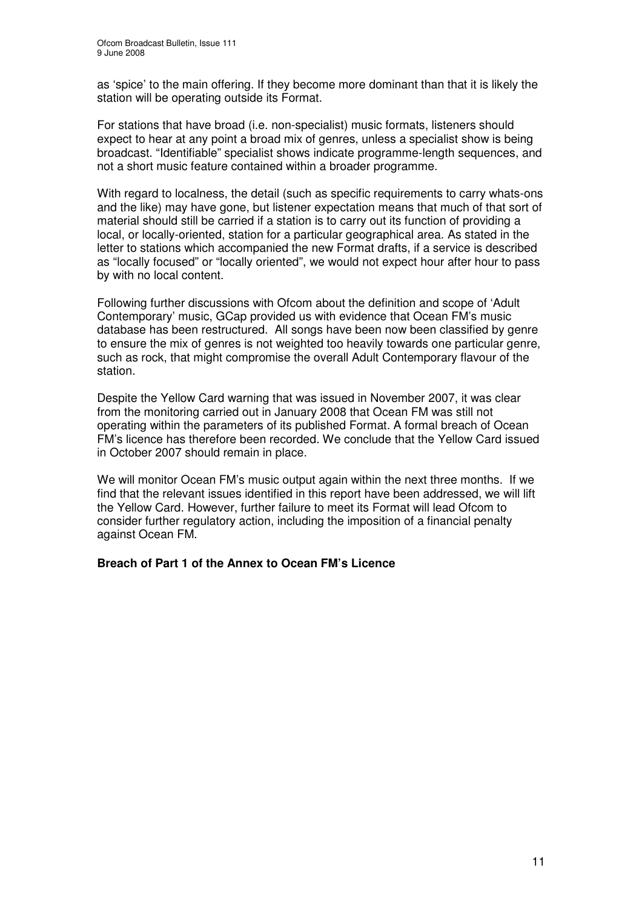as 'spice' to the main offering. If they become more dominant than that it is likely the station will be operating outside its Format.

For stations that have broad (i.e. non-specialist) music formats, listeners should expect to hear at any point a broad mix of genres, unless a specialist show is being broadcast. "Identifiable" specialist shows indicate programme-length sequences, and not a short music feature contained within a broader programme.

With regard to localness, the detail (such as specific requirements to carry whats-ons and the like) may have gone, but listener expectation means that much of that sort of material should still be carried if a station is to carry out its function of providing a local, or locally-oriented, station for a particular geographical area. As stated in the letter to stations which accompanied the new Format drafts, if a service is described as "locally focused" or "locally oriented", we would not expect hour after hour to pass by with no local content.

Following further discussions with Ofcom about the definition and scope of 'Adult Contemporary' music, GCap provided us with evidence that Ocean FM's music database has been restructured. All songs have been now been classified by genre to ensure the mix of genres is not weighted too heavily towards one particular genre, such as rock, that might compromise the overall Adult Contemporary flavour of the station.

Despite the Yellow Card warning that was issued in November 2007, it was clear from the monitoring carried out in January 2008 that Ocean FM was still not operating within the parameters of its published Format. A formal breach of Ocean FM's licence has therefore been recorded. We conclude that the Yellow Card issued in October 2007 should remain in place.

We will monitor Ocean FM's music output again within the next three months. If we find that the relevant issues identified in this report have been addressed, we will lift the Yellow Card. However, further failure to meet its Format will lead Ofcom to consider further regulatory action, including the imposition of a financial penalty against Ocean FM.

**Breach of Part 1 of the Annex to Ocean FM's Licence**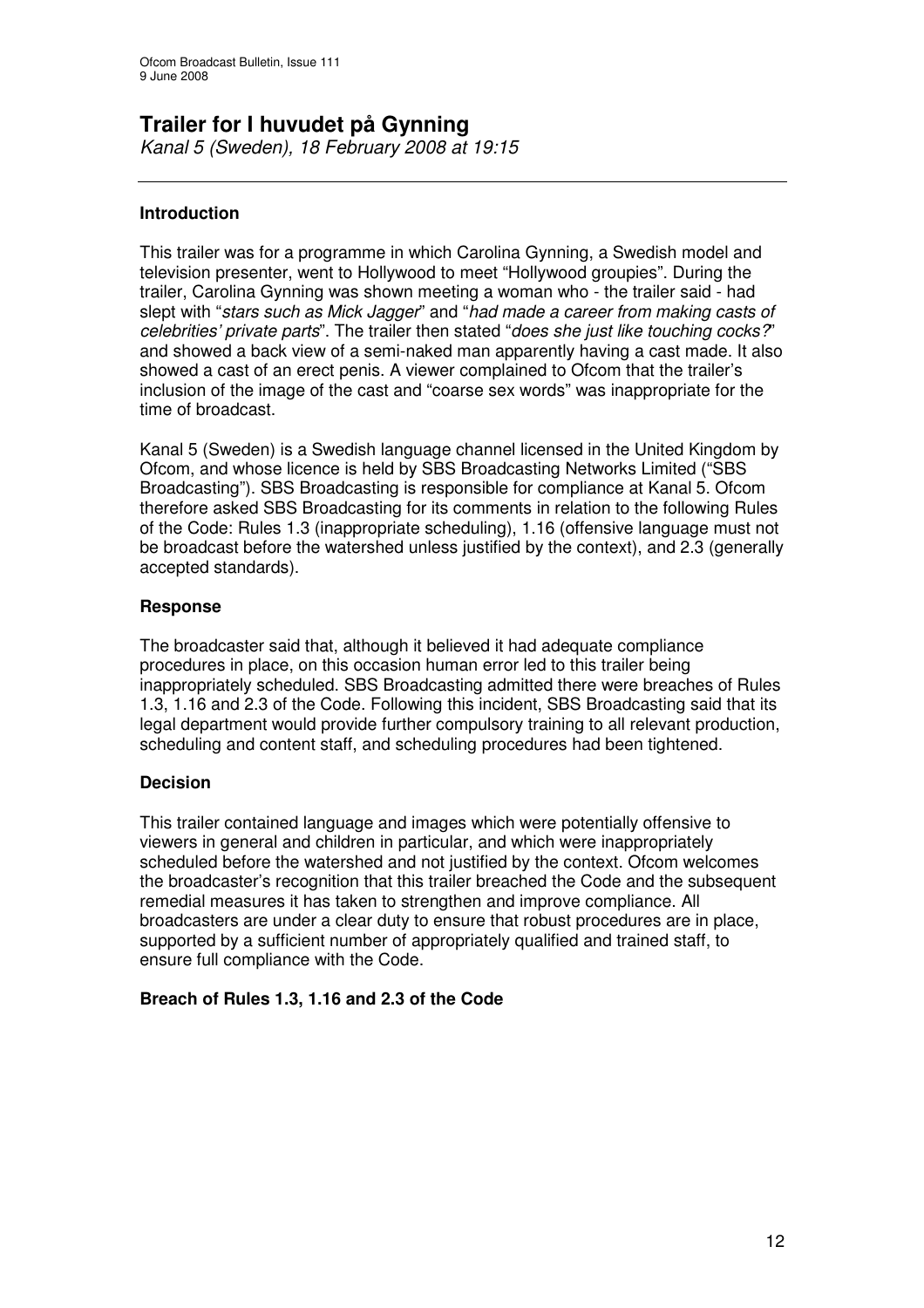# Trailer for I huvudet på Gynning

*Kanal 5 (Sweden), 18 February 2008 at 19:15*

---

## Introduction

This trailer was for a programme in which Carolina Gynning, a Swedish model and television presenter, went to Hollywood to meet "Hollywood groupies". During the trailer, Carolina Gynning was shown meeting a woman who - the trailer said - had slept with "*stars such as Mick Jagger*" and "*had made a career from making casts of celebrities' private parts*". The trailer then stated "*does she just like touching cocks?*" and showed a back view of a semi-naked man apparently having a cast made. It also showed a cast of an erect penis. A viewer complained to Ofcom that the trailer's inclusion of the image of the cast and "coarse sex words" was inappropriate for the time of broadcast.

Kanal 5 (Sweden) is a Swedish language channel licensed in the United Kingdom by Ofcom, and whose licence is held by SBS Broadcasting Networks Limited ("SBS Broadcasting"). SBS Broadcasting is responsible for compliance at Kanal 5. Ofcom therefore asked SBS Broadcasting for its comments in relation to the following Rules of the Code: Rules 1.3 (inappropriate scheduling), 1.16 (offensive language must not be broadcast before the watershed unless justified by the context), and 2.3 (generally accepted standards).

## Response

The broadcaster said that, although it believed it had adequate compliance procedures in place, on this occasion human error led to this trailer being inappropriately scheduled. SBS Broadcasting admitted there were breaches of Rules 1.3, 1.16 and 2.3 of the Code. Following this incident, SBS Broadcasting said that its legal department would provide further compulsory training to all relevant production, scheduling and content staff, and scheduling procedures had been tightened.

## Decision

This trailer contained language and images which were potentially offensive to viewers in general and children in particular, and which were inappropriately scheduled before the watershed and not justified by the context. Ofcom welcomes the broadcaster's recognition that this trailer breached the Code and the subsequent remedial measures it has taken to strengthen and improve compliance. All broadcasters are under a clear duty to ensure that robust procedures are in place, supported by a sufficient number of appropriately qualified and trained staff, to ensure full compliance with the Code.

**Breach of Rules 1.3, 1.16 and 2.3 of the Code**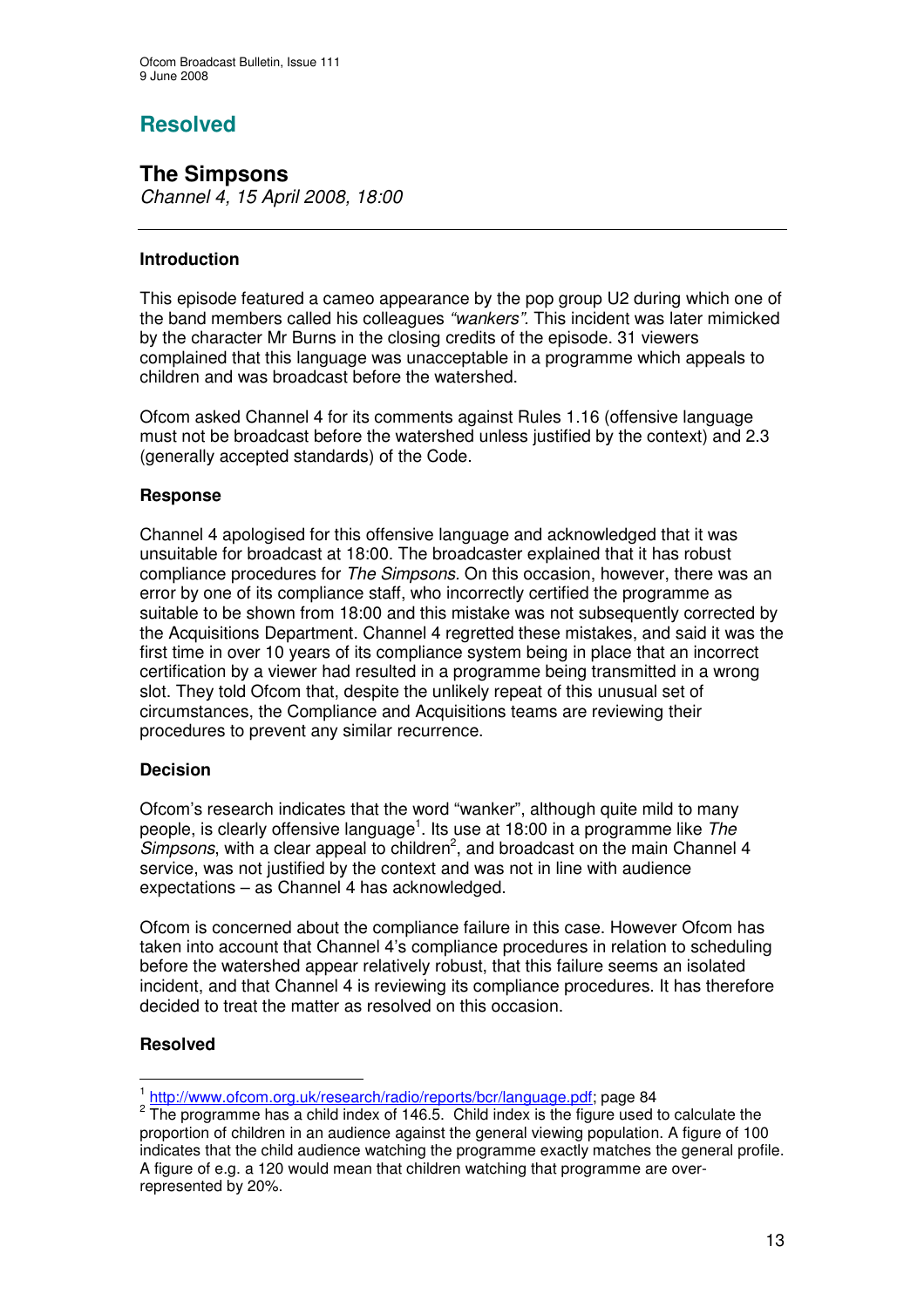## Resolved

### The Simpsons

*Channel 4, 15 April 2008, 18:00*

---

#### Introduction

This episode featured a cameo appearance by the pop group U2 during which one of the band members called his colleagues *"wankers"*. This incident was later mimicked by the character Mr Burns in the closing credits of the episode. 31 viewers complained that this language was unacceptable in a programme which appeals to children and was broadcast before the watershed.

Ofcom asked Channel 4 for its comments against Rules 1.16 (offensive language must not be broadcast before the watershed unless justified by the context) and 2.3 (generally accepted standards) of the Code.

#### Response

Channel 4 apologised for this offensive language and acknowledged that it was unsuitable for broadcast at 18:00. The broadcaster explained that it has robust compliance procedures for *The Simpsons*. On this occasion, however, there was an error by one of its compliance staff, who incorrectly certified the programme as suitable to be shown from 18:00 and this mistake was not subsequently corrected by the Acquisitions Department. Channel 4 regretted these mistakes, and said it was the first time in over 10 years of its compliance system being in place that an incorrect certification by a viewer had resulted in a programme being transmitted in a wrong slot. They told Ofcom that, despite the unlikely repeat of this unusual set of circumstances, the Compliance and Acquisitions teams are reviewing their procedures to prevent any similar recurrence.

#### Decision

Ofcom's research indicates that the word "wanker", although quite mild to many people, is clearly offensive language[1]. Its use at 18:00 in a programme like *The Simpsons*, with a clear appeal to children[2], and broadcast on the main Channel 4 service, was not justified by the context and was not in line with audience expectations – as Channel 4 has acknowledged.

Ofcom is concerned about the compliance failure in this case. However Ofcom has taken into account that Channel 4's compliance procedures in relation to scheduling before the watershed appear relatively robust, that this failure seems an isolated incident, and that Channel 4 is reviewing its compliance procedures. It has therefore decided to treat the matter as resolved on this occasion.

#### Resolved

---

[1] http://www.ofcom.org.uk/research/radio/reports/bcr/language.pdf; page 84

[2] The programme has a child index of 146.5. Child index is the figure used to calculate the proportion of children in an audience against the general viewing population. A figure of 100 indicates that the child audience watching the programme exactly matches the general profile. A figure of e.g. a 120 would mean that children watching that programme are over-represented by 20%.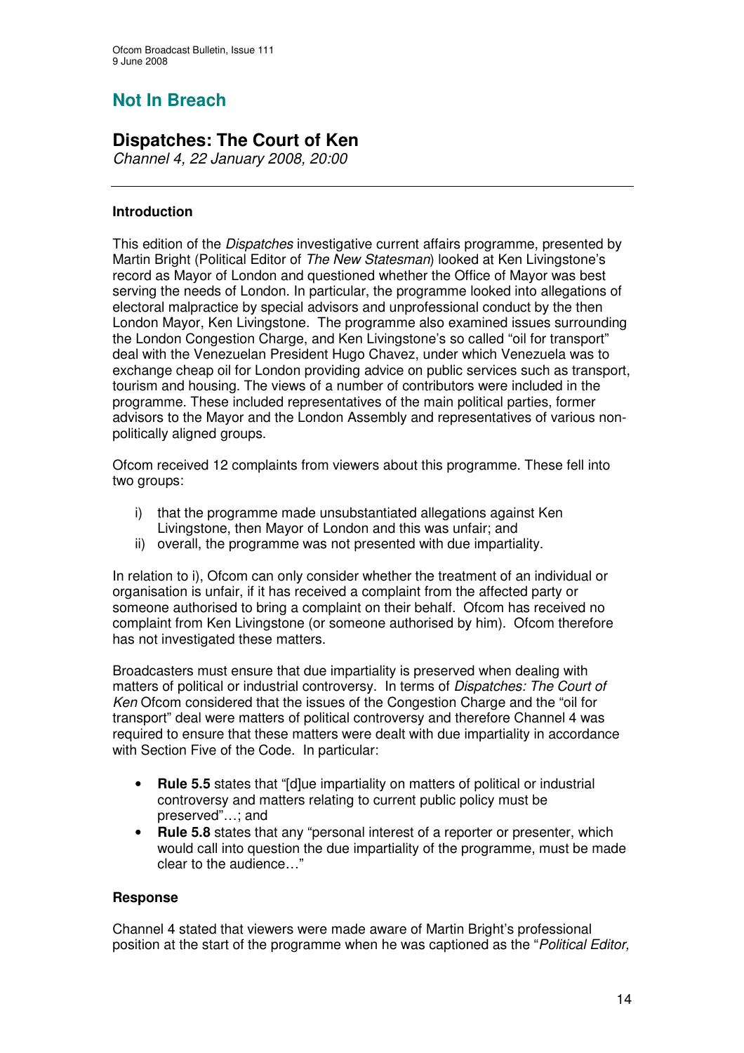## Not In Breach

## Dispatches: The Court of Ken

*Channel 4, 22 January 2008, 20:00*

---

### Introduction

This edition of the *Dispatches* investigative current affairs programme, presented by Martin Bright (Political Editor of *The New Statesman*) looked at Ken Livingstone's record as Mayor of London and questioned whether the Office of Mayor was best serving the needs of London. In particular, the programme looked into allegations of electoral malpractice by special advisors and unprofessional conduct by the then London Mayor, Ken Livingstone. The programme also examined issues surrounding the London Congestion Charge, and Ken Livingstone's so called "oil for transport" deal with the Venezuelan President Hugo Chavez, under which Venezuela was to exchange cheap oil for London providing advice on public services such as transport, tourism and housing. The views of a number of contributors were included in the programme. These included representatives of the main political parties, former advisors to the Mayor and the London Assembly and representatives of various non-politically aligned groups.

Ofcom received 12 complaints from viewers about this programme. These fell into two groups:

i) that the programme made unsubstantiated allegations against Ken Livingstone, then Mayor of London and this was unfair; and
ii) overall, the programme was not presented with due impartiality.

In relation to i), Ofcom can only consider whether the treatment of an individual or organisation is unfair, if it has received a complaint from the affected party or someone authorised to bring a complaint on their behalf. Ofcom has received no complaint from Ken Livingstone (or someone authorised by him). Ofcom therefore has not investigated these matters.

Broadcasters must ensure that due impartiality is preserved when dealing with matters of political or industrial controversy. In terms of *Dispatches: The Court of Ken* Ofcom considered that the issues of the Congestion Charge and the "oil for transport" deal were matters of political controversy and therefore Channel 4 was required to ensure that these matters were dealt with due impartiality in accordance with Section Five of the Code. In particular:

- **Rule 5.5** states that "[d]ue impartiality on matters of political or industrial controversy and matters relating to current public policy must be preserved"…; and
- **Rule 5.8** states that any "personal interest of a reporter or presenter, which would call into question the due impartiality of the programme, must be made clear to the audience…"

### Response

Channel 4 stated that viewers were made aware of Martin Bright's professional position at the start of the programme when he was captioned as the "*Political Editor,*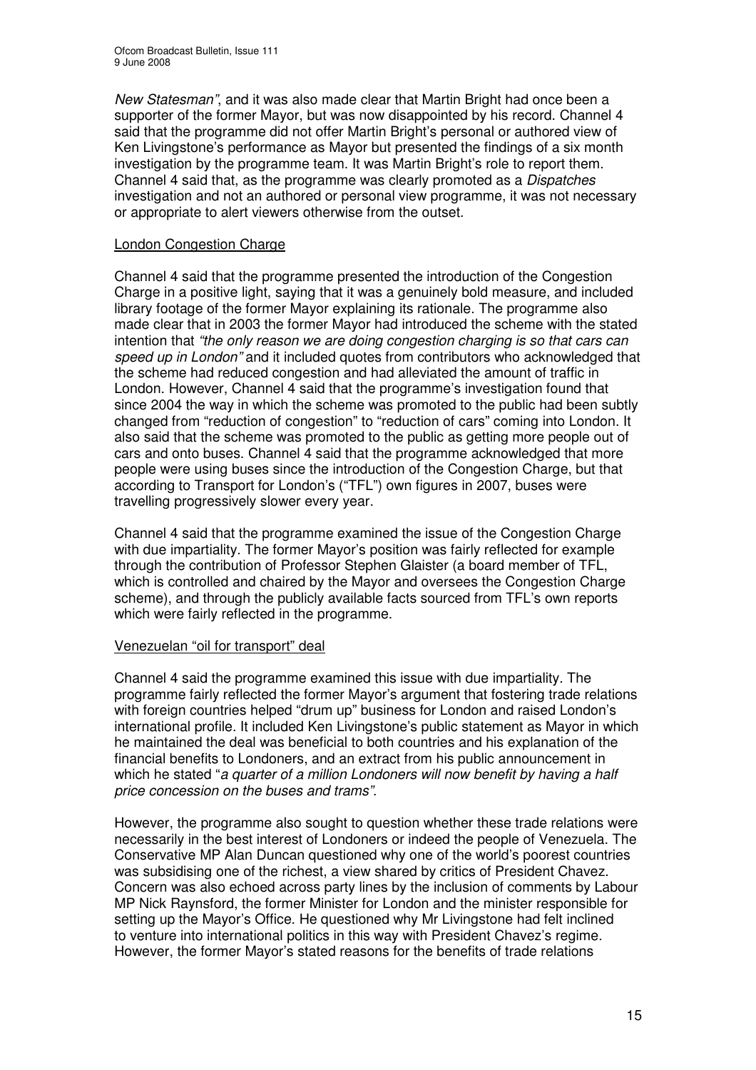*New Statesman"*, and it was also made clear that Martin Bright had once been a supporter of the former Mayor, but was now disappointed by his record. Channel 4 said that the programme did not offer Martin Bright's personal or authored view of Ken Livingstone's performance as Mayor but presented the findings of a six month investigation by the programme team. It was Martin Bright's role to report them. Channel 4 said that, as the programme was clearly promoted as a *Dispatches* investigation and not an authored or personal view programme, it was not necessary or appropriate to alert viewers otherwise from the outset.

London Congestion Charge

Channel 4 said that the programme presented the introduction of the Congestion Charge in a positive light, saying that it was a genuinely bold measure, and included library footage of the former Mayor explaining its rationale. The programme also made clear that in 2003 the former Mayor had introduced the scheme with the stated intention that *"the only reason we are doing congestion charging is so that cars can speed up in London"* and it included quotes from contributors who acknowledged that the scheme had reduced congestion and had alleviated the amount of traffic in London. However, Channel 4 said that the programme's investigation found that since 2004 the way in which the scheme was promoted to the public had been subtly changed from "reduction of congestion" to "reduction of cars" coming into London. It also said that the scheme was promoted to the public as getting more people out of cars and onto buses. Channel 4 said that the programme acknowledged that more people were using buses since the introduction of the Congestion Charge, but that according to Transport for London's ("TFL") own figures in 2007, buses were travelling progressively slower every year.

Channel 4 said that the programme examined the issue of the Congestion Charge with due impartiality. The former Mayor's position was fairly reflected for example through the contribution of Professor Stephen Glaister (a board member of TFL, which is controlled and chaired by the Mayor and oversees the Congestion Charge scheme), and through the publicly available facts sourced from TFL's own reports which were fairly reflected in the programme.

Venezuelan "oil for transport" deal

Channel 4 said the programme examined this issue with due impartiality. The programme fairly reflected the former Mayor's argument that fostering trade relations with foreign countries helped "drum up" business for London and raised London's international profile. It included Ken Livingstone's public statement as Mayor in which he maintained the deal was beneficial to both countries and his explanation of the financial benefits to Londoners, and an extract from his public announcement in which he stated "*a quarter of a million Londoners will now benefit by having a half price concession on the buses and trams"*.

However, the programme also sought to question whether these trade relations were necessarily in the best interest of Londoners or indeed the people of Venezuela. The Conservative MP Alan Duncan questioned why one of the world's poorest countries was subsidising one of the richest, a view shared by critics of President Chavez. Concern was also echoed across party lines by the inclusion of comments by Labour MP Nick Raynsford, the former Minister for London and the minister responsible for setting up the Mayor's Office. He questioned why Mr Livingstone had felt inclined to venture into international politics in this way with President Chavez's regime. However, the former Mayor's stated reasons for the benefits of trade relations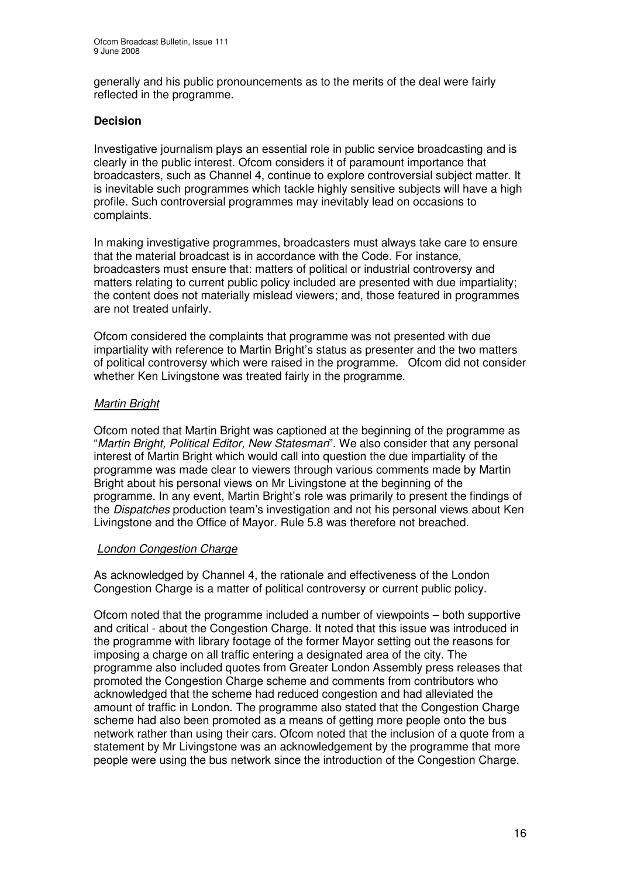generally and his public pronouncements as to the merits of the deal were fairly reflected in the programme.

**Decision**

Investigative journalism plays an essential role in public service broadcasting and is clearly in the public interest. Ofcom considers it of paramount importance that broadcasters, such as Channel 4, continue to explore controversial subject matter. It is inevitable such programmes which tackle highly sensitive subjects will have a high profile. Such controversial programmes may inevitably lead on occasions to complaints.

In making investigative programmes, broadcasters must always take care to ensure that the material broadcast is in accordance with the Code. For instance, broadcasters must ensure that: matters of political or industrial controversy and matters relating to current public policy included are presented with due impartiality; the content does not materially mislead viewers; and, those featured in programmes are not treated unfairly.

Ofcom considered the complaints that programme was not presented with due impartiality with reference to Martin Bright's status as presenter and the two matters of political controversy which were raised in the programme. Ofcom did not consider whether Ken Livingstone was treated fairly in the programme.

*Martin Bright*

Ofcom noted that Martin Bright was captioned at the beginning of the programme as "*Martin Bright, Political Editor, New Statesman*". We also consider that any personal interest of Martin Bright which would call into question the due impartiality of the programme was made clear to viewers through various comments made by Martin Bright about his personal views on Mr Livingstone at the beginning of the programme. In any event, Martin Bright's role was primarily to present the findings of the *Dispatches* production team's investigation and not his personal views about Ken Livingstone and the Office of Mayor. Rule 5.8 was therefore not breached.

*London Congestion Charge*

As acknowledged by Channel 4, the rationale and effectiveness of the London Congestion Charge is a matter of political controversy or current public policy.

Ofcom noted that the programme included a number of viewpoints – both supportive and critical - about the Congestion Charge. It noted that this issue was introduced in the programme with library footage of the former Mayor setting out the reasons for imposing a charge on all traffic entering a designated area of the city. The programme also included quotes from Greater London Assembly press releases that promoted the Congestion Charge scheme and comments from contributors who acknowledged that the scheme had reduced congestion and had alleviated the amount of traffic in London. The programme also stated that the Congestion Charge scheme had also been promoted as a means of getting more people onto the bus network rather than using their cars. Ofcom noted that the inclusion of a quote from a statement by Mr Livingstone was an acknowledgement by the programme that more people were using the bus network since the introduction of the Congestion Charge.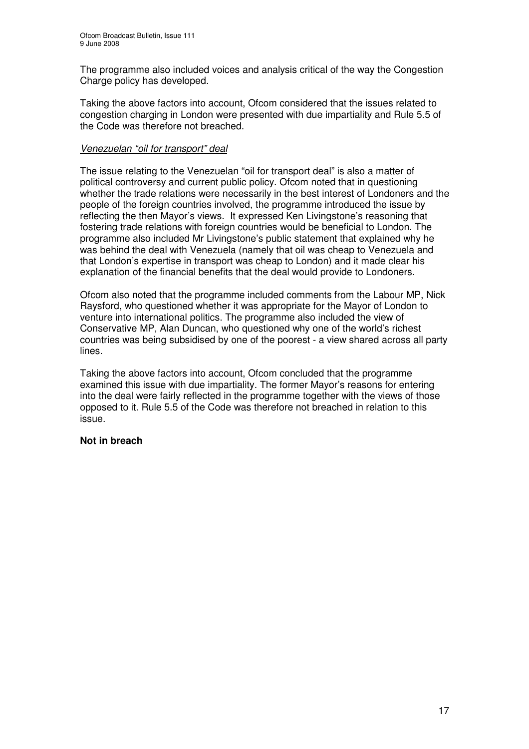The programme also included voices and analysis critical of the way the Congestion Charge policy has developed.

Taking the above factors into account, Ofcom considered that the issues related to congestion charging in London were presented with due impartiality and Rule 5.5 of the Code was therefore not breached.

*Venezuelan "oil for transport" deal*

The issue relating to the Venezuelan "oil for transport deal" is also a matter of political controversy and current public policy. Ofcom noted that in questioning whether the trade relations were necessarily in the best interest of Londoners and the people of the foreign countries involved, the programme introduced the issue by reflecting the then Mayor's views. It expressed Ken Livingstone's reasoning that fostering trade relations with foreign countries would be beneficial to London. The programme also included Mr Livingstone's public statement that explained why he was behind the deal with Venezuela (namely that oil was cheap to Venezuela and that London's expertise in transport was cheap to London) and it made clear his explanation of the financial benefits that the deal would provide to Londoners.

Ofcom also noted that the programme included comments from the Labour MP, Nick Raysford, who questioned whether it was appropriate for the Mayor of London to venture into international politics. The programme also included the view of Conservative MP, Alan Duncan, who questioned why one of the world's richest countries was being subsidised by one of the poorest - a view shared across all party lines.

Taking the above factors into account, Ofcom concluded that the programme examined this issue with due impartiality. The former Mayor's reasons for entering into the deal were fairly reflected in the programme together with the views of those opposed to it. Rule 5.5 of the Code was therefore not breached in relation to this issue.

**Not in breach**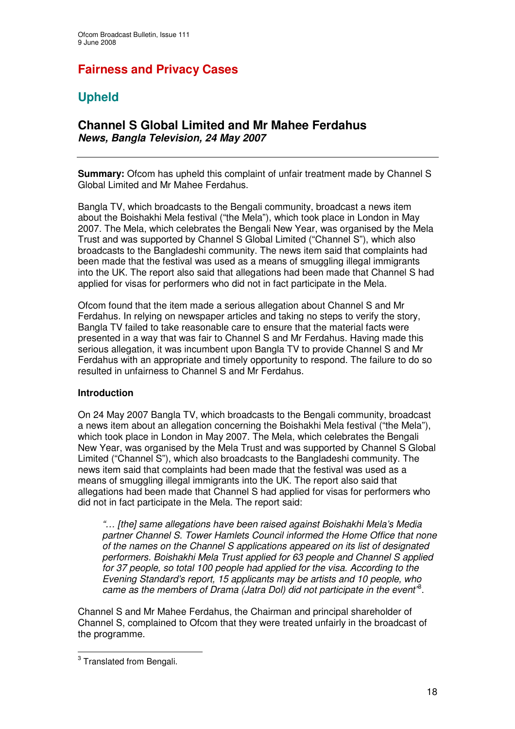# Fairness and Privacy Cases

## Upheld

### Channel S Global Limited and Mr Mahee Ferdahus

***News, Bangla Television, 24 May 2007***

---

**Summary:** Ofcom has upheld this complaint of unfair treatment made by Channel S Global Limited and Mr Mahee Ferdahus.

Bangla TV, which broadcasts to the Bengali community, broadcast a news item about the Boishakhi Mela festival ("the Mela"), which took place in London in May 2007. The Mela, which celebrates the Bengali New Year, was organised by the Mela Trust and was supported by Channel S Global Limited ("Channel S"), which also broadcasts to the Bangladeshi community. The news item said that complaints had been made that the festival was used as a means of smuggling illegal immigrants into the UK. The report also said that allegations had been made that Channel S had applied for visas for performers who did not in fact participate in the Mela.

Ofcom found that the item made a serious allegation about Channel S and Mr Ferdahus. In relying on newspaper articles and taking no steps to verify the story, Bangla TV failed to take reasonable care to ensure that the material facts were presented in a way that was fair to Channel S and Mr Ferdahus. Having made this serious allegation, it was incumbent upon Bangla TV to provide Channel S and Mr Ferdahus with an appropriate and timely opportunity to respond. The failure to do so resulted in unfairness to Channel S and Mr Ferdahus.

**Introduction**

On 24 May 2007 Bangla TV, which broadcasts to the Bengali community, broadcast a news item about an allegation concerning the Boishakhi Mela festival ("the Mela"), which took place in London in May 2007. The Mela, which celebrates the Bengali New Year, was organised by the Mela Trust and was supported by Channel S Global Limited ("Channel S"), which also broadcasts to the Bangladeshi community. The news item said that complaints had been made that the festival was used as a means of smuggling illegal immigrants into the UK. The report also said that allegations had been made that Channel S had applied for visas for performers who did not in fact participate in the Mela. The report said:

> *"… [the] same allegations have been raised against Boishakhi Mela's Media partner Channel S. Tower Hamlets Council informed the Home Office that none of the names on the Channel S applications appeared on its list of designated performers. Boishakhi Mela Trust applied for 63 people and Channel S applied for 37 people, so total 100 people had applied for the visa. According to the Evening Standard's report, 15 applicants may be artists and 10 people, who came as the members of Drama (Jatra Dol) did not participate in the event"*[3].

Channel S and Mr Mahee Ferdahus, the Chairman and principal shareholder of Channel S, complained to Ofcom that they were treated unfairly in the broadcast of the programme.

---

[3] Translated from Bengali.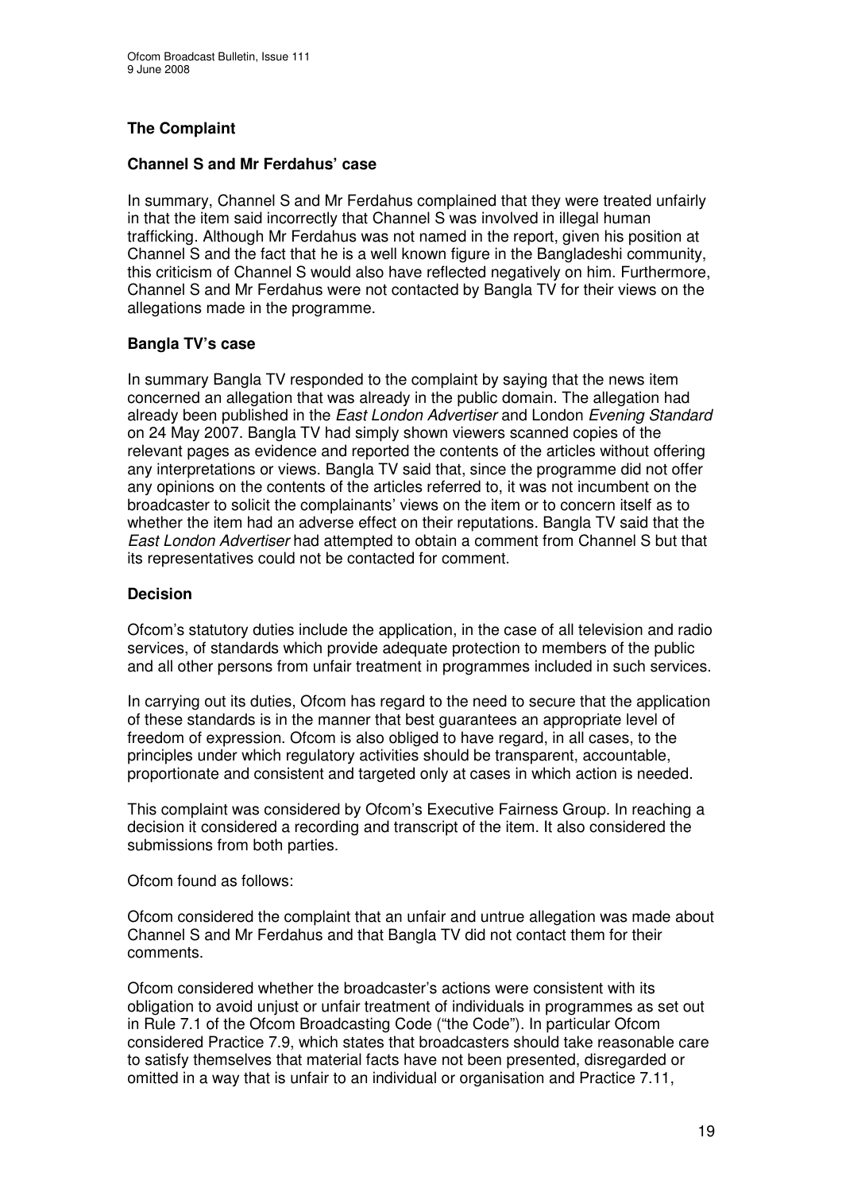### The Complaint

#### Channel S and Mr Ferdahus' case

In summary, Channel S and Mr Ferdahus complained that they were treated unfairly in that the item said incorrectly that Channel S was involved in illegal human trafficking. Although Mr Ferdahus was not named in the report, given his position at Channel S and the fact that he is a well known figure in the Bangladeshi community, this criticism of Channel S would also have reflected negatively on him. Furthermore, Channel S and Mr Ferdahus were not contacted by Bangla TV for their views on the allegations made in the programme.

#### Bangla TV's case

In summary Bangla TV responded to the complaint by saying that the news item concerned an allegation that was already in the public domain. The allegation had already been published in the *East London Advertiser* and London *Evening Standard* on 24 May 2007. Bangla TV had simply shown viewers scanned copies of the relevant pages as evidence and reported the contents of the articles without offering any interpretations or views. Bangla TV said that, since the programme did not offer any opinions on the contents of the articles referred to, it was not incumbent on the broadcaster to solicit the complainants' views on the item or to concern itself as to whether the item had an adverse effect on their reputations. Bangla TV said that the *East London Advertiser* had attempted to obtain a comment from Channel S but that its representatives could not be contacted for comment.

### Decision

Ofcom's statutory duties include the application, in the case of all television and radio services, of standards which provide adequate protection to members of the public and all other persons from unfair treatment in programmes included in such services.

In carrying out its duties, Ofcom has regard to the need to secure that the application of these standards is in the manner that best guarantees an appropriate level of freedom of expression. Ofcom is also obliged to have regard, in all cases, to the principles under which regulatory activities should be transparent, accountable, proportionate and consistent and targeted only at cases in which action is needed.

This complaint was considered by Ofcom's Executive Fairness Group. In reaching a decision it considered a recording and transcript of the item. It also considered the submissions from both parties.

Ofcom found as follows:

Ofcom considered the complaint that an unfair and untrue allegation was made about Channel S and Mr Ferdahus and that Bangla TV did not contact them for their comments.

Ofcom considered whether the broadcaster's actions were consistent with its obligation to avoid unjust or unfair treatment of individuals in programmes as set out in Rule 7.1 of the Ofcom Broadcasting Code ("the Code"). In particular Ofcom considered Practice 7.9, which states that broadcasters should take reasonable care to satisfy themselves that material facts have not been presented, disregarded or omitted in a way that is unfair to an individual or organisation and Practice 7.11,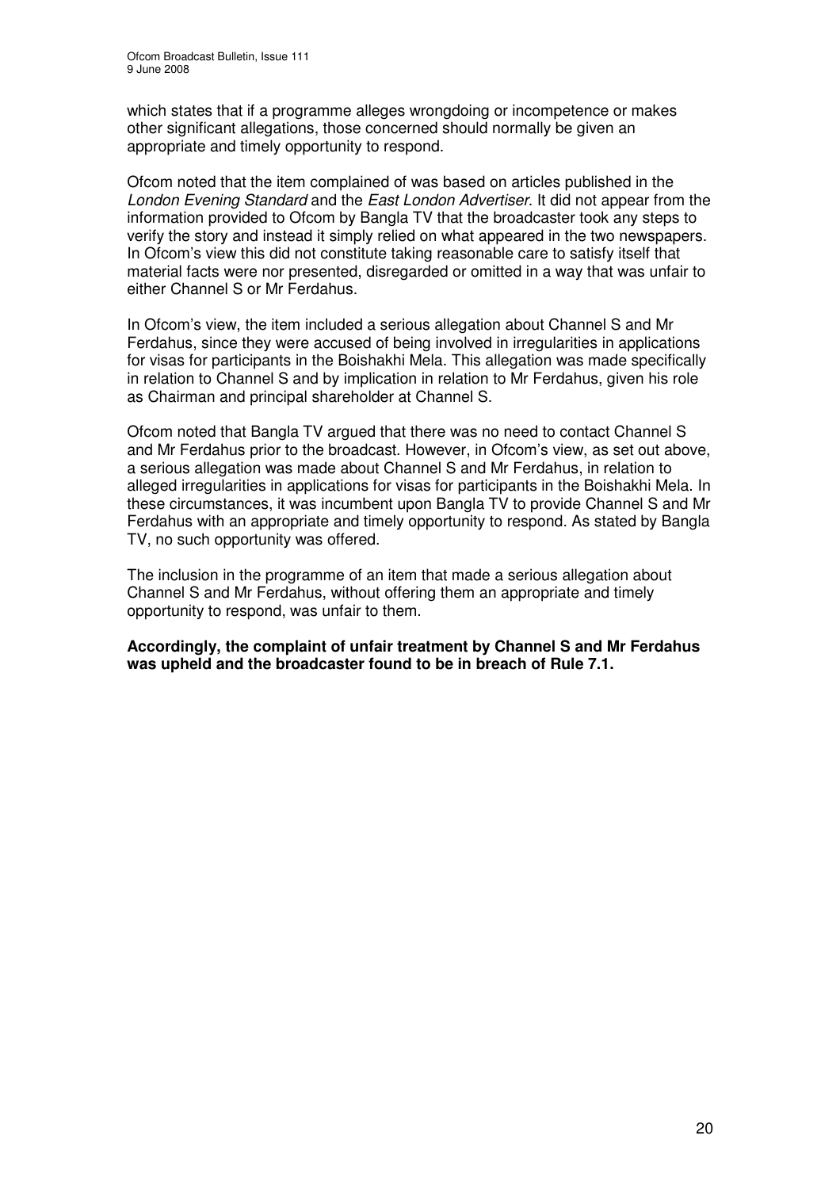which states that if a programme alleges wrongdoing or incompetence or makes other significant allegations, those concerned should normally be given an appropriate and timely opportunity to respond.

Ofcom noted that the item complained of was based on articles published in the *London Evening Standard* and the *East London Advertiser*. It did not appear from the information provided to Ofcom by Bangla TV that the broadcaster took any steps to verify the story and instead it simply relied on what appeared in the two newspapers. In Ofcom's view this did not constitute taking reasonable care to satisfy itself that material facts were nor presented, disregarded or omitted in a way that was unfair to either Channel S or Mr Ferdahus.

In Ofcom's view, the item included a serious allegation about Channel S and Mr Ferdahus, since they were accused of being involved in irregularities in applications for visas for participants in the Boishakhi Mela. This allegation was made specifically in relation to Channel S and by implication in relation to Mr Ferdahus, given his role as Chairman and principal shareholder at Channel S.

Ofcom noted that Bangla TV argued that there was no need to contact Channel S and Mr Ferdahus prior to the broadcast. However, in Ofcom's view, as set out above, a serious allegation was made about Channel S and Mr Ferdahus, in relation to alleged irregularities in applications for visas for participants in the Boishakhi Mela. In these circumstances, it was incumbent upon Bangla TV to provide Channel S and Mr Ferdahus with an appropriate and timely opportunity to respond. As stated by Bangla TV, no such opportunity was offered.

The inclusion in the programme of an item that made a serious allegation about Channel S and Mr Ferdahus, without offering them an appropriate and timely opportunity to respond, was unfair to them.

**Accordingly, the complaint of unfair treatment by Channel S and Mr Ferdahus was upheld and the broadcaster found to be in breach of Rule 7.1.**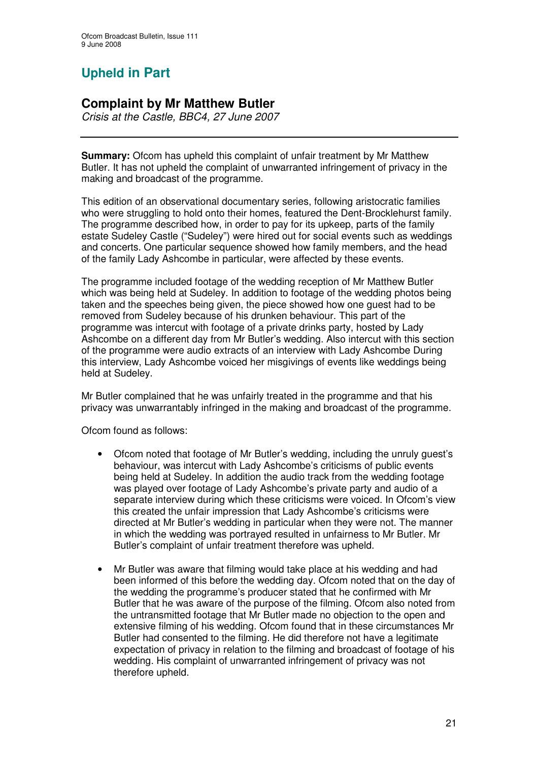# Upheld in Part

## Complaint by Mr Matthew Butler

*Crisis at the Castle, BBC4, 27 June 2007*

---

**Summary:** Ofcom has upheld this complaint of unfair treatment by Mr Matthew Butler. It has not upheld the complaint of unwarranted infringement of privacy in the making and broadcast of the programme.

This edition of an observational documentary series, following aristocratic families who were struggling to hold onto their homes, featured the Dent-Brocklehurst family. The programme described how, in order to pay for its upkeep, parts of the family estate Sudeley Castle ("Sudeley") were hired out for social events such as weddings and concerts. One particular sequence showed how family members, and the head of the family Lady Ashcombe in particular, were affected by these events.

The programme included footage of the wedding reception of Mr Matthew Butler which was being held at Sudeley. In addition to footage of the wedding photos being taken and the speeches being given, the piece showed how one guest had to be removed from Sudeley because of his drunken behaviour. This part of the programme was intercut with footage of a private drinks party, hosted by Lady Ashcombe on a different day from Mr Butler's wedding. Also intercut with this section of the programme were audio extracts of an interview with Lady Ashcombe During this interview, Lady Ashcombe voiced her misgivings of events like weddings being held at Sudeley.

Mr Butler complained that he was unfairly treated in the programme and that his privacy was unwarrantably infringed in the making and broadcast of the programme.

Ofcom found as follows:

- Ofcom noted that footage of Mr Butler's wedding, including the unruly guest's behaviour, was intercut with Lady Ashcombe's criticisms of public events being held at Sudeley. In addition the audio track from the wedding footage was played over footage of Lady Ashcombe's private party and audio of a separate interview during which these criticisms were voiced. In Ofcom's view this created the unfair impression that Lady Ashcombe's criticisms were directed at Mr Butler's wedding in particular when they were not. The manner in which the wedding was portrayed resulted in unfairness to Mr Butler. Mr Butler's complaint of unfair treatment therefore was upheld.

- Mr Butler was aware that filming would take place at his wedding and had been informed of this before the wedding day. Ofcom noted that on the day of the wedding the programme's producer stated that he confirmed with Mr Butler that he was aware of the purpose of the filming. Ofcom also noted from the untransmitted footage that Mr Butler made no objection to the open and extensive filming of his wedding. Ofcom found that in these circumstances Mr Butler had consented to the filming. He did therefore not have a legitimate expectation of privacy in relation to the filming and broadcast of footage of his wedding. His complaint of unwarranted infringement of privacy was not therefore upheld.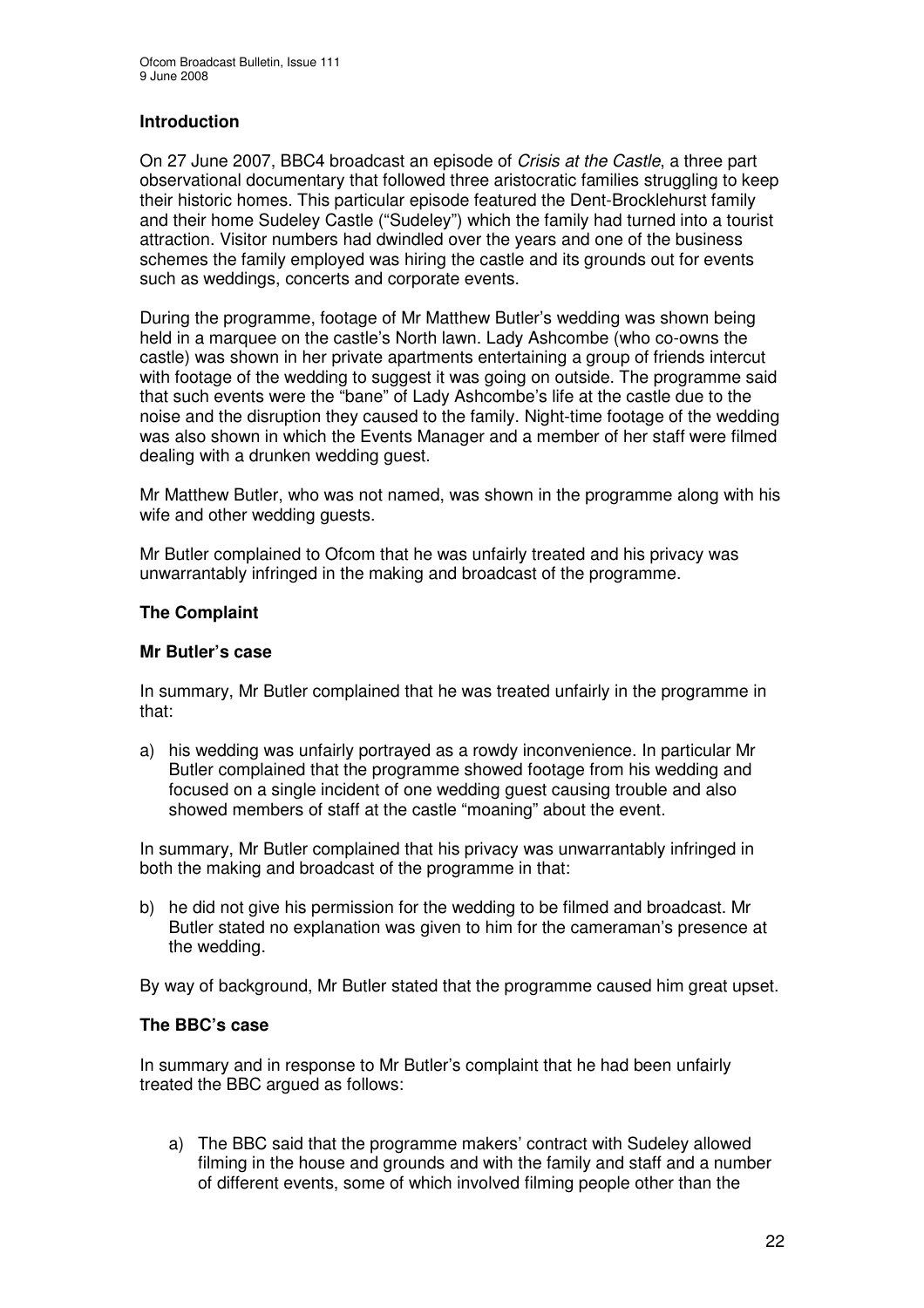## Introduction

On 27 June 2007, BBC4 broadcast an episode of *Crisis at the Castle*, a three part observational documentary that followed three aristocratic families struggling to keep their historic homes. This particular episode featured the Dent-Brocklehurst family and their home Sudeley Castle ("Sudeley") which the family had turned into a tourist attraction. Visitor numbers had dwindled over the years and one of the business schemes the family employed was hiring the castle and its grounds out for events such as weddings, concerts and corporate events.

During the programme, footage of Mr Matthew Butler's wedding was shown being held in a marquee on the castle's North lawn. Lady Ashcombe (who co-owns the castle) was shown in her private apartments entertaining a group of friends intercut with footage of the wedding to suggest it was going on outside. The programme said that such events were the "bane" of Lady Ashcombe's life at the castle due to the noise and the disruption they caused to the family. Night-time footage of the wedding was also shown in which the Events Manager and a member of her staff were filmed dealing with a drunken wedding guest.

Mr Matthew Butler, who was not named, was shown in the programme along with his wife and other wedding guests.

Mr Butler complained to Ofcom that he was unfairly treated and his privacy was unwarrantably infringed in the making and broadcast of the programme.

## The Complaint

### Mr Butler's case

In summary, Mr Butler complained that he was treated unfairly in the programme in that:

a) his wedding was unfairly portrayed as a rowdy inconvenience. In particular Mr Butler complained that the programme showed footage from his wedding and focused on a single incident of one wedding guest causing trouble and also showed members of staff at the castle "moaning" about the event.

In summary, Mr Butler complained that his privacy was unwarrantably infringed in both the making and broadcast of the programme in that:

b) he did not give his permission for the wedding to be filmed and broadcast. Mr Butler stated no explanation was given to him for the cameraman's presence at the wedding.

By way of background, Mr Butler stated that the programme caused him great upset.

### The BBC's case

In summary and in response to Mr Butler's complaint that he had been unfairly treated the BBC argued as follows:

a) The BBC said that the programme makers' contract with Sudeley allowed filming in the house and grounds and with the family and staff and a number of different events, some of which involved filming people other than the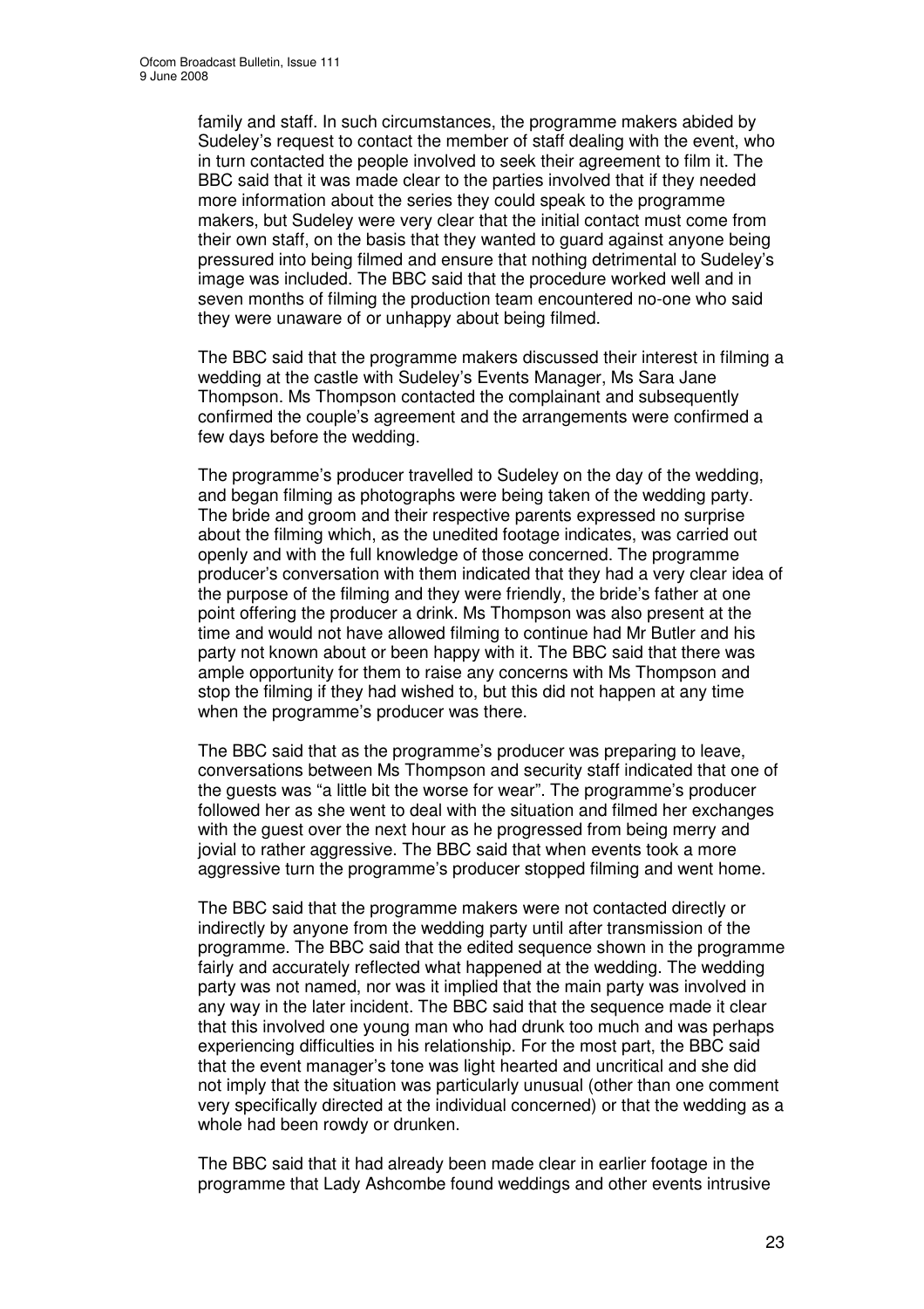family and staff. In such circumstances, the programme makers abided by Sudeley's request to contact the member of staff dealing with the event, who in turn contacted the people involved to seek their agreement to film it. The BBC said that it was made clear to the parties involved that if they needed more information about the series they could speak to the programme makers, but Sudeley were very clear that the initial contact must come from their own staff, on the basis that they wanted to guard against anyone being pressured into being filmed and ensure that nothing detrimental to Sudeley's image was included. The BBC said that the procedure worked well and in seven months of filming the production team encountered no-one who said they were unaware of or unhappy about being filmed.

The BBC said that the programme makers discussed their interest in filming a wedding at the castle with Sudeley's Events Manager, Ms Sara Jane Thompson. Ms Thompson contacted the complainant and subsequently confirmed the couple's agreement and the arrangements were confirmed a few days before the wedding.

The programme's producer travelled to Sudeley on the day of the wedding, and began filming as photographs were being taken of the wedding party. The bride and groom and their respective parents expressed no surprise about the filming which, as the unedited footage indicates, was carried out openly and with the full knowledge of those concerned. The programme producer's conversation with them indicated that they had a very clear idea of the purpose of the filming and they were friendly, the bride's father at one point offering the producer a drink. Ms Thompson was also present at the time and would not have allowed filming to continue had Mr Butler and his party not known about or been happy with it. The BBC said that there was ample opportunity for them to raise any concerns with Ms Thompson and stop the filming if they had wished to, but this did not happen at any time when the programme's producer was there.

The BBC said that as the programme's producer was preparing to leave, conversations between Ms Thompson and security staff indicated that one of the guests was "a little bit the worse for wear". The programme's producer followed her as she went to deal with the situation and filmed her exchanges with the guest over the next hour as he progressed from being merry and jovial to rather aggressive. The BBC said that when events took a more aggressive turn the programme's producer stopped filming and went home.

The BBC said that the programme makers were not contacted directly or indirectly by anyone from the wedding party until after transmission of the programme. The BBC said that the edited sequence shown in the programme fairly and accurately reflected what happened at the wedding. The wedding party was not named, nor was it implied that the main party was involved in any way in the later incident. The BBC said that the sequence made it clear that this involved one young man who had drunk too much and was perhaps experiencing difficulties in his relationship. For the most part, the BBC said that the event manager's tone was light hearted and uncritical and she did not imply that the situation was particularly unusual (other than one comment very specifically directed at the individual concerned) or that the wedding as a whole had been rowdy or drunken.

The BBC said that it had already been made clear in earlier footage in the programme that Lady Ashcombe found weddings and other events intrusive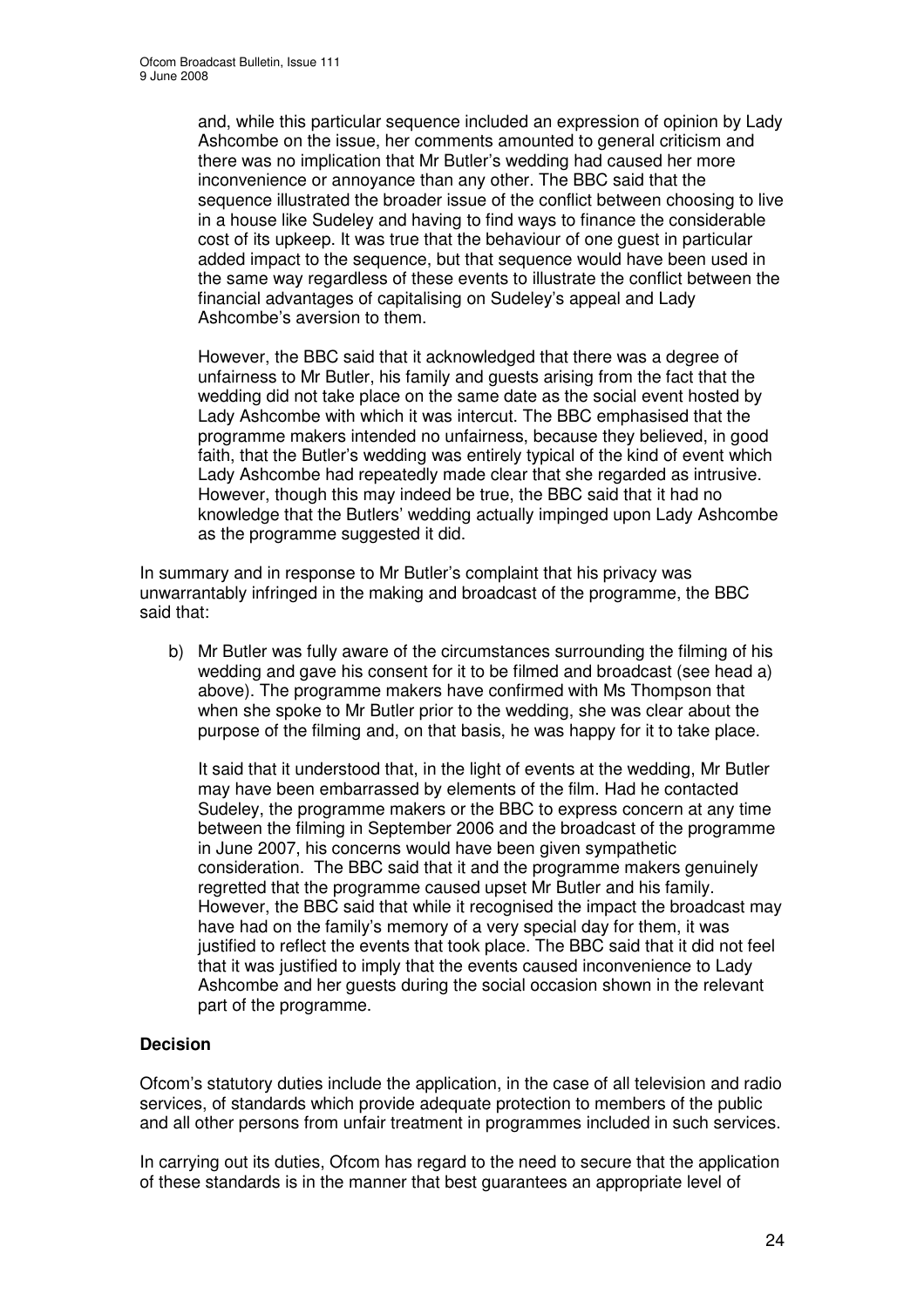and, while this particular sequence included an expression of opinion by Lady Ashcombe on the issue, her comments amounted to general criticism and there was no implication that Mr Butler's wedding had caused her more inconvenience or annoyance than any other. The BBC said that the sequence illustrated the broader issue of the conflict between choosing to live in a house like Sudeley and having to find ways to finance the considerable cost of its upkeep. It was true that the behaviour of one guest in particular added impact to the sequence, but that sequence would have been used in the same way regardless of these events to illustrate the conflict between the financial advantages of capitalising on Sudeley's appeal and Lady Ashcombe's aversion to them.

However, the BBC said that it acknowledged that there was a degree of unfairness to Mr Butler, his family and guests arising from the fact that the wedding did not take place on the same date as the social event hosted by Lady Ashcombe with which it was intercut. The BBC emphasised that the programme makers intended no unfairness, because they believed, in good faith, that the Butler's wedding was entirely typical of the kind of event which Lady Ashcombe had repeatedly made clear that she regarded as intrusive. However, though this may indeed be true, the BBC said that it had no knowledge that the Butlers' wedding actually impinged upon Lady Ashcombe as the programme suggested it did.

In summary and in response to Mr Butler's complaint that his privacy was unwarrantably infringed in the making and broadcast of the programme, the BBC said that:

b) Mr Butler was fully aware of the circumstances surrounding the filming of his wedding and gave his consent for it to be filmed and broadcast (see head a) above). The programme makers have confirmed with Ms Thompson that when she spoke to Mr Butler prior to the wedding, she was clear about the purpose of the filming and, on that basis, he was happy for it to take place.

   It said that it understood that, in the light of events at the wedding, Mr Butler may have been embarrassed by elements of the film. Had he contacted Sudeley, the programme makers or the BBC to express concern at any time between the filming in September 2006 and the broadcast of the programme in June 2007, his concerns would have been given sympathetic consideration. The BBC said that it and the programme makers genuinely regretted that the programme caused upset Mr Butler and his family. However, the BBC said that while it recognised the impact the broadcast may have had on the family's memory of a very special day for them, it was justified to reflect the events that took place. The BBC said that it did not feel that it was justified to imply that the events caused inconvenience to Lady Ashcombe and her guests during the social occasion shown in the relevant part of the programme.

## Decision

Ofcom's statutory duties include the application, in the case of all television and radio services, of standards which provide adequate protection to members of the public and all other persons from unfair treatment in programmes included in such services.

In carrying out its duties, Ofcom has regard to the need to secure that the application of these standards is in the manner that best guarantees an appropriate level of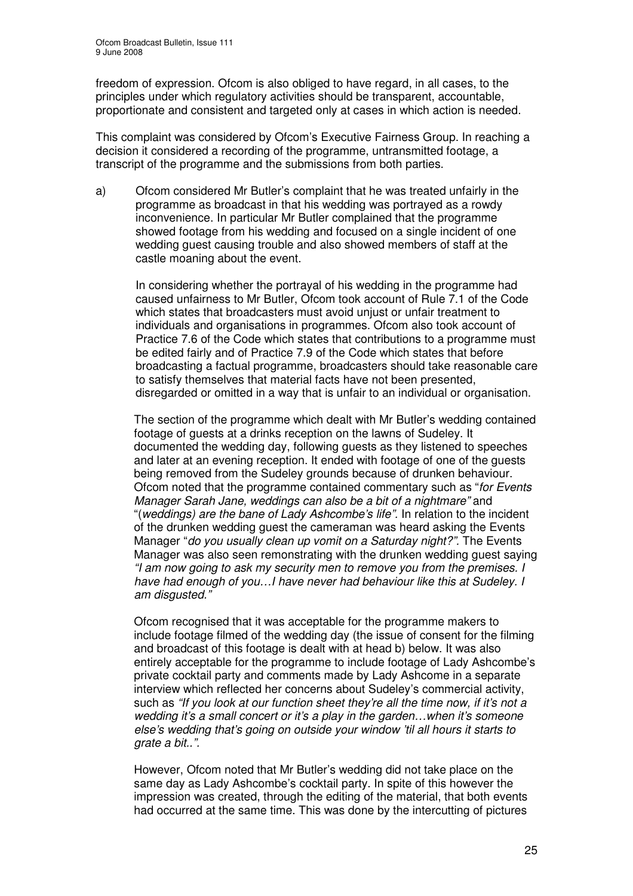freedom of expression. Ofcom is also obliged to have regard, in all cases, to the principles under which regulatory activities should be transparent, accountable, proportionate and consistent and targeted only at cases in which action is needed.

This complaint was considered by Ofcom's Executive Fairness Group. In reaching a decision it considered a recording of the programme, untransmitted footage, a transcript of the programme and the submissions from both parties.

a) Ofcom considered Mr Butler's complaint that he was treated unfairly in the programme as broadcast in that his wedding was portrayed as a rowdy inconvenience. In particular Mr Butler complained that the programme showed footage from his wedding and focused on a single incident of one wedding guest causing trouble and also showed members of staff at the castle moaning about the event.

In considering whether the portrayal of his wedding in the programme had caused unfairness to Mr Butler, Ofcom took account of Rule 7.1 of the Code which states that broadcasters must avoid unjust or unfair treatment to individuals and organisations in programmes. Ofcom also took account of Practice 7.6 of the Code which states that contributions to a programme must be edited fairly and of Practice 7.9 of the Code which states that before broadcasting a factual programme, broadcasters should take reasonable care to satisfy themselves that material facts have not been presented, disregarded or omitted in a way that is unfair to an individual or organisation.

The section of the programme which dealt with Mr Butler's wedding contained footage of guests at a drinks reception on the lawns of Sudeley. It documented the wedding day, following guests as they listened to speeches and later at an evening reception. It ended with footage of one of the guests being removed from the Sudeley grounds because of drunken behaviour. Ofcom noted that the programme contained commentary such as "*for Events Manager Sarah Jane, weddings can also be a bit of a nightmare*" and "(*weddings) are the bane of Lady Ashcombe's life"*. In relation to the incident of the drunken wedding guest the cameraman was heard asking the Events Manager "*do you usually clean up vomit on a Saturday night?"*. The Events Manager was also seen remonstrating with the drunken wedding guest saying *"I am now going to ask my security men to remove you from the premises. I have had enough of you…I have never had behaviour like this at Sudeley. I am disgusted."*

Ofcom recognised that it was acceptable for the programme makers to include footage filmed of the wedding day (the issue of consent for the filming and broadcast of this footage is dealt with at head b) below. It was also entirely acceptable for the programme to include footage of Lady Ashcombe's private cocktail party and comments made by Lady Ashcome in a separate interview which reflected her concerns about Sudeley's commercial activity, such as *"If you look at our function sheet they're all the time now, if it's not a wedding it's a small concert or it's a play in the garden…when it's someone else's wedding that's going on outside your window 'til all hours it starts to grate a bit..".*

However, Ofcom noted that Mr Butler's wedding did not take place on the same day as Lady Ashcombe's cocktail party. In spite of this however the impression was created, through the editing of the material, that both events had occurred at the same time. This was done by the intercutting of pictures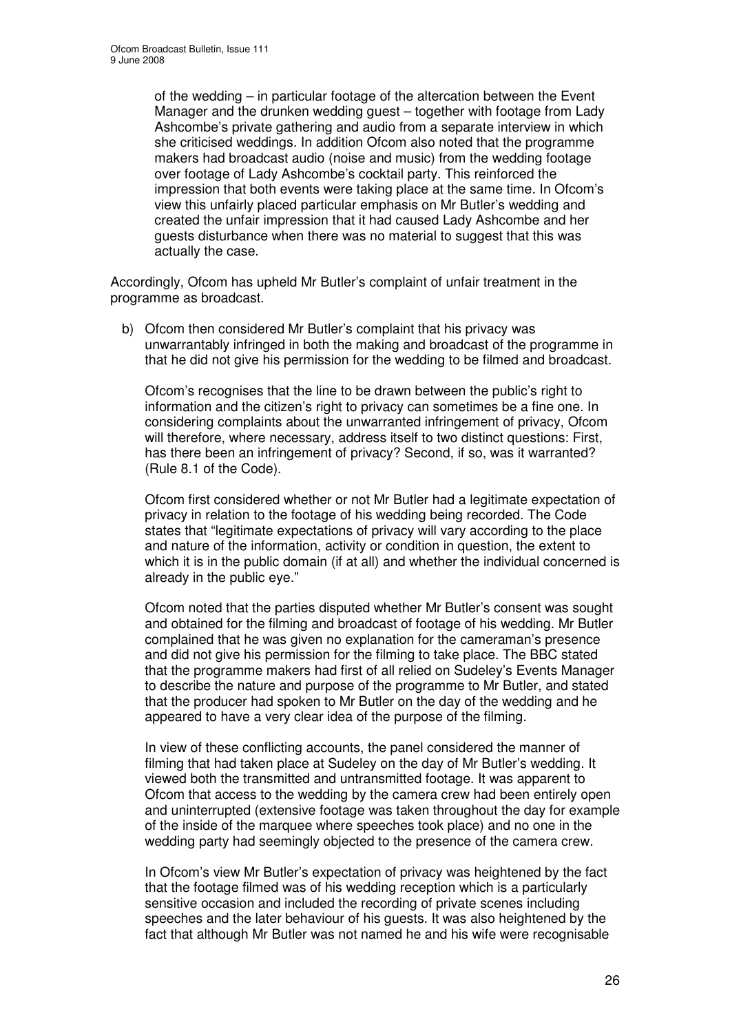of the wedding – in particular footage of the altercation between the Event Manager and the drunken wedding guest – together with footage from Lady Ashcombe's private gathering and audio from a separate interview in which she criticised weddings. In addition Ofcom also noted that the programme makers had broadcast audio (noise and music) from the wedding footage over footage of Lady Ashcombe's cocktail party. This reinforced the impression that both events were taking place at the same time. In Ofcom's view this unfairly placed particular emphasis on Mr Butler's wedding and created the unfair impression that it had caused Lady Ashcombe and her guests disturbance when there was no material to suggest that this was actually the case.

Accordingly, Ofcom has upheld Mr Butler's complaint of unfair treatment in the programme as broadcast.

b) Ofcom then considered Mr Butler's complaint that his privacy was unwarrantably infringed in both the making and broadcast of the programme in that he did not give his permission for the wedding to be filmed and broadcast.

   Ofcom's recognises that the line to be drawn between the public's right to information and the citizen's right to privacy can sometimes be a fine one. In considering complaints about the unwarranted infringement of privacy, Ofcom will therefore, where necessary, address itself to two distinct questions: First, has there been an infringement of privacy? Second, if so, was it warranted? (Rule 8.1 of the Code).

   Ofcom first considered whether or not Mr Butler had a legitimate expectation of privacy in relation to the footage of his wedding being recorded. The Code states that "legitimate expectations of privacy will vary according to the place and nature of the information, activity or condition in question, the extent to which it is in the public domain (if at all) and whether the individual concerned is already in the public eye."

   Ofcom noted that the parties disputed whether Mr Butler's consent was sought and obtained for the filming and broadcast of footage of his wedding. Mr Butler complained that he was given no explanation for the cameraman's presence and did not give his permission for the filming to take place. The BBC stated that the programme makers had first of all relied on Sudeley's Events Manager to describe the nature and purpose of the programme to Mr Butler, and stated that the producer had spoken to Mr Butler on the day of the wedding and he appeared to have a very clear idea of the purpose of the filming.

   In view of these conflicting accounts, the panel considered the manner of filming that had taken place at Sudeley on the day of Mr Butler's wedding. It viewed both the transmitted and untransmitted footage. It was apparent to Ofcom that access to the wedding by the camera crew had been entirely open and uninterrupted (extensive footage was taken throughout the day for example of the inside of the marquee where speeches took place) and no one in the wedding party had seemingly objected to the presence of the camera crew.

   In Ofcom's view Mr Butler's expectation of privacy was heightened by the fact that the footage filmed was of his wedding reception which is a particularly sensitive occasion and included the recording of private scenes including speeches and the later behaviour of his guests. It was also heightened by the fact that although Mr Butler was not named he and his wife were recognisable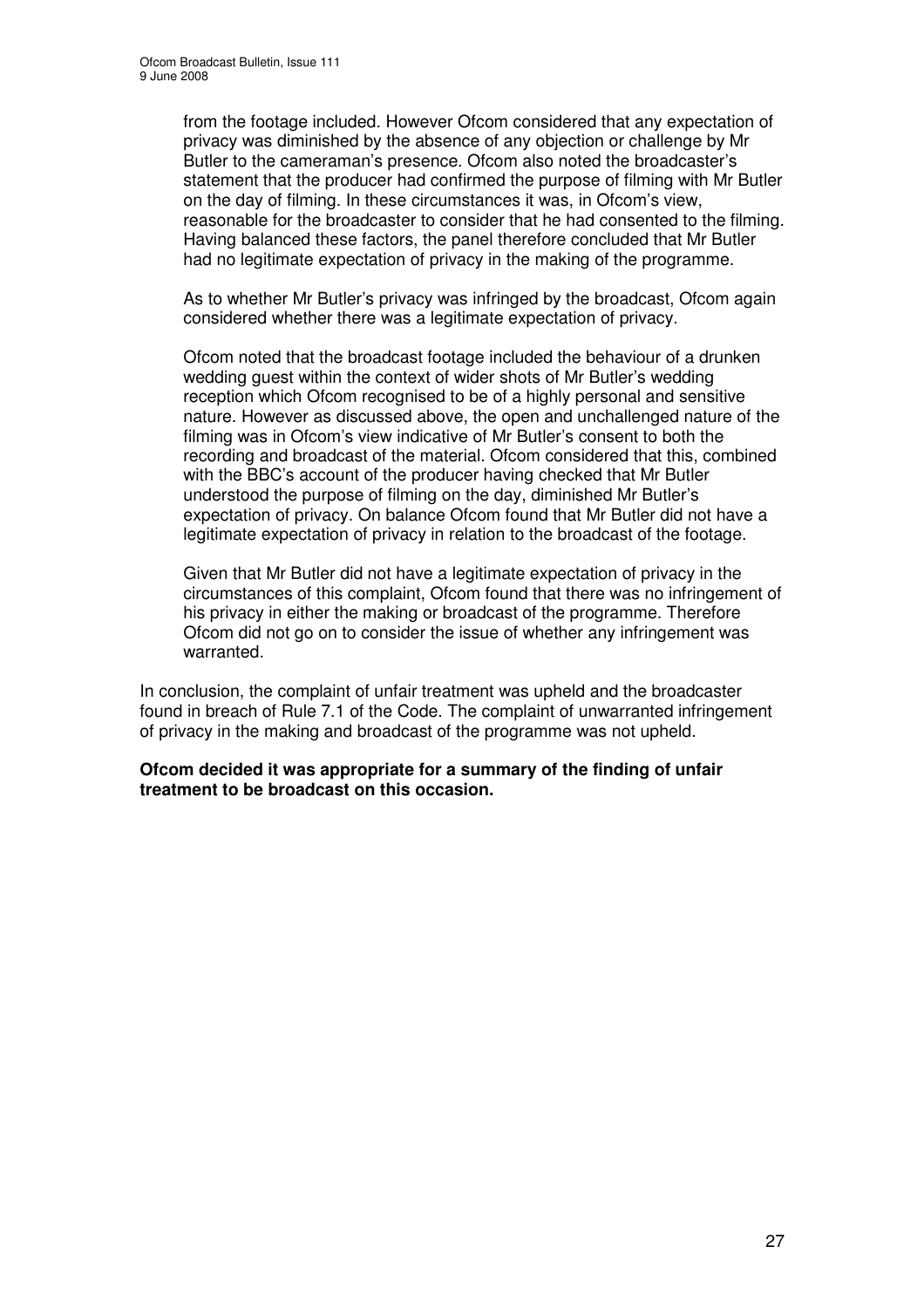from the footage included. However Ofcom considered that any expectation of privacy was diminished by the absence of any objection or challenge by Mr Butler to the cameraman's presence. Ofcom also noted the broadcaster's statement that the producer had confirmed the purpose of filming with Mr Butler on the day of filming. In these circumstances it was, in Ofcom's view, reasonable for the broadcaster to consider that he had consented to the filming. Having balanced these factors, the panel therefore concluded that Mr Butler had no legitimate expectation of privacy in the making of the programme.

As to whether Mr Butler's privacy was infringed by the broadcast, Ofcom again considered whether there was a legitimate expectation of privacy.

Ofcom noted that the broadcast footage included the behaviour of a drunken wedding guest within the context of wider shots of Mr Butler's wedding reception which Ofcom recognised to be of a highly personal and sensitive nature. However as discussed above, the open and unchallenged nature of the filming was in Ofcom's view indicative of Mr Butler's consent to both the recording and broadcast of the material. Ofcom considered that this, combined with the BBC's account of the producer having checked that Mr Butler understood the purpose of filming on the day, diminished Mr Butler's expectation of privacy. On balance Ofcom found that Mr Butler did not have a legitimate expectation of privacy in relation to the broadcast of the footage.

Given that Mr Butler did not have a legitimate expectation of privacy in the circumstances of this complaint, Ofcom found that there was no infringement of his privacy in either the making or broadcast of the programme. Therefore Ofcom did not go on to consider the issue of whether any infringement was warranted.

In conclusion, the complaint of unfair treatment was upheld and the broadcaster found in breach of Rule 7.1 of the Code. The complaint of unwarranted infringement of privacy in the making and broadcast of the programme was not upheld.

**Ofcom decided it was appropriate for a summary of the finding of unfair treatment to be broadcast on this occasion.**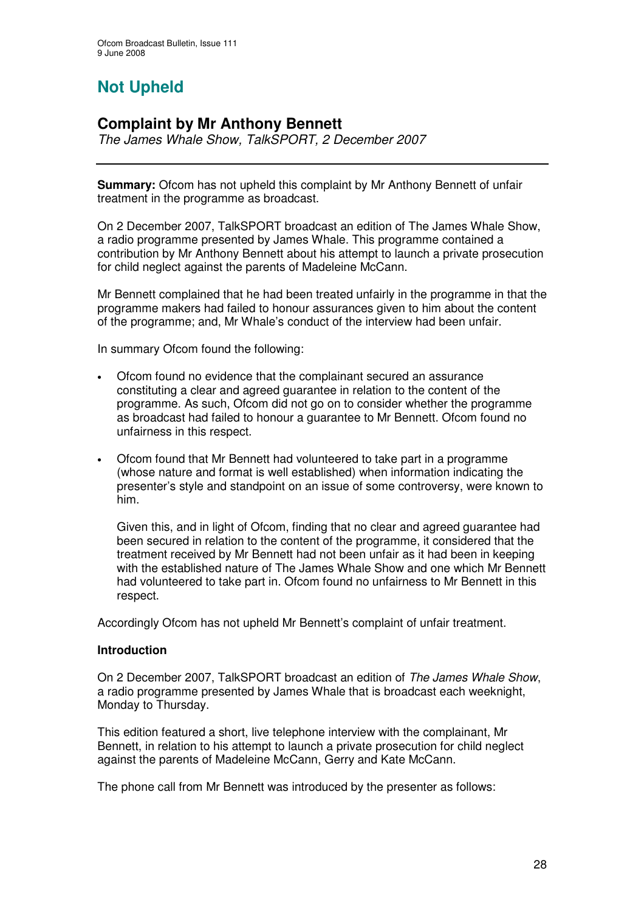# Not Upheld

## Complaint by Mr Anthony Bennett

*The James Whale Show, TalkSPORT, 2 December 2007*

**Summary:** Ofcom has not upheld this complaint by Mr Anthony Bennett of unfair treatment in the programme as broadcast.

On 2 December 2007, TalkSPORT broadcast an edition of The James Whale Show, a radio programme presented by James Whale. This programme contained a contribution by Mr Anthony Bennett about his attempt to launch a private prosecution for child neglect against the parents of Madeleine McCann.

Mr Bennett complained that he had been treated unfairly in the programme in that the programme makers had failed to honour assurances given to him about the content of the programme; and, Mr Whale's conduct of the interview had been unfair.

In summary Ofcom found the following:

- Ofcom found no evidence that the complainant secured an assurance constituting a clear and agreed guarantee in relation to the content of the programme. As such, Ofcom did not go on to consider whether the programme as broadcast had failed to honour a guarantee to Mr Bennett. Ofcom found no unfairness in this respect.
- Ofcom found that Mr Bennett had volunteered to take part in a programme (whose nature and format is well established) when information indicating the presenter's style and standpoint on an issue of some controversy, were known to him.

  Given this, and in light of Ofcom, finding that no clear and agreed guarantee had been secured in relation to the content of the programme, it considered that the treatment received by Mr Bennett had not been unfair as it had been in keeping with the established nature of The James Whale Show and one which Mr Bennett had volunteered to take part in. Ofcom found no unfairness to Mr Bennett in this respect.

Accordingly Ofcom has not upheld Mr Bennett's complaint of unfair treatment.

### Introduction

On 2 December 2007, TalkSPORT broadcast an edition of *The James Whale Show*, a radio programme presented by James Whale that is broadcast each weeknight, Monday to Thursday.

This edition featured a short, live telephone interview with the complainant, Mr Bennett, in relation to his attempt to launch a private prosecution for child neglect against the parents of Madeleine McCann, Gerry and Kate McCann.

The phone call from Mr Bennett was introduced by the presenter as follows: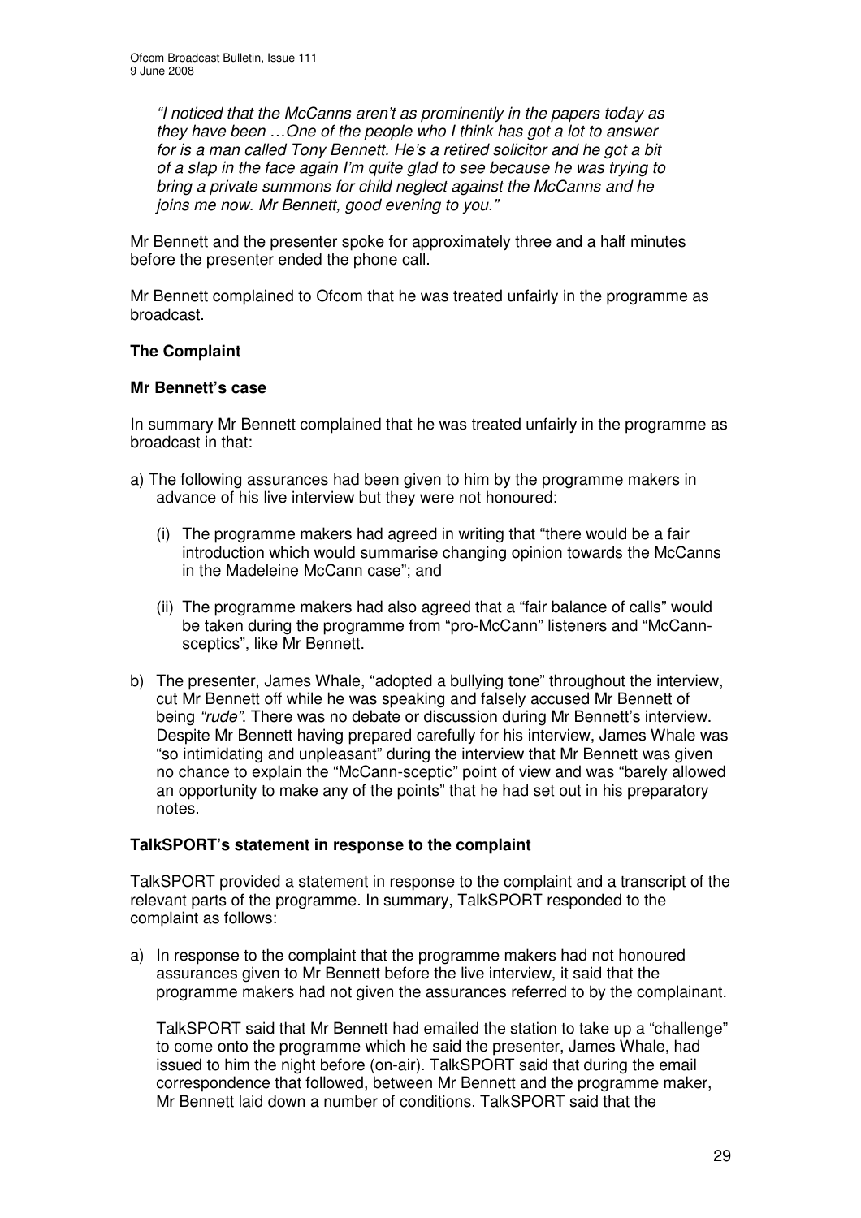*"I noticed that the McCanns aren't as prominently in the papers today as they have been …One of the people who I think has got a lot to answer for is a man called Tony Bennett. He's a retired solicitor and he got a bit of a slap in the face again I'm quite glad to see because he was trying to bring a private summons for child neglect against the McCanns and he joins me now. Mr Bennett, good evening to you."*

Mr Bennett and the presenter spoke for approximately three and a half minutes before the presenter ended the phone call.

Mr Bennett complained to Ofcom that he was treated unfairly in the programme as broadcast.

**The Complaint**

**Mr Bennett's case**

In summary Mr Bennett complained that he was treated unfairly in the programme as broadcast in that:

a) The following assurances had been given to him by the programme makers in advance of his live interview but they were not honoured:

   (i) The programme makers had agreed in writing that "there would be a fair introduction which would summarise changing opinion towards the McCanns in the Madeleine McCann case"; and

   (ii) The programme makers had also agreed that a "fair balance of calls" would be taken during the programme from "pro-McCann" listeners and "McCann-sceptics", like Mr Bennett.

b) The presenter, James Whale, "adopted a bullying tone" throughout the interview, cut Mr Bennett off while he was speaking and falsely accused Mr Bennett of being *"rude"*. There was no debate or discussion during Mr Bennett's interview. Despite Mr Bennett having prepared carefully for his interview, James Whale was "so intimidating and unpleasant" during the interview that Mr Bennett was given no chance to explain the "McCann-sceptic" point of view and was "barely allowed an opportunity to make any of the points" that he had set out in his preparatory notes.

**TalkSPORT's statement in response to the complaint**

TalkSPORT provided a statement in response to the complaint and a transcript of the relevant parts of the programme. In summary, TalkSPORT responded to the complaint as follows:

a) In response to the complaint that the programme makers had not honoured assurances given to Mr Bennett before the live interview, it said that the programme makers had not given the assurances referred to by the complainant.

   TalkSPORT said that Mr Bennett had emailed the station to take up a "challenge" to come onto the programme which he said the presenter, James Whale, had issued to him the night before (on-air). TalkSPORT said that during the email correspondence that followed, between Mr Bennett and the programme maker, Mr Bennett laid down a number of conditions. TalkSPORT said that the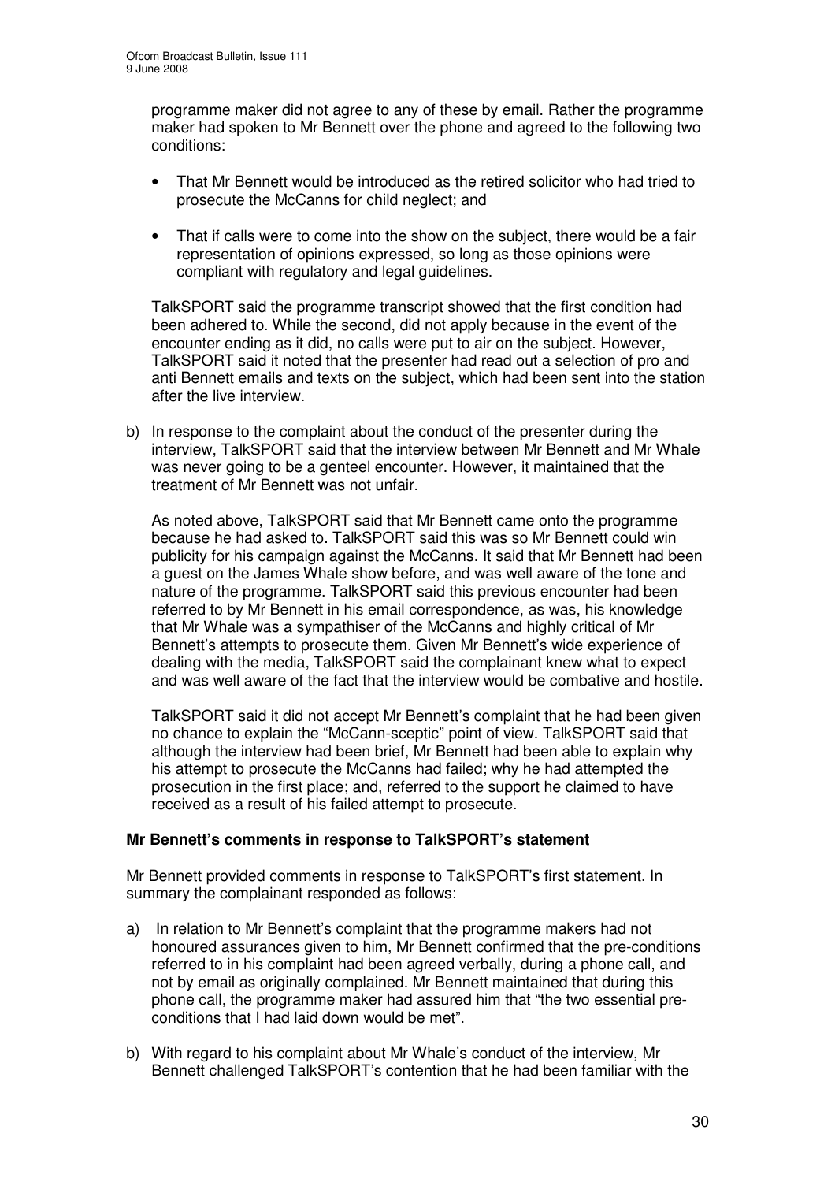programme maker did not agree to any of these by email. Rather the programme maker had spoken to Mr Bennett over the phone and agreed to the following two conditions:

- That Mr Bennett would be introduced as the retired solicitor who had tried to prosecute the McCanns for child neglect; and
- That if calls were to come into the show on the subject, there would be a fair representation of opinions expressed, so long as those opinions were compliant with regulatory and legal guidelines.

TalkSPORT said the programme transcript showed that the first condition had been adhered to. While the second, did not apply because in the event of the encounter ending as it did, no calls were put to air on the subject. However, TalkSPORT said it noted that the presenter had read out a selection of pro and anti Bennett emails and texts on the subject, which had been sent into the station after the live interview.

b) In response to the complaint about the conduct of the presenter during the interview, TalkSPORT said that the interview between Mr Bennett and Mr Whale was never going to be a genteel encounter. However, it maintained that the treatment of Mr Bennett was not unfair.

As noted above, TalkSPORT said that Mr Bennett came onto the programme because he had asked to. TalkSPORT said this was so Mr Bennett could win publicity for his campaign against the McCanns. It said that Mr Bennett had been a guest on the James Whale show before, and was well aware of the tone and nature of the programme. TalkSPORT said this previous encounter had been referred to by Mr Bennett in his email correspondence, as was, his knowledge that Mr Whale was a sympathiser of the McCanns and highly critical of Mr Bennett's attempts to prosecute them. Given Mr Bennett's wide experience of dealing with the media, TalkSPORT said the complainant knew what to expect and was well aware of the fact that the interview would be combative and hostile.

TalkSPORT said it did not accept Mr Bennett's complaint that he had been given no chance to explain the "McCann-sceptic" point of view. TalkSPORT said that although the interview had been brief, Mr Bennett had been able to explain why his attempt to prosecute the McCanns had failed; why he had attempted the prosecution in the first place; and, referred to the support he claimed to have received as a result of his failed attempt to prosecute.

**Mr Bennett's comments in response to TalkSPORT's statement**

Mr Bennett provided comments in response to TalkSPORT's first statement. In summary the complainant responded as follows:

a) In relation to Mr Bennett's complaint that the programme makers had not honoured assurances given to him, Mr Bennett confirmed that the pre-conditions referred to in his complaint had been agreed verbally, during a phone call, and not by email as originally complained. Mr Bennett maintained that during this phone call, the programme maker had assured him that "the two essential pre-conditions that I had laid down would be met".

b) With regard to his complaint about Mr Whale's conduct of the interview, Mr Bennett challenged TalkSPORT's contention that he had been familiar with the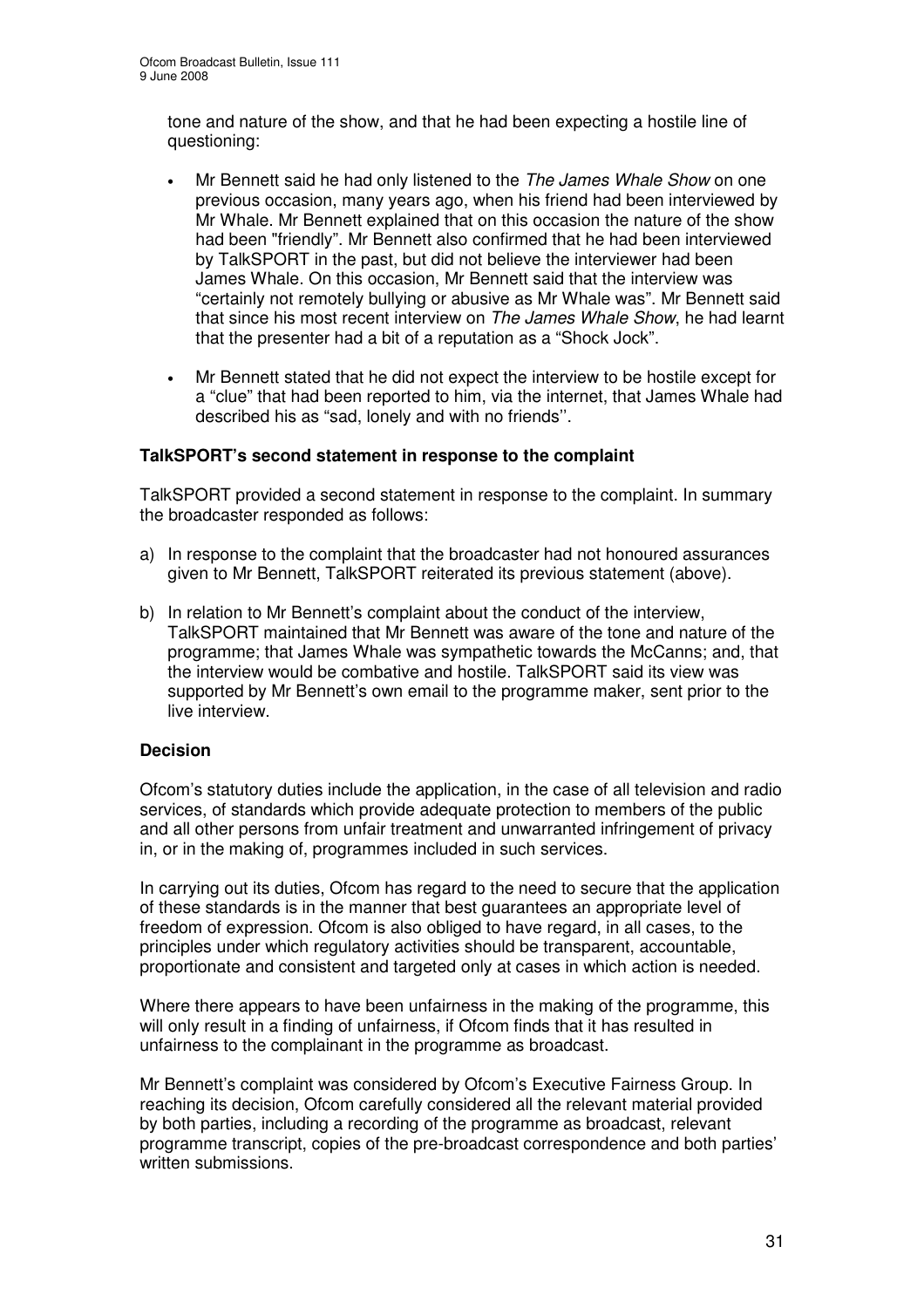tone and nature of the show, and that he had been expecting a hostile line of questioning:

- Mr Bennett said he had only listened to the *The James Whale Show* on one previous occasion, many years ago, when his friend had been interviewed by Mr Whale. Mr Bennett explained that on this occasion the nature of the show had been "friendly". Mr Bennett also confirmed that he had been interviewed by TalkSPORT in the past, but did not believe the interviewer had been James Whale. On this occasion, Mr Bennett said that the interview was "certainly not remotely bullying or abusive as Mr Whale was". Mr Bennett said that since his most recent interview on *The James Whale Show*, he had learnt that the presenter had a bit of a reputation as a "Shock Jock".

- Mr Bennett stated that he did not expect the interview to be hostile except for a "clue" that had been reported to him, via the internet, that James Whale had described his as "sad, lonely and with no friends''.

**TalkSPORT's second statement in response to the complaint**

TalkSPORT provided a second statement in response to the complaint. In summary the broadcaster responded as follows:

a) In response to the complaint that the broadcaster had not honoured assurances given to Mr Bennett, TalkSPORT reiterated its previous statement (above).

b) In relation to Mr Bennett's complaint about the conduct of the interview, TalkSPORT maintained that Mr Bennett was aware of the tone and nature of the programme; that James Whale was sympathetic towards the McCanns; and, that the interview would be combative and hostile. TalkSPORT said its view was supported by Mr Bennett's own email to the programme maker, sent prior to the live interview.

**Decision**

Ofcom's statutory duties include the application, in the case of all television and radio services, of standards which provide adequate protection to members of the public and all other persons from unfair treatment and unwarranted infringement of privacy in, or in the making of, programmes included in such services.

In carrying out its duties, Ofcom has regard to the need to secure that the application of these standards is in the manner that best guarantees an appropriate level of freedom of expression. Ofcom is also obliged to have regard, in all cases, to the principles under which regulatory activities should be transparent, accountable, proportionate and consistent and targeted only at cases in which action is needed.

Where there appears to have been unfairness in the making of the programme, this will only result in a finding of unfairness, if Ofcom finds that it has resulted in unfairness to the complainant in the programme as broadcast.

Mr Bennett's complaint was considered by Ofcom's Executive Fairness Group. In reaching its decision, Ofcom carefully considered all the relevant material provided by both parties, including a recording of the programme as broadcast, relevant programme transcript, copies of the pre-broadcast correspondence and both parties' written submissions.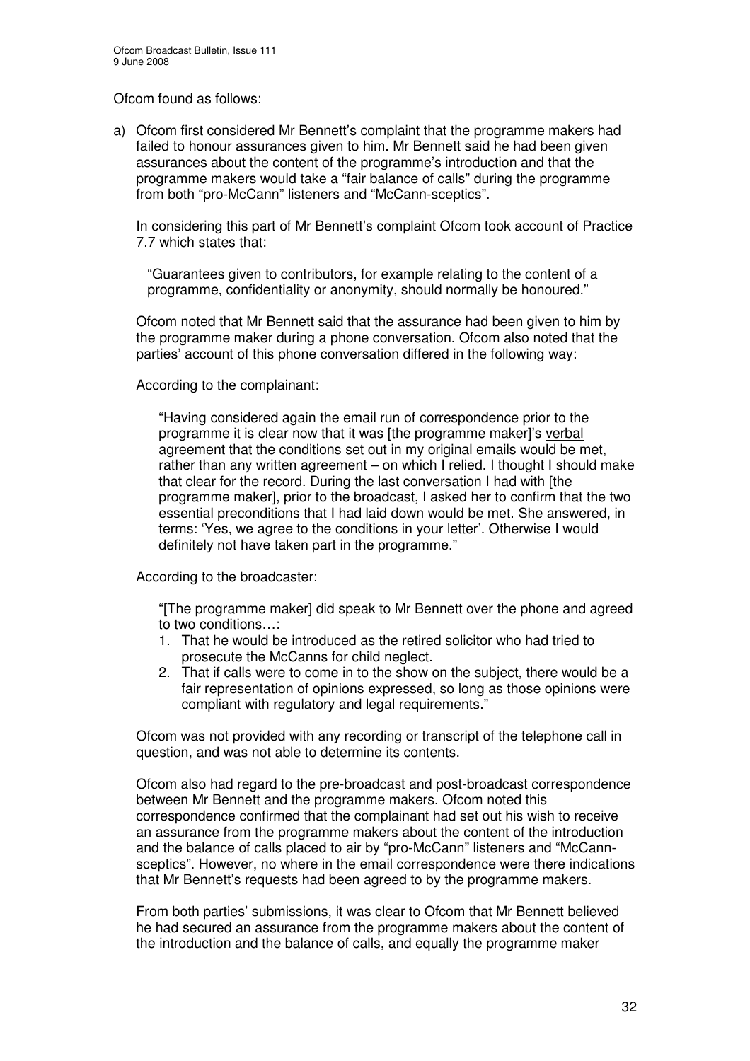Ofcom found as follows:

a) Ofcom first considered Mr Bennett's complaint that the programme makers had failed to honour assurances given to him. Mr Bennett said he had been given assurances about the content of the programme's introduction and that the programme makers would take a "fair balance of calls" during the programme from both "pro-McCann" listeners and "McCann-sceptics".

   In considering this part of Mr Bennett's complaint Ofcom took account of Practice 7.7 which states that:

   > "Guarantees given to contributors, for example relating to the content of a programme, confidentiality or anonymity, should normally be honoured."

   Ofcom noted that Mr Bennett said that the assurance had been given to him by the programme maker during a phone conversation. Ofcom also noted that the parties' account of this phone conversation differed in the following way:

   According to the complainant:

   > "Having considered again the email run of correspondence prior to the programme it is clear now that it was [the programme maker]'s <u>verbal</u> agreement that the conditions set out in my original emails would be met, rather than any written agreement – on which I relied. I thought I should make that clear for the record. During the last conversation I had with [the programme maker], prior to the broadcast, I asked her to confirm that the two essential preconditions that I had laid down would be met. She answered, in terms: 'Yes, we agree to the conditions in your letter'. Otherwise I would definitely not have taken part in the programme."

   According to the broadcaster:

   > "[The programme maker] did speak to Mr Bennett over the phone and agreed to two conditions…:
   > 1. That he would be introduced as the retired solicitor who had tried to prosecute the McCanns for child neglect.
   > 2. That if calls were to come in to the show on the subject, there would be a fair representation of opinions expressed, so long as those opinions were compliant with regulatory and legal requirements."

   Ofcom was not provided with any recording or transcript of the telephone call in question, and was not able to determine its contents.

   Ofcom also had regard to the pre-broadcast and post-broadcast correspondence between Mr Bennett and the programme makers. Ofcom noted this correspondence confirmed that the complainant had set out his wish to receive an assurance from the programme makers about the content of the introduction and the balance of calls placed to air by "pro-McCann" listeners and "McCann-sceptics". However, no where in the email correspondence were there indications that Mr Bennett's requests had been agreed to by the programme makers.

   From both parties' submissions, it was clear to Ofcom that Mr Bennett believed he had secured an assurance from the programme makers about the content of the introduction and the balance of calls, and equally the programme maker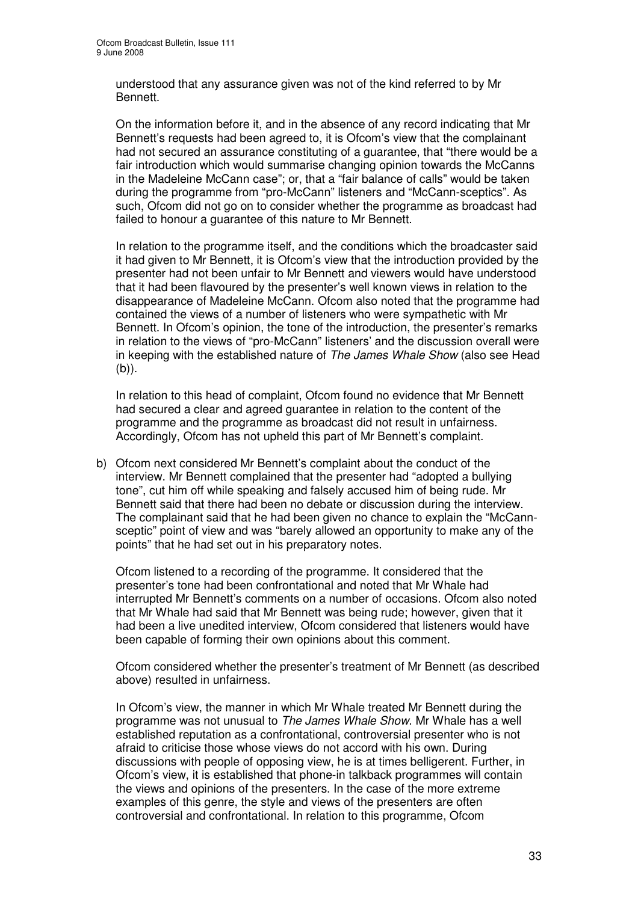understood that any assurance given was not of the kind referred to by Mr Bennett.

On the information before it, and in the absence of any record indicating that Mr Bennett's requests had been agreed to, it is Ofcom's view that the complainant had not secured an assurance constituting of a guarantee, that "there would be a fair introduction which would summarise changing opinion towards the McCanns in the Madeleine McCann case"; or, that a "fair balance of calls" would be taken during the programme from "pro-McCann" listeners and "McCann-sceptics". As such, Ofcom did not go on to consider whether the programme as broadcast had failed to honour a guarantee of this nature to Mr Bennett.

In relation to the programme itself, and the conditions which the broadcaster said it had given to Mr Bennett, it is Ofcom's view that the introduction provided by the presenter had not been unfair to Mr Bennett and viewers would have understood that it had been flavoured by the presenter's well known views in relation to the disappearance of Madeleine McCann. Ofcom also noted that the programme had contained the views of a number of listeners who were sympathetic with Mr Bennett. In Ofcom's opinion, the tone of the introduction, the presenter's remarks in relation to the views of "pro-McCann" listeners' and the discussion overall were in keeping with the established nature of *The James Whale Show* (also see Head (b)).

In relation to this head of complaint, Ofcom found no evidence that Mr Bennett had secured a clear and agreed guarantee in relation to the content of the programme and the programme as broadcast did not result in unfairness. Accordingly, Ofcom has not upheld this part of Mr Bennett's complaint.

b) Ofcom next considered Mr Bennett's complaint about the conduct of the interview. Mr Bennett complained that the presenter had "adopted a bullying tone", cut him off while speaking and falsely accused him of being rude. Mr Bennett said that there had been no debate or discussion during the interview. The complainant said that he had been given no chance to explain the "McCann-sceptic" point of view and was "barely allowed an opportunity to make any of the points" that he had set out in his preparatory notes.

Ofcom listened to a recording of the programme. It considered that the presenter's tone had been confrontational and noted that Mr Whale had interrupted Mr Bennett's comments on a number of occasions. Ofcom also noted that Mr Whale had said that Mr Bennett was being rude; however, given that it had been a live unedited interview, Ofcom considered that listeners would have been capable of forming their own opinions about this comment.

Ofcom considered whether the presenter's treatment of Mr Bennett (as described above) resulted in unfairness.

In Ofcom's view, the manner in which Mr Whale treated Mr Bennett during the programme was not unusual to *The James Whale Show*. Mr Whale has a well established reputation as a confrontational, controversial presenter who is not afraid to criticise those whose views do not accord with his own. During discussions with people of opposing view, he is at times belligerent. Further, in Ofcom's view, it is established that phone-in talkback programmes will contain the views and opinions of the presenters. In the case of the more extreme examples of this genre, the style and views of the presenters are often controversial and confrontational. In relation to this programme, Ofcom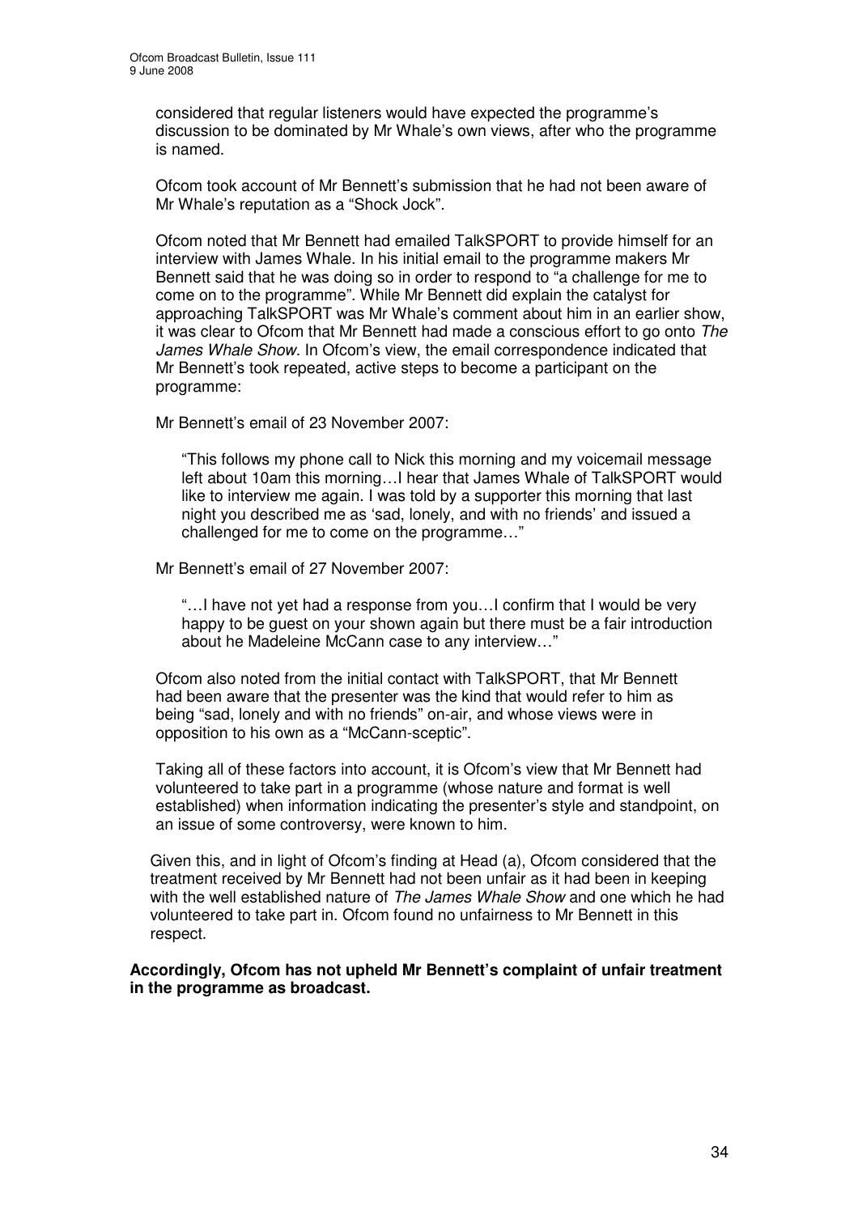considered that regular listeners would have expected the programme's discussion to be dominated by Mr Whale's own views, after who the programme is named.

Ofcom took account of Mr Bennett's submission that he had not been aware of Mr Whale's reputation as a "Shock Jock".

Ofcom noted that Mr Bennett had emailed TalkSPORT to provide himself for an interview with James Whale. In his initial email to the programme makers Mr Bennett said that he was doing so in order to respond to "a challenge for me to come on to the programme". While Mr Bennett did explain the catalyst for approaching TalkSPORT was Mr Whale's comment about him in an earlier show, it was clear to Ofcom that Mr Bennett had made a conscious effort to go onto *The James Whale Show*. In Ofcom's view, the email correspondence indicated that Mr Bennett's took repeated, active steps to become a participant on the programme:

Mr Bennett's email of 23 November 2007:

> "This follows my phone call to Nick this morning and my voicemail message left about 10am this morning…I hear that James Whale of TalkSPORT would like to interview me again. I was told by a supporter this morning that last night you described me as 'sad, lonely, and with no friends' and issued a challenged for me to come on the programme…"

Mr Bennett's email of 27 November 2007:

> "…I have not yet had a response from you…I confirm that I would be very happy to be guest on your shown again but there must be a fair introduction about he Madeleine McCann case to any interview…"

Ofcom also noted from the initial contact with TalkSPORT, that Mr Bennett had been aware that the presenter was the kind that would refer to him as being "sad, lonely and with no friends" on-air, and whose views were in opposition to his own as a "McCann-sceptic".

Taking all of these factors into account, it is Ofcom's view that Mr Bennett had volunteered to take part in a programme (whose nature and format is well established) when information indicating the presenter's style and standpoint, on an issue of some controversy, were known to him.

Given this, and in light of Ofcom's finding at Head (a), Ofcom considered that the treatment received by Mr Bennett had not been unfair as it had been in keeping with the well established nature of *The James Whale Show* and one which he had volunteered to take part in. Ofcom found no unfairness to Mr Bennett in this respect.

**Accordingly, Ofcom has not upheld Mr Bennett's complaint of unfair treatment in the programme as broadcast.**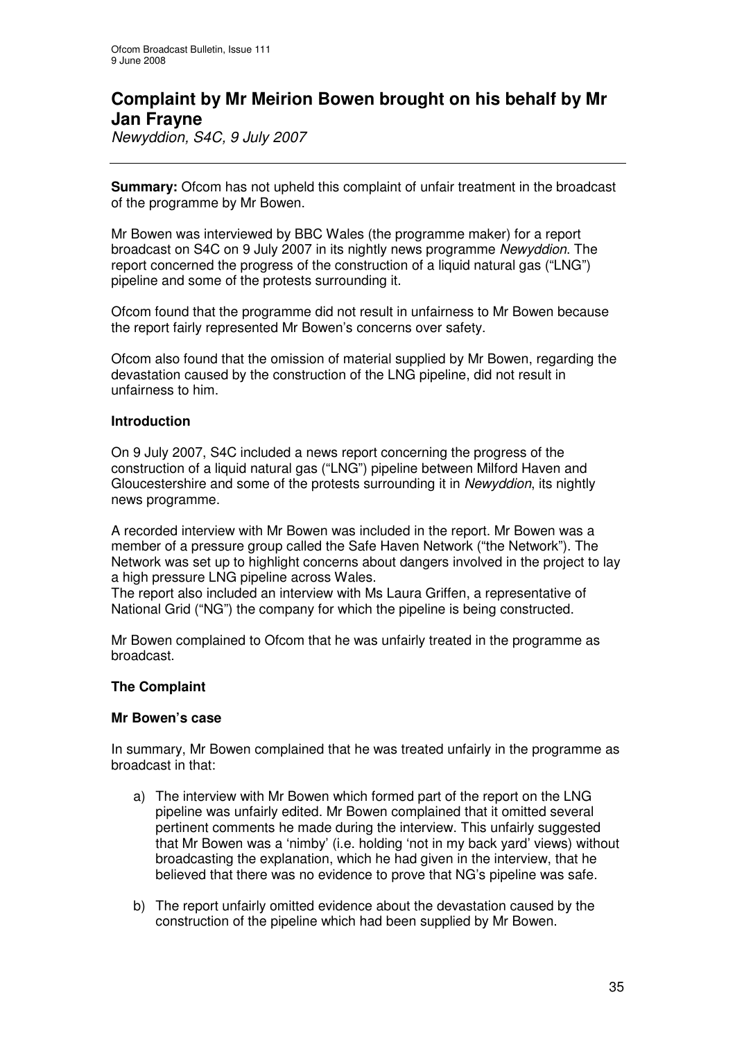# Complaint by Mr Meirion Bowen brought on his behalf by Mr Jan Frayne

*Newyddion, S4C, 9 July 2007*

---

**Summary:** Ofcom has not upheld this complaint of unfair treatment in the broadcast of the programme by Mr Bowen.

Mr Bowen was interviewed by BBC Wales (the programme maker) for a report broadcast on S4C on 9 July 2007 in its nightly news programme *Newyddion*. The report concerned the progress of the construction of a liquid natural gas ("LNG") pipeline and some of the protests surrounding it.

Ofcom found that the programme did not result in unfairness to Mr Bowen because the report fairly represented Mr Bowen's concerns over safety.

Ofcom also found that the omission of material supplied by Mr Bowen, regarding the devastation caused by the construction of the LNG pipeline, did not result in unfairness to him.

### Introduction

On 9 July 2007, S4C included a news report concerning the progress of the construction of a liquid natural gas ("LNG") pipeline between Milford Haven and Gloucestershire and some of the protests surrounding it in *Newyddion*, its nightly news programme.

A recorded interview with Mr Bowen was included in the report. Mr Bowen was a member of a pressure group called the Safe Haven Network ("the Network"). The Network was set up to highlight concerns about dangers involved in the project to lay a high pressure LNG pipeline across Wales.

The report also included an interview with Ms Laura Griffen, a representative of National Grid ("NG") the company for which the pipeline is being constructed.

Mr Bowen complained to Ofcom that he was unfairly treated in the programme as broadcast.

### The Complaint

#### Mr Bowen's case

In summary, Mr Bowen complained that he was treated unfairly in the programme as broadcast in that:

a) The interview with Mr Bowen which formed part of the report on the LNG pipeline was unfairly edited. Mr Bowen complained that it omitted several pertinent comments he made during the interview. This unfairly suggested that Mr Bowen was a 'nimby' (i.e. holding 'not in my back yard' views) without broadcasting the explanation, which he had given in the interview, that he believed that there was no evidence to prove that NG's pipeline was safe.

b) The report unfairly omitted evidence about the devastation caused by the construction of the pipeline which had been supplied by Mr Bowen.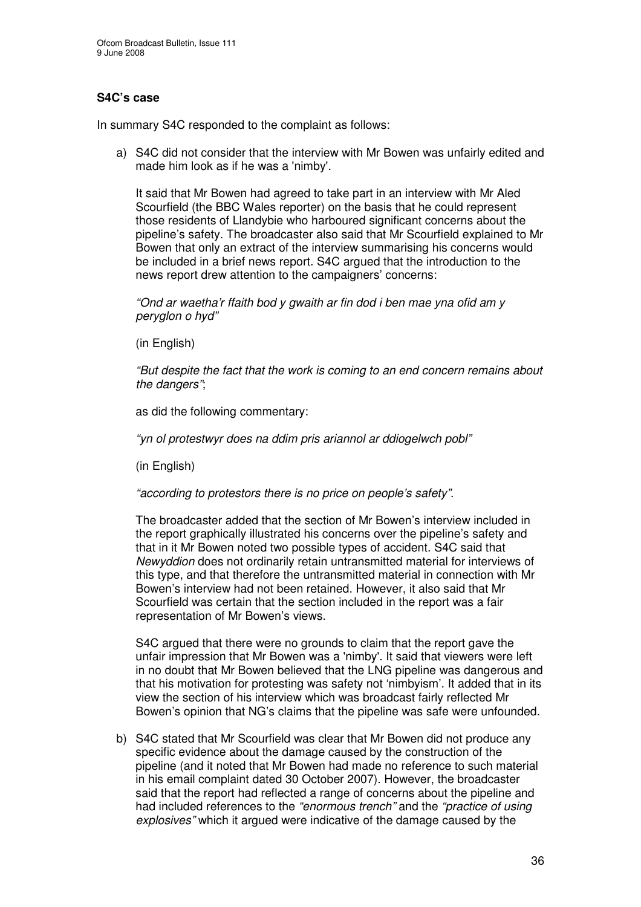**S4C's case**

In summary S4C responded to the complaint as follows:

a) S4C did not consider that the interview with Mr Bowen was unfairly edited and made him look as if he was a 'nimby'.

   It said that Mr Bowen had agreed to take part in an interview with Mr Aled Scourfield (the BBC Wales reporter) on the basis that he could represent those residents of Llandybie who harboured significant concerns about the pipeline's safety. The broadcaster also said that Mr Scourfield explained to Mr Bowen that only an extract of the interview summarising his concerns would be included in a brief news report. S4C argued that the introduction to the news report drew attention to the campaigners' concerns:

   *"Ond ar waetha'r ffaith bod y gwaith ar fin dod i ben mae yna ofid am y peryglon o hyd"*

   (in English)

   *"But despite the fact that the work is coming to an end concern remains about the dangers"*;

   as did the following commentary:

   *"yn ol protestwyr does na ddim pris ariannol ar ddiogelwch pobl"*

   (in English)

   *"according to protestors there is no price on people's safety"*.

   The broadcaster added that the section of Mr Bowen's interview included in the report graphically illustrated his concerns over the pipeline's safety and that in it Mr Bowen noted two possible types of accident. S4C said that *Newyddion* does not ordinarily retain untransmitted material for interviews of this type, and that therefore the untransmitted material in connection with Mr Bowen's interview had not been retained. However, it also said that Mr Scourfield was certain that the section included in the report was a fair representation of Mr Bowen's views.

   S4C argued that there were no grounds to claim that the report gave the unfair impression that Mr Bowen was a 'nimby'. It said that viewers were left in no doubt that Mr Bowen believed that the LNG pipeline was dangerous and that his motivation for protesting was safety not 'nimbyism'. It added that in its view the section of his interview which was broadcast fairly reflected Mr Bowen's opinion that NG's claims that the pipeline was safe were unfounded.

b) S4C stated that Mr Scourfield was clear that Mr Bowen did not produce any specific evidence about the damage caused by the construction of the pipeline (and it noted that Mr Bowen had made no reference to such material in his email complaint dated 30 October 2007). However, the broadcaster said that the report had reflected a range of concerns about the pipeline and had included references to the *"enormous trench"* and the *"practice of using explosives"* which it argued were indicative of the damage caused by the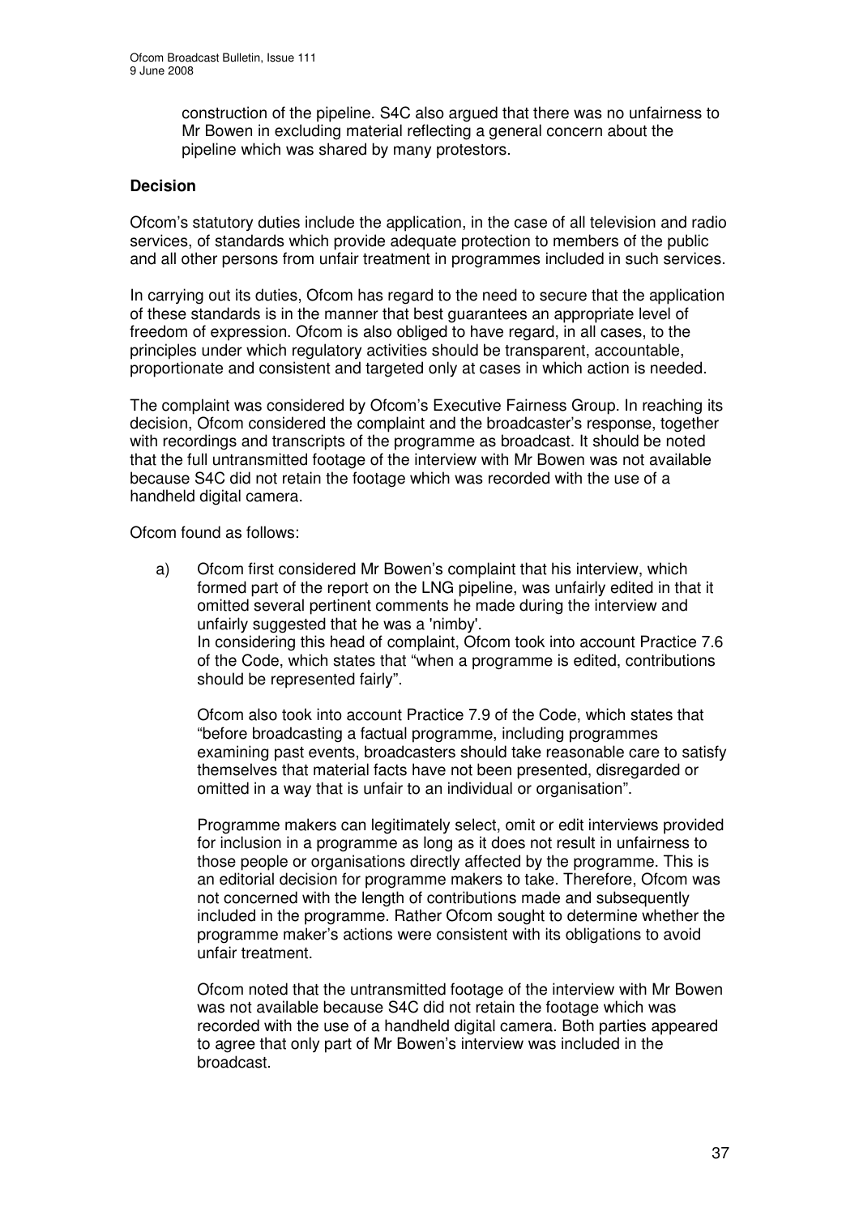construction of the pipeline. S4C also argued that there was no unfairness to Mr Bowen in excluding material reflecting a general concern about the pipeline which was shared by many protestors.

**Decision**

Ofcom's statutory duties include the application, in the case of all television and radio services, of standards which provide adequate protection to members of the public and all other persons from unfair treatment in programmes included in such services.

In carrying out its duties, Ofcom has regard to the need to secure that the application of these standards is in the manner that best guarantees an appropriate level of freedom of expression. Ofcom is also obliged to have regard, in all cases, to the principles under which regulatory activities should be transparent, accountable, proportionate and consistent and targeted only at cases in which action is needed.

The complaint was considered by Ofcom's Executive Fairness Group. In reaching its decision, Ofcom considered the complaint and the broadcaster's response, together with recordings and transcripts of the programme as broadcast. It should be noted that the full untransmitted footage of the interview with Mr Bowen was not available because S4C did not retain the footage which was recorded with the use of a handheld digital camera.

Ofcom found as follows:

a) Ofcom first considered Mr Bowen's complaint that his interview, which formed part of the report on the LNG pipeline, was unfairly edited in that it omitted several pertinent comments he made during the interview and unfairly suggested that he was a 'nimby'.
In considering this head of complaint, Ofcom took into account Practice 7.6 of the Code, which states that "when a programme is edited, contributions should be represented fairly".

Ofcom also took into account Practice 7.9 of the Code, which states that "before broadcasting a factual programme, including programmes examining past events, broadcasters should take reasonable care to satisfy themselves that material facts have not been presented, disregarded or omitted in a way that is unfair to an individual or organisation".

Programme makers can legitimately select, omit or edit interviews provided for inclusion in a programme as long as it does not result in unfairness to those people or organisations directly affected by the programme. This is an editorial decision for programme makers to take. Therefore, Ofcom was not concerned with the length of contributions made and subsequently included in the programme. Rather Ofcom sought to determine whether the programme maker's actions were consistent with its obligations to avoid unfair treatment.

Ofcom noted that the untransmitted footage of the interview with Mr Bowen was not available because S4C did not retain the footage which was recorded with the use of a handheld digital camera. Both parties appeared to agree that only part of Mr Bowen's interview was included in the broadcast.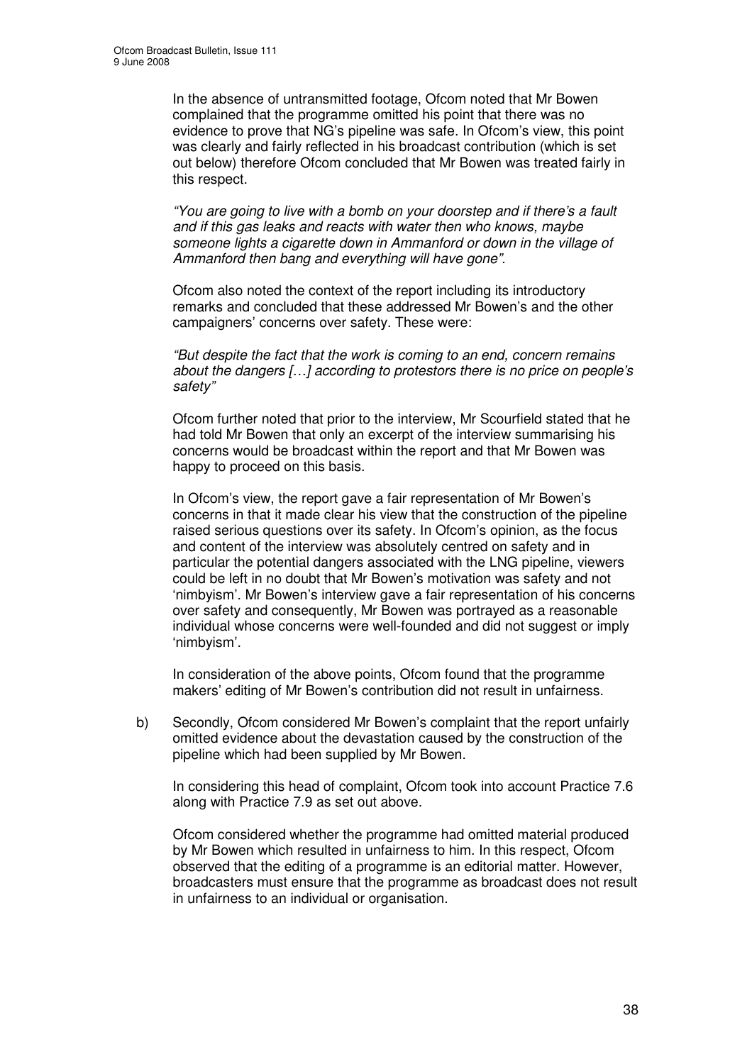In the absence of untransmitted footage, Ofcom noted that Mr Bowen complained that the programme omitted his point that there was no evidence to prove that NG's pipeline was safe. In Ofcom's view, this point was clearly and fairly reflected in his broadcast contribution (which is set out below) therefore Ofcom concluded that Mr Bowen was treated fairly in this respect.

*"You are going to live with a bomb on your doorstep and if there's a fault and if this gas leaks and reacts with water then who knows, maybe someone lights a cigarette down in Ammanford or down in the village of Ammanford then bang and everything will have gone".*

Ofcom also noted the context of the report including its introductory remarks and concluded that these addressed Mr Bowen's and the other campaigners' concerns over safety. These were:

*"But despite the fact that the work is coming to an end, concern remains about the dangers […] according to protestors there is no price on people's safety"*

Ofcom further noted that prior to the interview, Mr Scourfield stated that he had told Mr Bowen that only an excerpt of the interview summarising his concerns would be broadcast within the report and that Mr Bowen was happy to proceed on this basis.

In Ofcom's view, the report gave a fair representation of Mr Bowen's concerns in that it made clear his view that the construction of the pipeline raised serious questions over its safety. In Ofcom's opinion, as the focus and content of the interview was absolutely centred on safety and in particular the potential dangers associated with the LNG pipeline, viewers could be left in no doubt that Mr Bowen's motivation was safety and not 'nimbyism'. Mr Bowen's interview gave a fair representation of his concerns over safety and consequently, Mr Bowen was portrayed as a reasonable individual whose concerns were well-founded and did not suggest or imply 'nimbyism'.

In consideration of the above points, Ofcom found that the programme makers' editing of Mr Bowen's contribution did not result in unfairness.

b) Secondly, Ofcom considered Mr Bowen's complaint that the report unfairly omitted evidence about the devastation caused by the construction of the pipeline which had been supplied by Mr Bowen.

In considering this head of complaint, Ofcom took into account Practice 7.6 along with Practice 7.9 as set out above.

Ofcom considered whether the programme had omitted material produced by Mr Bowen which resulted in unfairness to him. In this respect, Ofcom observed that the editing of a programme is an editorial matter. However, broadcasters must ensure that the programme as broadcast does not result in unfairness to an individual or organisation.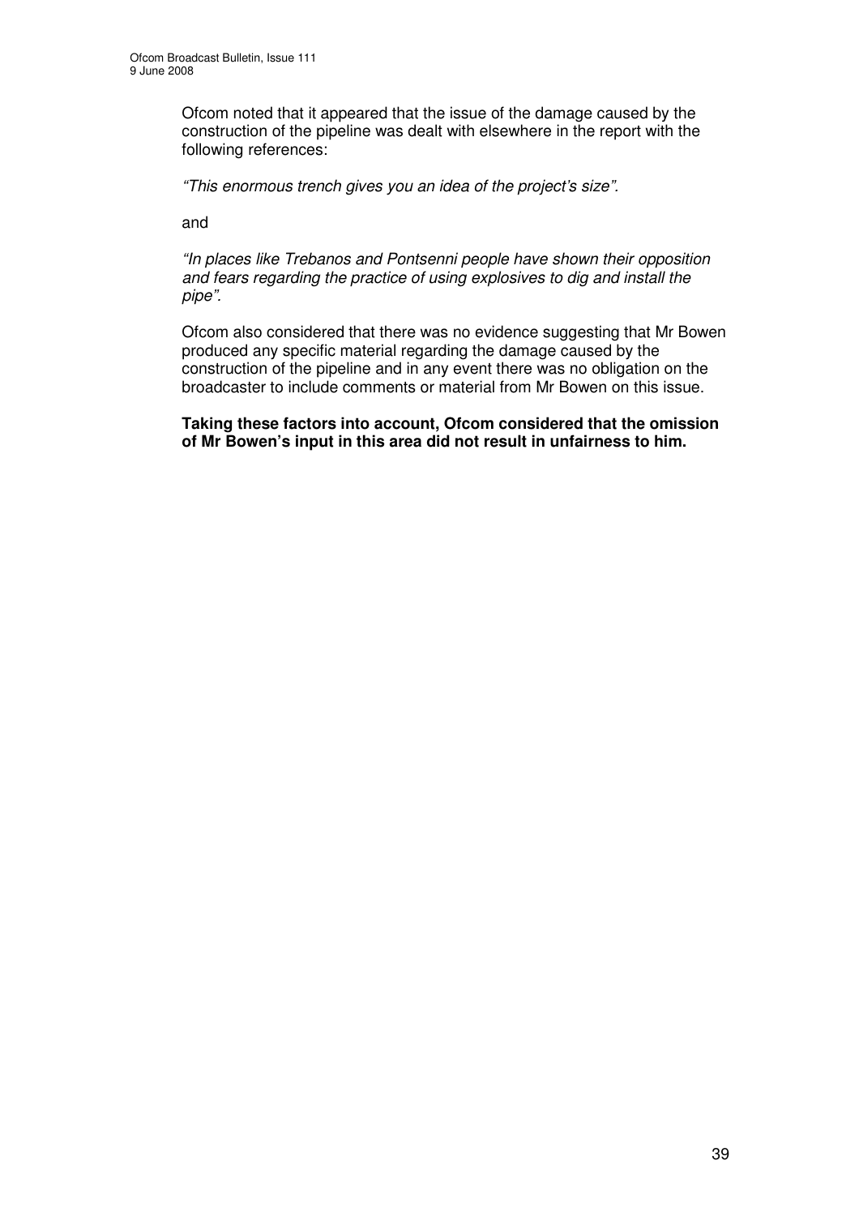Ofcom noted that it appeared that the issue of the damage caused by the construction of the pipeline was dealt with elsewhere in the report with the following references:

*"This enormous trench gives you an idea of the project's size".*

and

*"In places like Trebanos and Pontsenni people have shown their opposition and fears regarding the practice of using explosives to dig and install the pipe".*

Ofcom also considered that there was no evidence suggesting that Mr Bowen produced any specific material regarding the damage caused by the construction of the pipeline and in any event there was no obligation on the broadcaster to include comments or material from Mr Bowen on this issue.

**Taking these factors into account, Ofcom considered that the omission of Mr Bowen's input in this area did not result in unfairness to him.**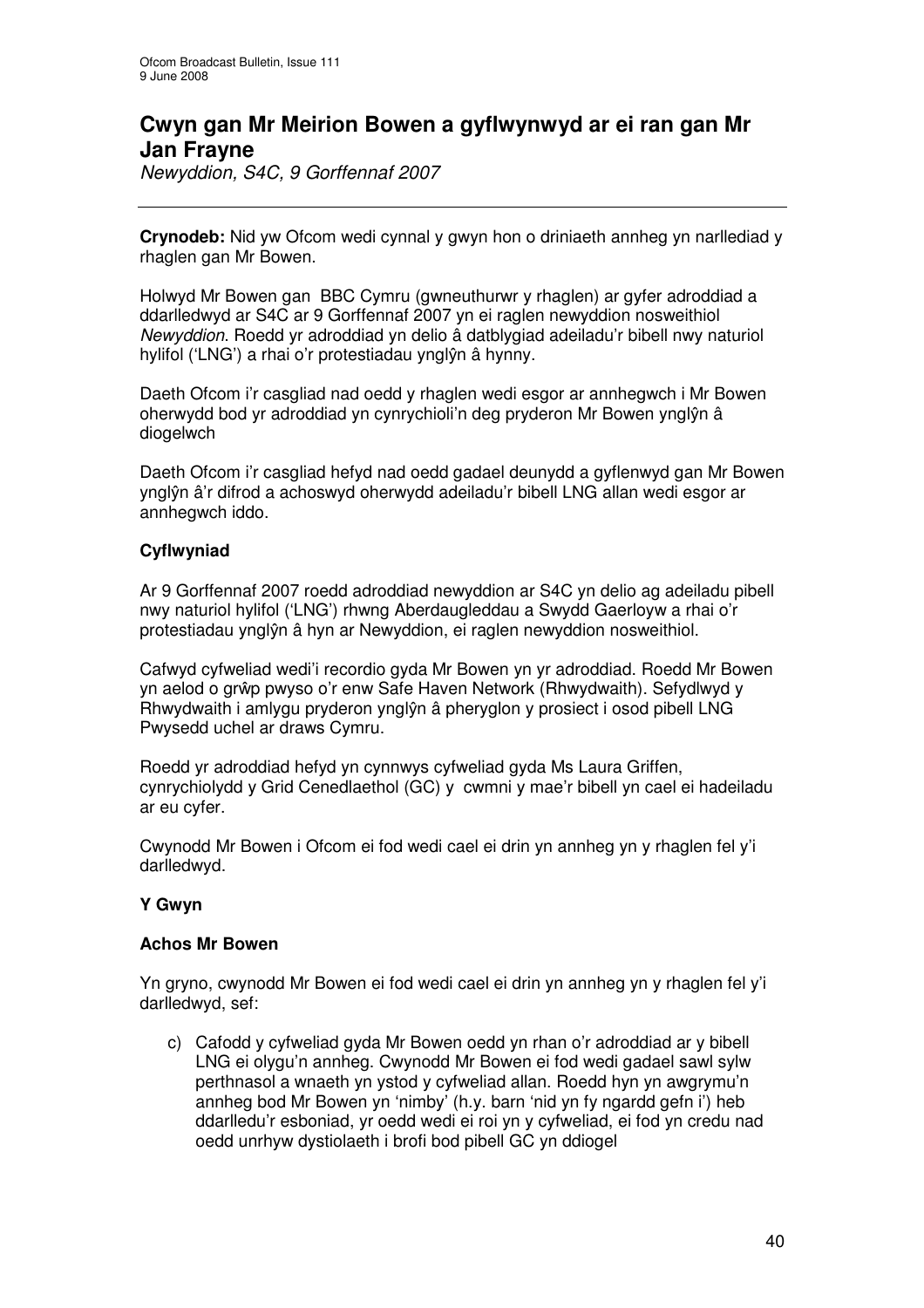# Cwyn gan Mr Meirion Bowen a gyflwynwyd ar ei ran gan Mr Jan Frayne

*Newyddion, S4C, 9 Gorffennaf 2007*

---

**Crynodeb:** Nid yw Ofcom wedi cynnal y gwyn hon o driniaeth annheg yn narllediad y rhaglen gan Mr Bowen.

Holwyd Mr Bowen gan BBC Cymru (gwneuthurwr y rhaglen) ar gyfer adroddiad a ddarlledwyd ar S4C ar 9 Gorffennaf 2007 yn ei raglen newyddion nosweithiol *Newyddion*. Roedd yr adroddiad yn delio â datblygiad adeiladu'r bibell nwy naturiol hylifol ('LNG') a rhai o'r protestiadau ynglŷn â hynny.

Daeth Ofcom i'r casgliad nad oedd y rhaglen wedi esgor ar annhegwch i Mr Bowen oherwydd bod yr adroddiad yn cynrychioli'n deg pryderon Mr Bowen ynglŷn â diogelwch

Daeth Ofcom i'r casgliad hefyd nad oedd gadael deunydd a gyflenwyd gan Mr Bowen ynglŷn â'r difrod a achoswyd oherwydd adeiladu'r bibell LNG allan wedi esgor ar annhegwch iddo.

### Cyflwyniad

Ar 9 Gorffennaf 2007 roedd adroddiad newyddion ar S4C yn delio ag adeiladu pibell nwy naturiol hylifol ('LNG') rhwng Aberdaugleddau a Swydd Gaerloyw a rhai o'r protestiadau ynglŷn â hyn ar Newyddion, ei raglen newyddion nosweithiol.

Cafwyd cyfweliad wedi'i recordio gyda Mr Bowen yn yr adroddiad. Roedd Mr Bowen yn aelod o grŵp pwyso o'r enw Safe Haven Network (Rhwydwaith). Sefydlwyd y Rhwydwaith i amlygu pryderon ynglŷn â pheryglon y prosiect i osod pibell LNG Pwysedd uchel ar draws Cymru.

Roedd yr adroddiad hefyd yn cynnwys cyfweliad gyda Ms Laura Griffen, cynrychiolydd y Grid Cenedlaethol (GC) y cwmni y mae'r bibell yn cael ei hadeiladu ar eu cyfer.

Cwynodd Mr Bowen i Ofcom ei fod wedi cael ei drin yn annheg yn y rhaglen fel y'i darlledwyd.

### Y Gwyn

#### Achos Mr Bowen

Yn gryno, cwynodd Mr Bowen ei fod wedi cael ei drin yn annheg yn y rhaglen fel y'i darlledwyd, sef:

c) Cafodd y cyfweliad gyda Mr Bowen oedd yn rhan o'r adroddiad ar y bibell LNG ei olygu'n annheg. Cwynodd Mr Bowen ei fod wedi gadael sawl sylw perthnasol a wnaeth yn ystod y cyfweliad allan. Roedd hyn yn awgrymu'n annheg bod Mr Bowen yn 'nimby' (h.y. barn 'nid yn fy ngardd gefn i') heb ddarlledu'r esboniad, yr oedd wedi ei roi yn y cyfweliad, ei fod yn credu nad oedd unrhyw dystiolaeth i brofi bod pibell GC yn ddiogel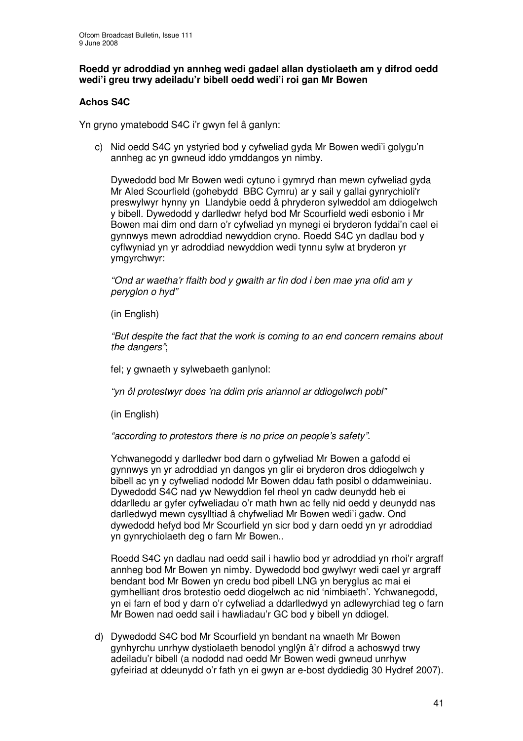**Roedd yr adroddiad yn annheg wedi gadael allan dystiolaeth am y difrod oedd wedi'i greu trwy adeiladu'r bibell oedd wedi'i roi gan Mr Bowen**

**Achos S4C**

Yn gryno ymatebodd S4C i'r gwyn fel â ganlyn:

c) Nid oedd S4C yn ystyried bod y cyfweliad gyda Mr Bowen wedi'i golygu'n annheg ac yn gwneud iddo ymddangos yn nimby.

   Dywedodd bod Mr Bowen wedi cytuno i gymryd rhan mewn cyfweliad gyda Mr Aled Scourfield (gohebydd BBC Cymru) ar y sail y gallai gynrychioli'r preswylwyr hynny yn Llandybie oedd â phryderon sylweddol am ddiogelwch y bibell. Dywedodd y darlledwr hefyd bod Mr Scourfield wedi esbonio i Mr Bowen mai dim ond darn o'r cyfweliad yn mynegi ei bryderon fyddai'n cael ei gynnwys mewn adroddiad newyddion cryno. Roedd S4C yn dadlau bod y cyflwyniad yn yr adroddiad newyddion wedi tynnu sylw at bryderon yr ymgyrchwyr:

   *"Ond ar waetha'r ffaith bod y gwaith ar fin dod i ben mae yna ofid am y peryglon o hyd"*

   (in English)

   *"But despite the fact that the work is coming to an end concern remains about the dangers"*;

   fel; y gwnaeth y sylwebaeth ganlynol:

   *"yn ôl protestwyr does 'na ddim pris ariannol ar ddiogelwch pobl"*

   (in English)

   *"according to protestors there is no price on people's safety"*.

   Ychwanegodd y darlledwr bod darn o gyfweliad Mr Bowen a gafodd ei gynnwys yn yr adroddiad yn dangos yn glir ei bryderon dros ddiogelwch y bibell ac yn y cyfweliad nododd Mr Bowen ddau fath posibl o ddamweiniau. Dywedodd S4C nad yw Newyddion fel rheol yn cadw deunydd heb ei ddarlledu ar gyfer cyfweliadau o'r math hwn ac felly nid oedd y deunydd nas darlledwyd mewn cysylltiad â chyfweliad Mr Bowen wedi'i gadw. Ond dywedodd hefyd bod Mr Scourfield yn sicr bod y darn oedd yn yr adroddiad yn gynrychiolaeth deg o farn Mr Bowen..

   Roedd S4C yn dadlau nad oedd sail i hawlio bod yr adroddiad yn rhoi'r argraff annheg bod Mr Bowen yn nimby. Dywedodd bod gwylwyr wedi cael yr argraff bendant bod Mr Bowen yn credu bod pibell LNG yn beryglus ac mai ei gymhelliant dros brotestio oedd diogelwch ac nid 'nimbiaeth'. Ychwanegodd, yn ei farn ef bod y darn o'r cyfweliad a ddarlledwyd yn adlewyrchiad teg o farn Mr Bowen nad oedd sail i hawliadau'r GC bod y bibell yn ddiogel.

d) Dywedodd S4C bod Mr Scourfield yn bendant na wnaeth Mr Bowen gynhyrchu unrhyw dystiolaeth benodol ynglŷn â'r difrod a achoswyd trwy adeiladu'r bibell (a nododd nad oedd Mr Bowen wedi gwneud unrhyw gyfeiriad at ddeunydd o'r fath yn ei gwyn ar e-bost dyddiedig 30 Hydref 2007).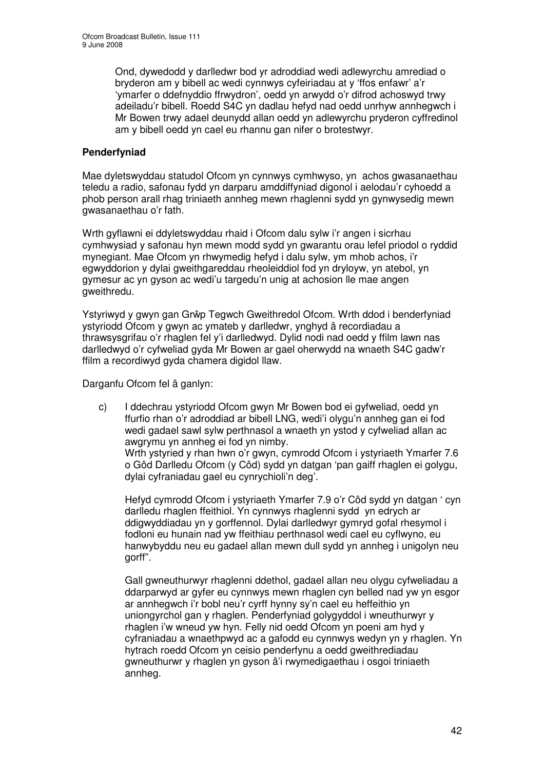Ond, dywedodd y darlledwr bod yr adroddiad wedi adlewyrchu amrediad o bryderon am y bibell ac wedi cynnwys cyfeiriadau at y 'ffos enfawr' a'r 'ymarfer o ddefnyddio ffrwydron', oedd yn arwydd o'r difrod achoswyd trwy adeiladu'r bibell. Roedd S4C yn dadlau hefyd nad oedd unrhyw annhegwch i Mr Bowen trwy adael deunydd allan oedd yn adlewyrchu pryderon cyffredinol am y bibell oedd yn cael eu rhannu gan nifer o brotestwyr.

**Penderfyniad**

Mae dyletswyddau statudol Ofcom yn cynnwys cymhwyso, yn achos gwasanaethau teledu a radio, safonau fydd yn darparu amddiffyniad digonol i aelodau'r cyhoedd a phob person arall rhag triniaeth annheg mewn rhaglenni sydd yn gynwysedig mewn gwasanaethau o'r fath.

Wrth gyflawni ei ddyletswyddau rhaid i Ofcom dalu sylw i'r angen i sicrhau cymhwysiad y safonau hyn mewn modd sydd yn gwarantu orau lefel priodol o ryddid mynegiant. Mae Ofcom yn rhwymedig hefyd i dalu sylw, ym mhob achos, i'r egwyddorion y dylai gweithgareddau rheoleiddiol fod yn dryloyw, yn atebol, yn gymesur ac yn gyson ac wedi'u targedu'n unig at achosion lle mae angen gweithredu.

Ystyriwyd y gwyn gan Grŵp Tegwch Gweithredol Ofcom. Wrth ddod i benderfyniad ystyriodd Ofcom y gwyn ac ymateb y darlledwr, ynghyd â recordiadau a thrawsysgrifau o'r rhaglen fel y'i darlledwyd. Dylid nodi nad oedd y ffilm lawn nas darlledwyd o'r cyfweliad gyda Mr Bowen ar gael oherwydd na wnaeth S4C gadw'r ffilm a recordiwyd gyda chamera digidol llaw.

Darganfu Ofcom fel â ganlyn:

c) I ddechrau ystyriodd Ofcom gwyn Mr Bowen bod ei gyfweliad, oedd yn ffurfio rhan o'r adroddiad ar bibell LNG, wedi'i olygu'n annheg gan ei fod wedi gadael sawl sylw perthnasol a wnaeth yn ystod y cyfweliad allan ac awgrymu yn annheg ei fod yn nimby.
Wrth ystyried y rhan hwn o'r gwyn, cymrodd Ofcom i ystyriaeth Ymarfer 7.6 o Gôd Darlledu Ofcom (y Côd) sydd yn datgan 'pan gaiff rhaglen ei golygu, dylai cyfraniadau gael eu cynrychioli'n deg'.

   Hefyd cymrodd Ofcom i ystyriaeth Ymarfer 7.9 o'r Côd sydd yn datgan ' cyn darlledu rhaglen ffeithiol. Yn cynnwys rhaglenni sydd yn edrych ar ddigwyddiadau yn y gorffennol. Dylai darlledwyr gymryd gofal rhesymol i fodloni eu hunain nad yw ffeithiau perthnasol wedi cael eu cyflwyno, eu hanwybyddu neu eu gadael allan mewn dull sydd yn annheg i unigolyn neu gorff".

   Gall gwneuthurwyr rhaglenni ddethol, gadael allan neu olygu cyfweliadau a ddarparwyd ar gyfer eu cynnwys mewn rhaglen cyn belled nad yw yn esgor ar annhegwch i'r bobl neu'r cyrff hynny sy'n cael eu heffeithio yn uniongyrchol gan y rhaglen. Penderfyniad golygyddol i wneuthurwyr y rhaglen i'w wneud yw hyn. Felly nid oedd Ofcom yn poeni am hyd y cyfraniadau a wnaethpwyd ac a gafodd eu cynnwys wedyn yn y rhaglen. Yn hytrach roedd Ofcom yn ceisio penderfynu a oedd gweithrediadau gwneuthurwr y rhaglen yn gyson â'i rwymedigaethau i osgoi triniaeth annheg.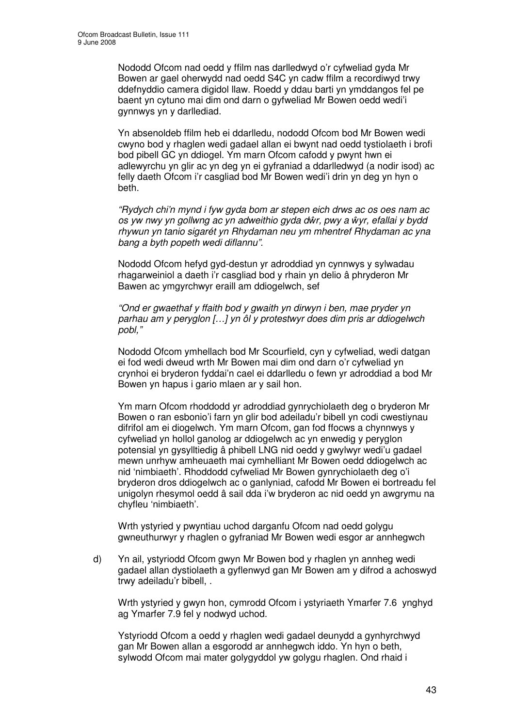Nododd Ofcom nad oedd y ffilm nas darlledwyd o'r cyfweliad gyda Mr Bowen ar gael oherwydd nad oedd S4C yn cadw ffilm a recordiwyd trwy ddefnyddio camera digidol llaw. Roedd y ddau barti yn ymddangos fel pe baent yn cytuno mai dim ond darn o gyfweliad Mr Bowen oedd wedi'i gynnwys yn y darllediad.

Yn absenoldeb ffilm heb ei ddarlledu, nododd Ofcom bod Mr Bowen wedi cwyno bod y rhaglen wedi gadael allan ei bwynt nad oedd tystiolaeth i brofi bod pibell GC yn ddiogel. Ym marn Ofcom cafodd y pwynt hwn ei adlewyrchu yn glir ac yn deg yn ei gyfraniad a ddarlledwyd (a nodir isod) ac felly daeth Ofcom i'r casgliad bod Mr Bowen wedi'i drin yn deg yn hyn o beth.

*"Rydych chi'n mynd i fyw gyda bom ar stepen eich drws ac os oes nam ac os yw nwy yn gollwng ac yn adweithio gyda dŵr, pwy a ŵyr, efallai y bydd rhywun yn tanio sigarét yn Rhydaman neu ym mhentref Rhydaman ac yna bang a byth popeth wedi diflannu".*

Nododd Ofcom hefyd gyd-destun yr adroddiad yn cynnwys y sylwadau rhagarweiniol a daeth i'r casgliad bod y rhain yn delio â phryderon Mr Bawen ac ymgyrchwyr eraill am ddiogelwch, sef

*"Ond er gwaethaf y ffaith bod y gwaith yn dirwyn i ben, mae pryder yn parhau am y peryglon […] yn ôl y protestwyr does dim pris ar ddiogelwch pobl,"*

Nododd Ofcom ymhellach bod Mr Scourfield, cyn y cyfweliad, wedi datgan ei fod wedi dweud wrth Mr Bowen mai dim ond darn o'r cyfweliad yn crynhoi ei bryderon fyddai'n cael ei ddarlledu o fewn yr adroddiad a bod Mr Bowen yn hapus i gario mlaen ar y sail hon.

Ym marn Ofcom rhoddodd yr adroddiad gynrychiolaeth deg o bryderon Mr Bowen o ran esbonio'i farn yn glir bod adeiladu'r bibell yn codi cwestiynau difrifol am ei diogelwch. Ym marn Ofcom, gan fod ffocws a chynnwys y cyfweliad yn hollol ganolog ar ddiogelwch ac yn enwedig y peryglon potensial yn gysylltiedig â phibell LNG nid oedd y gwylwyr wedi'u gadael mewn unrhyw amheuaeth mai cymhelliant Mr Bowen oedd ddiogelwch ac nid 'nimbiaeth'. Rhoddodd cyfweliad Mr Bowen gynrychiolaeth deg o'i bryderon dros ddiogelwch ac o ganlyniad, cafodd Mr Bowen ei bortreadu fel unigolyn rhesymol oedd â sail dda i'w bryderon ac nid oedd yn awgrymu na chyfleu 'nimbiaeth'.

Wrth ystyried y pwyntiau uchod darganfu Ofcom nad oedd golygu gwneuthurwyr y rhaglen o gyfraniad Mr Bowen wedi esgor ar annhegwch

d) Yn ail, ystyriodd Ofcom gwyn Mr Bowen bod y rhaglen yn annheg wedi gadael allan dystiolaeth a gyflenwyd gan Mr Bowen am y difrod a achoswyd trwy adeiladu'r bibell, .

   Wrth ystyried y gwyn hon, cymrodd Ofcom i ystyriaeth Ymarfer 7.6 ynghyd ag Ymarfer 7.9 fel y nodwyd uchod.

   Ystyriodd Ofcom a oedd y rhaglen wedi gadael deunydd a gynhyrchwyd gan Mr Bowen allan a esgorodd ar annhegwch iddo. Yn hyn o beth, sylwodd Ofcom mai mater golygyddol yw golygu rhaglen. Ond rhaid i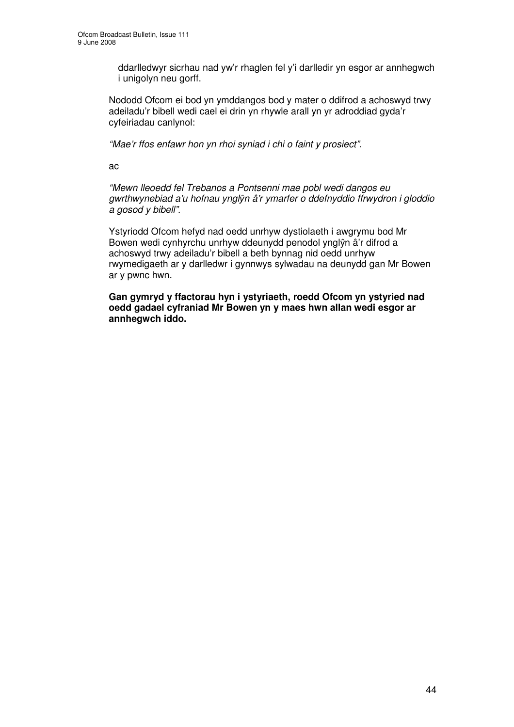ddarlledwyr sicrhau nad yw'r rhaglen fel y'i darlledir yn esgor ar annhegwch i unigolyn neu gorff.

Nododd Ofcom ei bod yn ymddangos bod y mater o ddifrod a achoswyd trwy adeiladu'r bibell wedi cael ei drin yn rhywle arall yn yr adroddiad gyda'r cyfeiriadau canlynol:

*"Mae'r ffos enfawr hon yn rhoi syniad i chi o faint y prosiect".*

ac

*"Mewn lleoedd fel Trebanos a Pontsenni mae pobl wedi dangos eu gwrthwynebiad a'u hofnau ynglŷn â'r ymarfer o ddefnyddio ffrwydron i gloddio a gosod y bibell".*

Ystyriodd Ofcom hefyd nad oedd unrhyw dystiolaeth i awgrymu bod Mr Bowen wedi cynhyrchu unrhyw ddeunydd penodol ynglŷn â'r difrod a achoswyd trwy adeiladu'r bibell a beth bynnag nid oedd unrhyw rwymedigaeth ar y darlledwr i gynnwys sylwadau na deunydd gan Mr Bowen ar y pwnc hwn.

**Gan gymryd y ffactorau hyn i ystyriaeth, roedd Ofcom yn ystyried nad oedd gadael cyfraniad Mr Bowen yn y maes hwn allan wedi esgor ar annhegwch iddo.**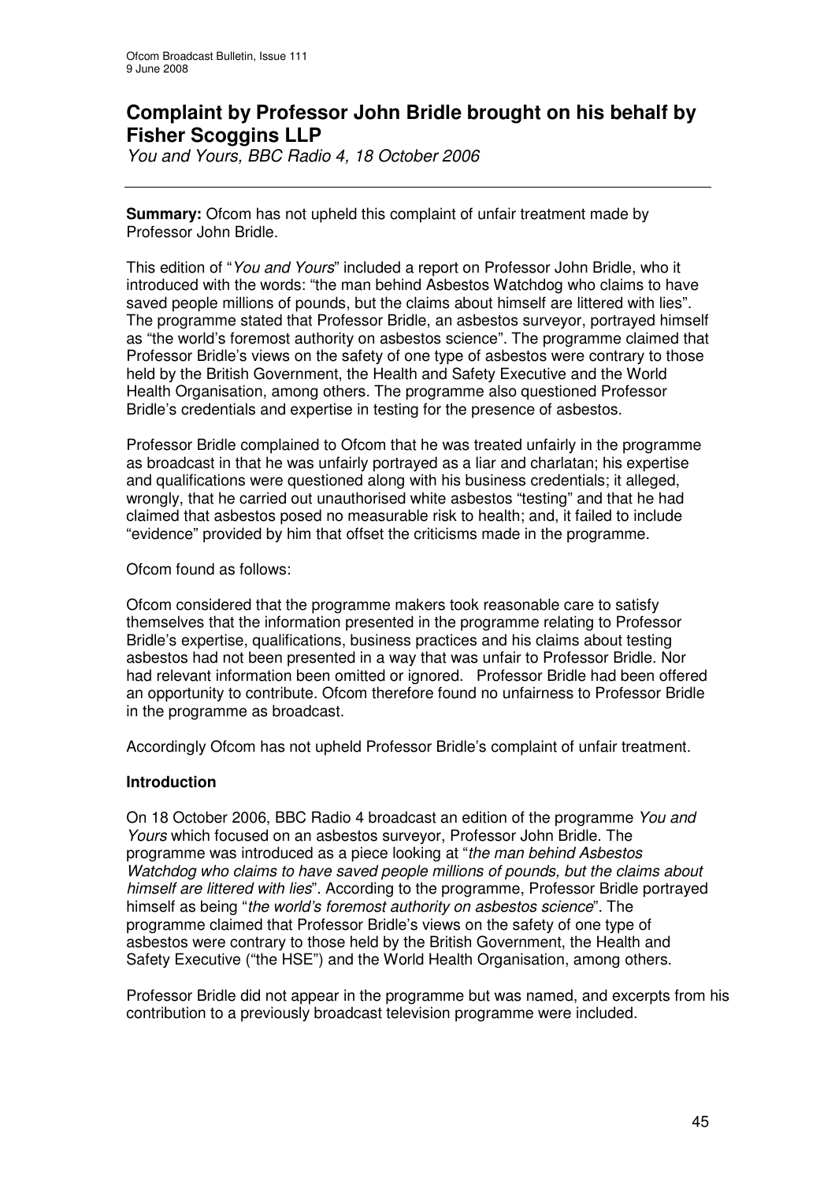# Complaint by Professor John Bridle brought on his behalf by Fisher Scoggins LLP

*You and Yours, BBC Radio 4, 18 October 2006*

---

**Summary:** Ofcom has not upheld this complaint of unfair treatment made by Professor John Bridle.

This edition of "*You and Yours*" included a report on Professor John Bridle, who it introduced with the words: "the man behind Asbestos Watchdog who claims to have saved people millions of pounds, but the claims about himself are littered with lies". The programme stated that Professor Bridle, an asbestos surveyor, portrayed himself as "the world's foremost authority on asbestos science". The programme claimed that Professor Bridle's views on the safety of one type of asbestos were contrary to those held by the British Government, the Health and Safety Executive and the World Health Organisation, among others. The programme also questioned Professor Bridle's credentials and expertise in testing for the presence of asbestos.

Professor Bridle complained to Ofcom that he was treated unfairly in the programme as broadcast in that he was unfairly portrayed as a liar and charlatan; his expertise and qualifications were questioned along with his business credentials; it alleged, wrongly, that he carried out unauthorised white asbestos "testing" and that he had claimed that asbestos posed no measurable risk to health; and, it failed to include "evidence" provided by him that offset the criticisms made in the programme.

Ofcom found as follows:

Ofcom considered that the programme makers took reasonable care to satisfy themselves that the information presented in the programme relating to Professor Bridle's expertise, qualifications, business practices and his claims about testing asbestos had not been presented in a way that was unfair to Professor Bridle. Nor had relevant information been omitted or ignored. Professor Bridle had been offered an opportunity to contribute. Ofcom therefore found no unfairness to Professor Bridle in the programme as broadcast.

Accordingly Ofcom has not upheld Professor Bridle's complaint of unfair treatment.

### Introduction

On 18 October 2006, BBC Radio 4 broadcast an edition of the programme *You and Yours* which focused on an asbestos surveyor, Professor John Bridle. The programme was introduced as a piece looking at "*the man behind Asbestos Watchdog who claims to have saved people millions of pounds, but the claims about himself are littered with lies*". According to the programme, Professor Bridle portrayed himself as being "*the world's foremost authority on asbestos science*". The programme claimed that Professor Bridle's views on the safety of one type of asbestos were contrary to those held by the British Government, the Health and Safety Executive ("the HSE") and the World Health Organisation, among others.

Professor Bridle did not appear in the programme but was named, and excerpts from his contribution to a previously broadcast television programme were included.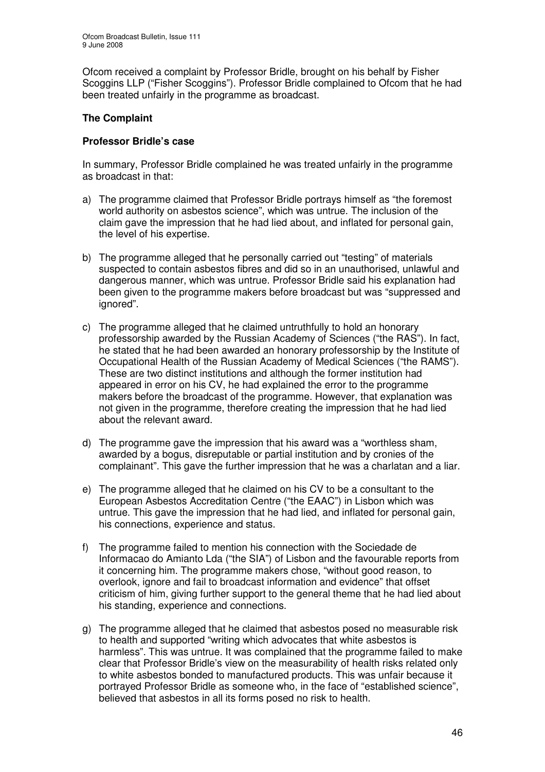Ofcom received a complaint by Professor Bridle, brought on his behalf by Fisher Scoggins LLP ("Fisher Scoggins"). Professor Bridle complained to Ofcom that he had been treated unfairly in the programme as broadcast.

### The Complaint

#### Professor Bridle's case

In summary, Professor Bridle complained he was treated unfairly in the programme as broadcast in that:

a) The programme claimed that Professor Bridle portrays himself as "the foremost world authority on asbestos science", which was untrue. The inclusion of the claim gave the impression that he had lied about, and inflated for personal gain, the level of his expertise.

b) The programme alleged that he personally carried out "testing" of materials suspected to contain asbestos fibres and did so in an unauthorised, unlawful and dangerous manner, which was untrue. Professor Bridle said his explanation had been given to the programme makers before broadcast but was "suppressed and ignored".

c) The programme alleged that he claimed untruthfully to hold an honorary professorship awarded by the Russian Academy of Sciences ("the RAS"). In fact, he stated that he had been awarded an honorary professorship by the Institute of Occupational Health of the Russian Academy of Medical Sciences ("the RAMS"). These are two distinct institutions and although the former institution had appeared in error on his CV, he had explained the error to the programme makers before the broadcast of the programme. However, that explanation was not given in the programme, therefore creating the impression that he had lied about the relevant award.

d) The programme gave the impression that his award was a "worthless sham, awarded by a bogus, disreputable or partial institution and by cronies of the complainant". This gave the further impression that he was a charlatan and a liar.

e) The programme alleged that he claimed on his CV to be a consultant to the European Asbestos Accreditation Centre ("the EAAC") in Lisbon which was untrue. This gave the impression that he had lied, and inflated for personal gain, his connections, experience and status.

f) The programme failed to mention his connection with the Sociedade de Informacao do Amianto Lda ("the SIA") of Lisbon and the favourable reports from it concerning him. The programme makers chose, "without good reason, to overlook, ignore and fail to broadcast information and evidence" that offset criticism of him, giving further support to the general theme that he had lied about his standing, experience and connections.

g) The programme alleged that he claimed that asbestos posed no measurable risk to health and supported "writing which advocates that white asbestos is harmless". This was untrue. It was complained that the programme failed to make clear that Professor Bridle's view on the measurability of health risks related only to white asbestos bonded to manufactured products. This was unfair because it portrayed Professor Bridle as someone who, in the face of "established science", believed that asbestos in all its forms posed no risk to health.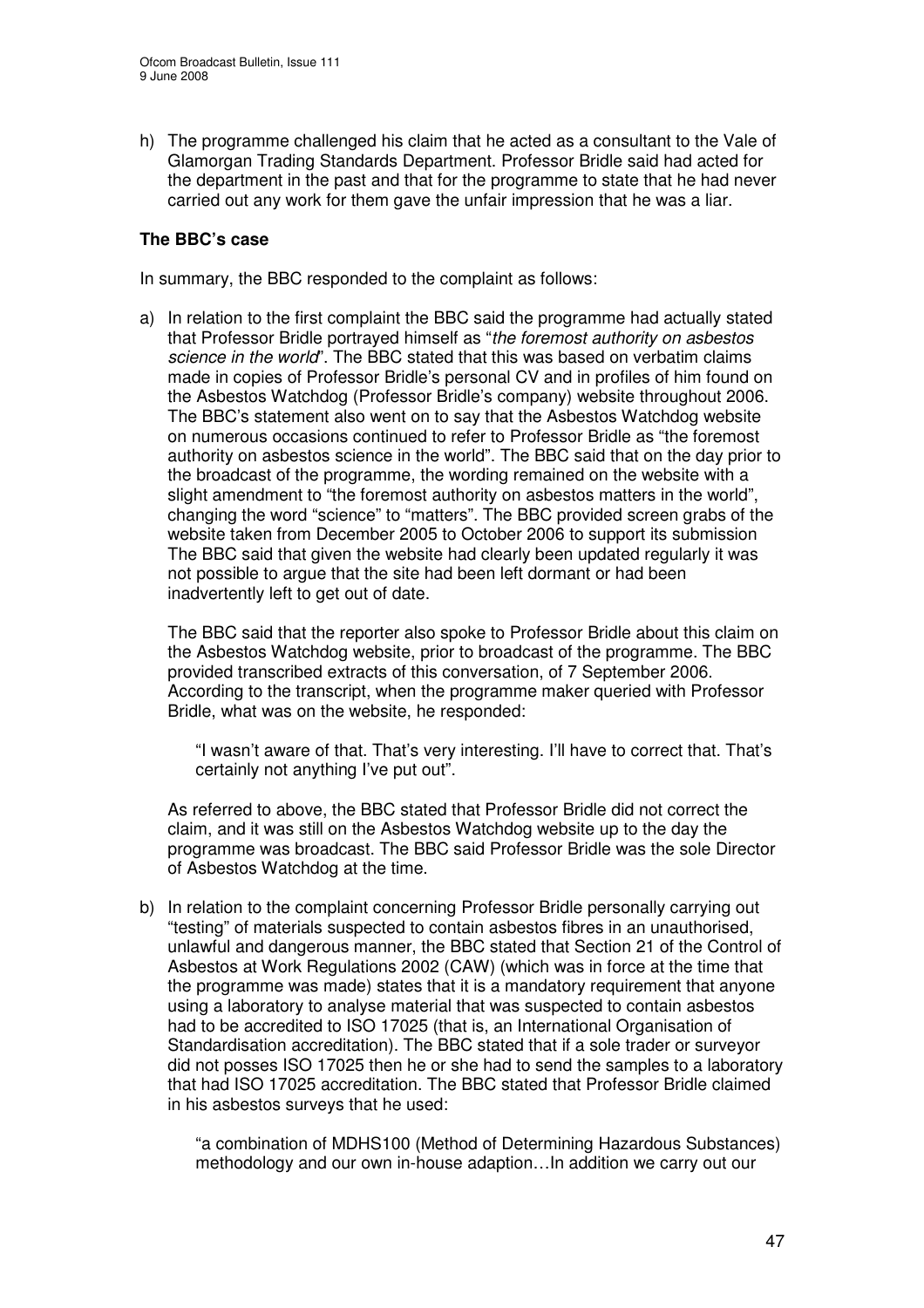h) The programme challenged his claim that he acted as a consultant to the Vale of Glamorgan Trading Standards Department. Professor Bridle said had acted for the department in the past and that for the programme to state that he had never carried out any work for them gave the unfair impression that he was a liar.

**The BBC's case**

In summary, the BBC responded to the complaint as follows:

a) In relation to the first complaint the BBC said the programme had actually stated that Professor Bridle portrayed himself as "*the foremost authority on asbestos science in the world*". The BBC stated that this was based on verbatim claims made in copies of Professor Bridle's personal CV and in profiles of him found on the Asbestos Watchdog (Professor Bridle's company) website throughout 2006. The BBC's statement also went on to say that the Asbestos Watchdog website on numerous occasions continued to refer to Professor Bridle as "the foremost authority on asbestos science in the world". The BBC said that on the day prior to the broadcast of the programme, the wording remained on the website with a slight amendment to "the foremost authority on asbestos matters in the world", changing the word "science" to "matters". The BBC provided screen grabs of the website taken from December 2005 to October 2006 to support its submission The BBC said that given the website had clearly been updated regularly it was not possible to argue that the site had been left dormant or had been inadvertently left to get out of date.

   The BBC said that the reporter also spoke to Professor Bridle about this claim on the Asbestos Watchdog website, prior to broadcast of the programme. The BBC provided transcribed extracts of this conversation, of 7 September 2006. According to the transcript, when the programme maker queried with Professor Bridle, what was on the website, he responded:

   > "I wasn't aware of that. That's very interesting. I'll have to correct that. That's certainly not anything I've put out".

   As referred to above, the BBC stated that Professor Bridle did not correct the claim, and it was still on the Asbestos Watchdog website up to the day the programme was broadcast. The BBC said Professor Bridle was the sole Director of Asbestos Watchdog at the time.

b) In relation to the complaint concerning Professor Bridle personally carrying out "testing" of materials suspected to contain asbestos fibres in an unauthorised, unlawful and dangerous manner, the BBC stated that Section 21 of the Control of Asbestos at Work Regulations 2002 (CAW) (which was in force at the time that the programme was made) states that it is a mandatory requirement that anyone using a laboratory to analyse material that was suspected to contain asbestos had to be accredited to ISO 17025 (that is, an International Organisation of Standardisation accreditation). The BBC stated that if a sole trader or surveyor did not posses ISO 17025 then he or she had to send the samples to a laboratory that had ISO 17025 accreditation. The BBC stated that Professor Bridle claimed in his asbestos surveys that he used:

   > "a combination of MDHS100 (Method of Determining Hazardous Substances) methodology and our own in-house adaption…In addition we carry out our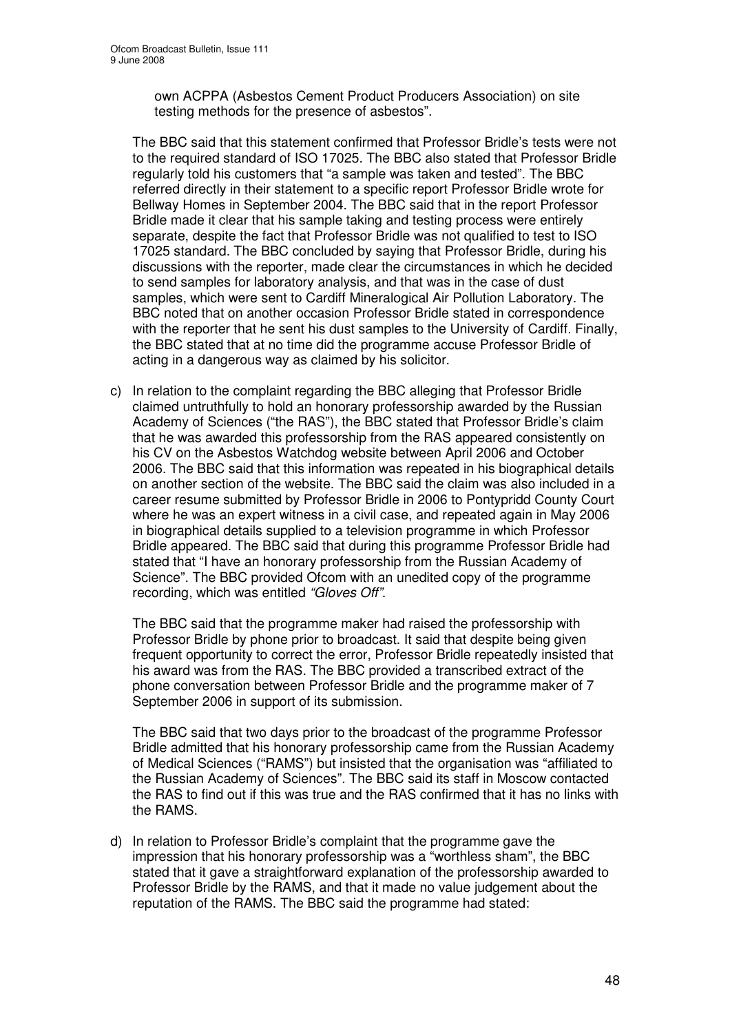own ACPPA (Asbestos Cement Product Producers Association) on site testing methods for the presence of asbestos".

The BBC said that this statement confirmed that Professor Bridle's tests were not to the required standard of ISO 17025. The BBC also stated that Professor Bridle regularly told his customers that "a sample was taken and tested". The BBC referred directly in their statement to a specific report Professor Bridle wrote for Bellway Homes in September 2004. The BBC said that in the report Professor Bridle made it clear that his sample taking and testing process were entirely separate, despite the fact that Professor Bridle was not qualified to test to ISO 17025 standard. The BBC concluded by saying that Professor Bridle, during his discussions with the reporter, made clear the circumstances in which he decided to send samples for laboratory analysis, and that was in the case of dust samples, which were sent to Cardiff Mineralogical Air Pollution Laboratory. The BBC noted that on another occasion Professor Bridle stated in correspondence with the reporter that he sent his dust samples to the University of Cardiff. Finally, the BBC stated that at no time did the programme accuse Professor Bridle of acting in a dangerous way as claimed by his solicitor.

c) In relation to the complaint regarding the BBC alleging that Professor Bridle claimed untruthfully to hold an honorary professorship awarded by the Russian Academy of Sciences ("the RAS"), the BBC stated that Professor Bridle's claim that he was awarded this professorship from the RAS appeared consistently on his CV on the Asbestos Watchdog website between April 2006 and October 2006. The BBC said that this information was repeated in his biographical details on another section of the website. The BBC said the claim was also included in a career resume submitted by Professor Bridle in 2006 to Pontypridd County Court where he was an expert witness in a civil case, and repeated again in May 2006 in biographical details supplied to a television programme in which Professor Bridle appeared. The BBC said that during this programme Professor Bridle had stated that "I have an honorary professorship from the Russian Academy of Science". The BBC provided Ofcom with an unedited copy of the programme recording, which was entitled *"Gloves Off"*.

   The BBC said that the programme maker had raised the professorship with Professor Bridle by phone prior to broadcast. It said that despite being given frequent opportunity to correct the error, Professor Bridle repeatedly insisted that his award was from the RAS. The BBC provided a transcribed extract of the phone conversation between Professor Bridle and the programme maker of 7 September 2006 in support of its submission.

   The BBC said that two days prior to the broadcast of the programme Professor Bridle admitted that his honorary professorship came from the Russian Academy of Medical Sciences ("RAMS") but insisted that the organisation was "affiliated to the Russian Academy of Sciences". The BBC said its staff in Moscow contacted the RAS to find out if this was true and the RAS confirmed that it has no links with the RAMS.

d) In relation to Professor Bridle's complaint that the programme gave the impression that his honorary professorship was a "worthless sham", the BBC stated that it gave a straightforward explanation of the professorship awarded to Professor Bridle by the RAMS, and that it made no value judgement about the reputation of the RAMS. The BBC said the programme had stated: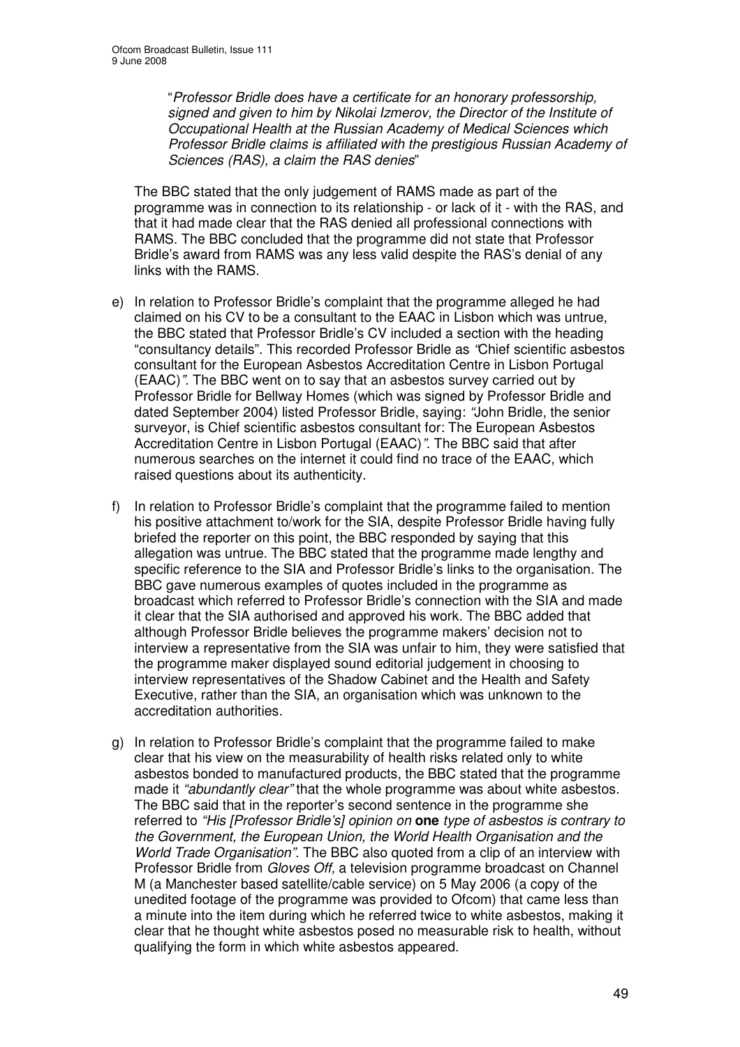"*Professor Bridle does have a certificate for an honorary professorship, signed and given to him by Nikolai Izmerov, the Director of the Institute of Occupational Health at the Russian Academy of Medical Sciences which Professor Bridle claims is affiliated with the prestigious Russian Academy of Sciences (RAS), a claim the RAS denies*"

The BBC stated that the only judgement of RAMS made as part of the programme was in connection to its relationship - or lack of it - with the RAS, and that it had made clear that the RAS denied all professional connections with RAMS. The BBC concluded that the programme did not state that Professor Bridle's award from RAMS was any less valid despite the RAS's denial of any links with the RAMS.

e) In relation to Professor Bridle's complaint that the programme alleged he had claimed on his CV to be a consultant to the EAAC in Lisbon which was untrue, the BBC stated that Professor Bridle's CV included a section with the heading "consultancy details". This recorded Professor Bridle as *"Chief scientific asbestos consultant for the European Asbestos Accreditation Centre in Lisbon Portugal (EAAC)"*. The BBC went on to say that an asbestos survey carried out by Professor Bridle for Bellway Homes (which was signed by Professor Bridle and dated September 2004) listed Professor Bridle, saying: *"John Bridle, the senior surveyor, is Chief scientific asbestos consultant for: The European Asbestos Accreditation Centre in Lisbon Portugal (EAAC)"*. The BBC said that after numerous searches on the internet it could find no trace of the EAAC, which raised questions about its authenticity.

f) In relation to Professor Bridle's complaint that the programme failed to mention his positive attachment to/work for the SIA, despite Professor Bridle having fully briefed the reporter on this point, the BBC responded by saying that this allegation was untrue. The BBC stated that the programme made lengthy and specific reference to the SIA and Professor Bridle's links to the organisation. The BBC gave numerous examples of quotes included in the programme as broadcast which referred to Professor Bridle's connection with the SIA and made it clear that the SIA authorised and approved his work. The BBC added that although Professor Bridle believes the programme makers' decision not to interview a representative from the SIA was unfair to him, they were satisfied that the programme maker displayed sound editorial judgement in choosing to interview representatives of the Shadow Cabinet and the Health and Safety Executive, rather than the SIA, an organisation which was unknown to the accreditation authorities.

g) In relation to Professor Bridle's complaint that the programme failed to make clear that his view on the measurability of health risks related only to white asbestos bonded to manufactured products, the BBC stated that the programme made it *"abundantly clear"* that the whole programme was about white asbestos. The BBC said that in the reporter's second sentence in the programme she referred to *"His [Professor Bridle's] opinion on* **one** *type of asbestos is contrary to the Government, the European Union, the World Health Organisation and the World Trade Organisation"*. The BBC also quoted from a clip of an interview with Professor Bridle from *Gloves Off,* a television programme broadcast on Channel M (a Manchester based satellite/cable service) on 5 May 2006 (a copy of the unedited footage of the programme was provided to Ofcom) that came less than a minute into the item during which he referred twice to white asbestos, making it clear that he thought white asbestos posed no measurable risk to health, without qualifying the form in which white asbestos appeared.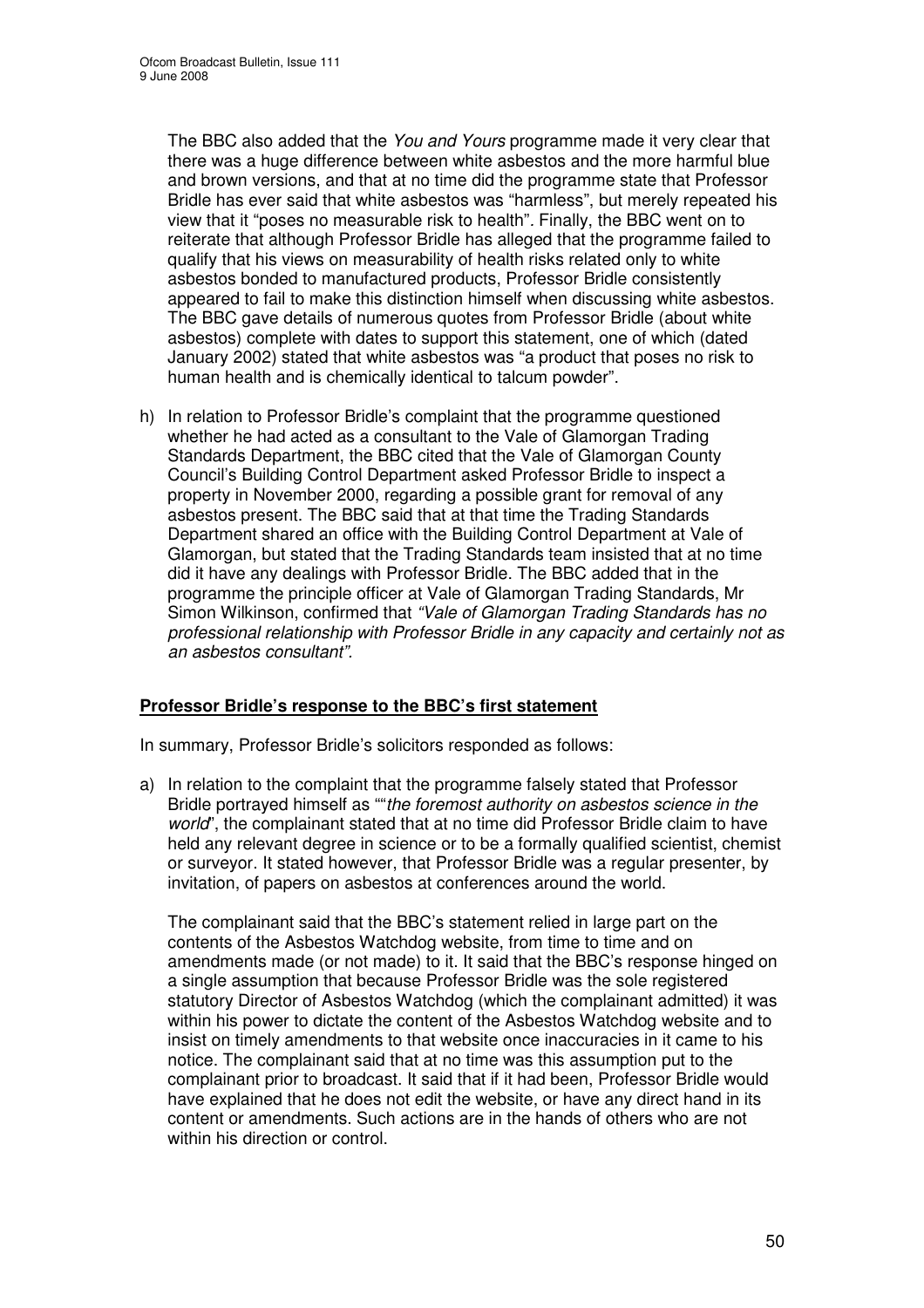The BBC also added that the *You and Yours* programme made it very clear that there was a huge difference between white asbestos and the more harmful blue and brown versions, and that at no time did the programme state that Professor Bridle has ever said that white asbestos was "harmless", but merely repeated his view that it "poses no measurable risk to health". Finally, the BBC went on to reiterate that although Professor Bridle has alleged that the programme failed to qualify that his views on measurability of health risks related only to white asbestos bonded to manufactured products, Professor Bridle consistently appeared to fail to make this distinction himself when discussing white asbestos. The BBC gave details of numerous quotes from Professor Bridle (about white asbestos) complete with dates to support this statement, one of which (dated January 2002) stated that white asbestos was "a product that poses no risk to human health and is chemically identical to talcum powder".

h) In relation to Professor Bridle's complaint that the programme questioned whether he had acted as a consultant to the Vale of Glamorgan Trading Standards Department, the BBC cited that the Vale of Glamorgan County Council's Building Control Department asked Professor Bridle to inspect a property in November 2000, regarding a possible grant for removal of any asbestos present. The BBC said that at that time the Trading Standards Department shared an office with the Building Control Department at Vale of Glamorgan, but stated that the Trading Standards team insisted that at no time did it have any dealings with Professor Bridle. The BBC added that in the programme the principle officer at Vale of Glamorgan Trading Standards, Mr Simon Wilkinson, confirmed that *"Vale of Glamorgan Trading Standards has no professional relationship with Professor Bridle in any capacity and certainly not as an asbestos consultant".*

**Professor Bridle's response to the BBC's first statement**

In summary, Professor Bridle's solicitors responded as follows:

a) In relation to the complaint that the programme falsely stated that Professor Bridle portrayed himself as ""*the foremost authority on asbestos science in the world*", the complainant stated that at no time did Professor Bridle claim to have held any relevant degree in science or to be a formally qualified scientist, chemist or surveyor. It stated however, that Professor Bridle was a regular presenter, by invitation, of papers on asbestos at conferences around the world.

The complainant said that the BBC's statement relied in large part on the contents of the Asbestos Watchdog website, from time to time and on amendments made (or not made) to it. It said that the BBC's response hinged on a single assumption that because Professor Bridle was the sole registered statutory Director of Asbestos Watchdog (which the complainant admitted) it was within his power to dictate the content of the Asbestos Watchdog website and to insist on timely amendments to that website once inaccuracies in it came to his notice. The complainant said that at no time was this assumption put to the complainant prior to broadcast. It said that if it had been, Professor Bridle would have explained that he does not edit the website, or have any direct hand in its content or amendments. Such actions are in the hands of others who are not within his direction or control.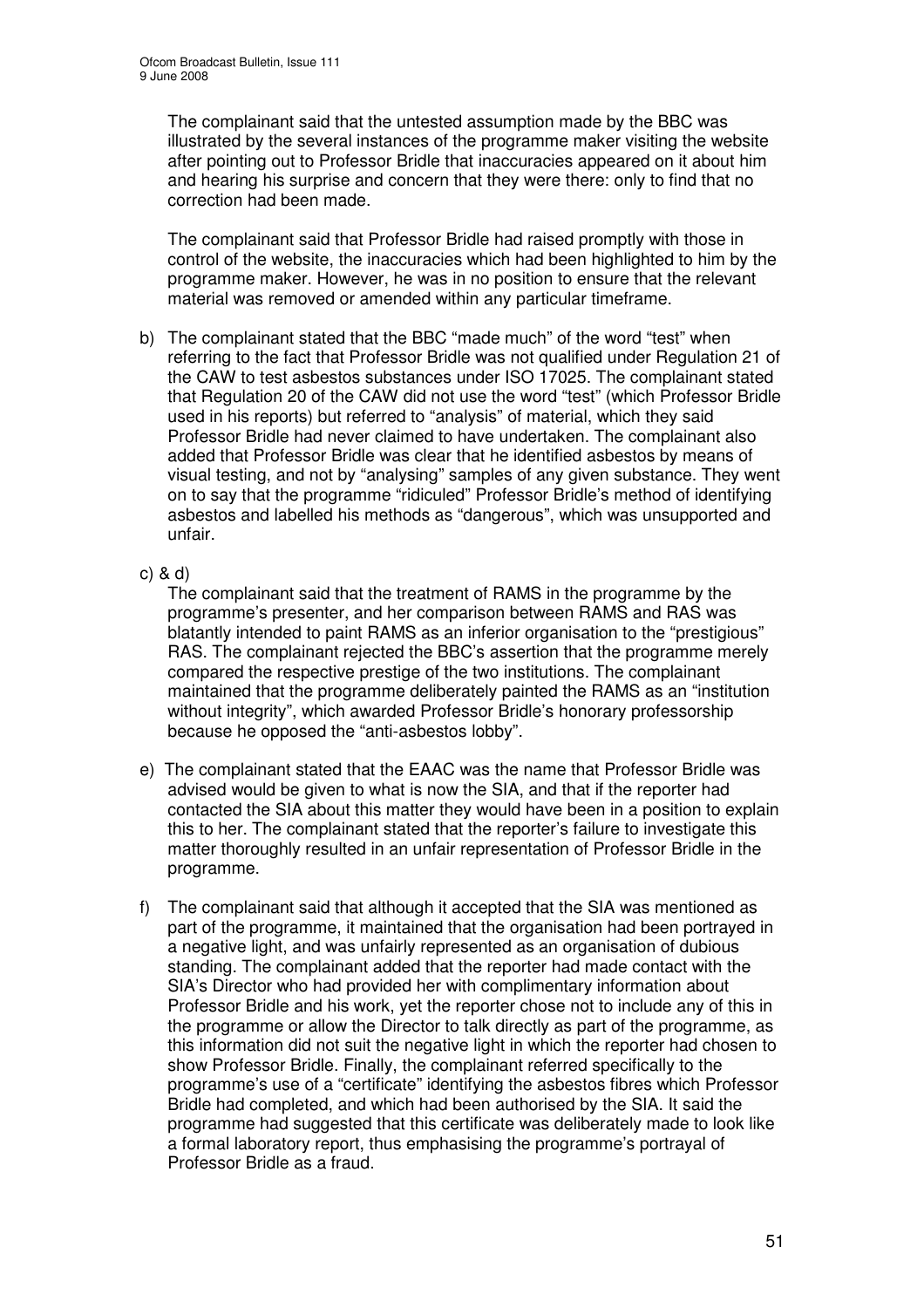The complainant said that the untested assumption made by the BBC was illustrated by the several instances of the programme maker visiting the website after pointing out to Professor Bridle that inaccuracies appeared on it about him and hearing his surprise and concern that they were there: only to find that no correction had been made.

The complainant said that Professor Bridle had raised promptly with those in control of the website, the inaccuracies which had been highlighted to him by the programme maker. However, he was in no position to ensure that the relevant material was removed or amended within any particular timeframe.

b) The complainant stated that the BBC "made much" of the word "test" when referring to the fact that Professor Bridle was not qualified under Regulation 21 of the CAW to test asbestos substances under ISO 17025. The complainant stated that Regulation 20 of the CAW did not use the word "test" (which Professor Bridle used in his reports) but referred to "analysis" of material, which they said Professor Bridle had never claimed to have undertaken. The complainant also added that Professor Bridle was clear that he identified asbestos by means of visual testing, and not by "analysing" samples of any given substance. They went on to say that the programme "ridiculed" Professor Bridle's method of identifying asbestos and labelled his methods as "dangerous", which was unsupported and unfair.

c) & d)

The complainant said that the treatment of RAMS in the programme by the programme's presenter, and her comparison between RAMS and RAS was blatantly intended to paint RAMS as an inferior organisation to the "prestigious" RAS. The complainant rejected the BBC's assertion that the programme merely compared the respective prestige of the two institutions. The complainant maintained that the programme deliberately painted the RAMS as an "institution without integrity", which awarded Professor Bridle's honorary professorship because he opposed the "anti-asbestos lobby".

e) The complainant stated that the EAAC was the name that Professor Bridle was advised would be given to what is now the SIA, and that if the reporter had contacted the SIA about this matter they would have been in a position to explain this to her. The complainant stated that the reporter's failure to investigate this matter thoroughly resulted in an unfair representation of Professor Bridle in the programme.

f) The complainant said that although it accepted that the SIA was mentioned as part of the programme, it maintained that the organisation had been portrayed in a negative light, and was unfairly represented as an organisation of dubious standing. The complainant added that the reporter had made contact with the SIA's Director who had provided her with complimentary information about Professor Bridle and his work, yet the reporter chose not to include any of this in the programme or allow the Director to talk directly as part of the programme, as this information did not suit the negative light in which the reporter had chosen to show Professor Bridle. Finally, the complainant referred specifically to the programme's use of a "certificate" identifying the asbestos fibres which Professor Bridle had completed, and which had been authorised by the SIA. It said the programme had suggested that this certificate was deliberately made to look like a formal laboratory report, thus emphasising the programme's portrayal of Professor Bridle as a fraud.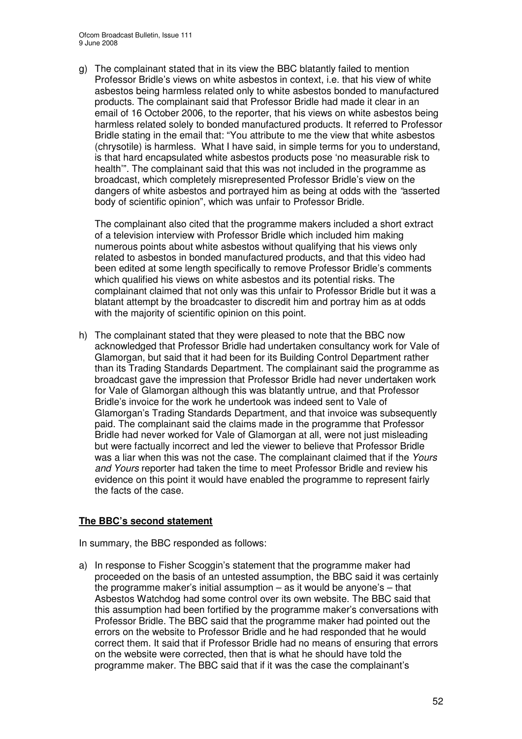g) The complainant stated that in its view the BBC blatantly failed to mention Professor Bridle's views on white asbestos in context, i.e. that his view of white asbestos being harmless related only to white asbestos bonded to manufactured products. The complainant said that Professor Bridle had made it clear in an email of 16 October 2006, to the reporter, that his views on white asbestos being harmless related solely to bonded manufactured products. It referred to Professor Bridle stating in the email that: "You attribute to me the view that white asbestos (chrysotile) is harmless. What I have said, in simple terms for you to understand, is that hard encapsulated white asbestos products pose 'no measurable risk to health'". The complainant said that this was not included in the programme as broadcast, which completely misrepresented Professor Bridle's view on the dangers of white asbestos and portrayed him as being at odds with the "asserted body of scientific opinion", which was unfair to Professor Bridle.

   The complainant also cited that the programme makers included a short extract of a television interview with Professor Bridle which included him making numerous points about white asbestos without qualifying that his views only related to asbestos in bonded manufactured products, and that this video had been edited at some length specifically to remove Professor Bridle's comments which qualified his views on white asbestos and its potential risks. The complainant claimed that not only was this unfair to Professor Bridle but it was a blatant attempt by the broadcaster to discredit him and portray him as at odds with the majority of scientific opinion on this point.

h) The complainant stated that they were pleased to note that the BBC now acknowledged that Professor Bridle had undertaken consultancy work for Vale of Glamorgan, but said that it had been for its Building Control Department rather than its Trading Standards Department. The complainant said the programme as broadcast gave the impression that Professor Bridle had never undertaken work for Vale of Glamorgan although this was blatantly untrue, and that Professor Bridle's invoice for the work he undertook was indeed sent to Vale of Glamorgan's Trading Standards Department, and that invoice was subsequently paid. The complainant said the claims made in the programme that Professor Bridle had never worked for Vale of Glamorgan at all, were not just misleading but were factually incorrect and led the viewer to believe that Professor Bridle was a liar when this was not the case. The complainant claimed that if the *Yours and Yours* reporter had taken the time to meet Professor Bridle and review his evidence on this point it would have enabled the programme to represent fairly the facts of the case.

**The BBC's second statement**

In summary, the BBC responded as follows:

a) In response to Fisher Scoggin's statement that the programme maker had proceeded on the basis of an untested assumption, the BBC said it was certainly the programme maker's initial assumption – as it would be anyone's – that Asbestos Watchdog had some control over its own website. The BBC said that this assumption had been fortified by the programme maker's conversations with Professor Bridle. The BBC said that the programme maker had pointed out the errors on the website to Professor Bridle and he had responded that he would correct them. It said that if Professor Bridle had no means of ensuring that errors on the website were corrected, then that is what he should have told the programme maker. The BBC said that if it was the case the complainant's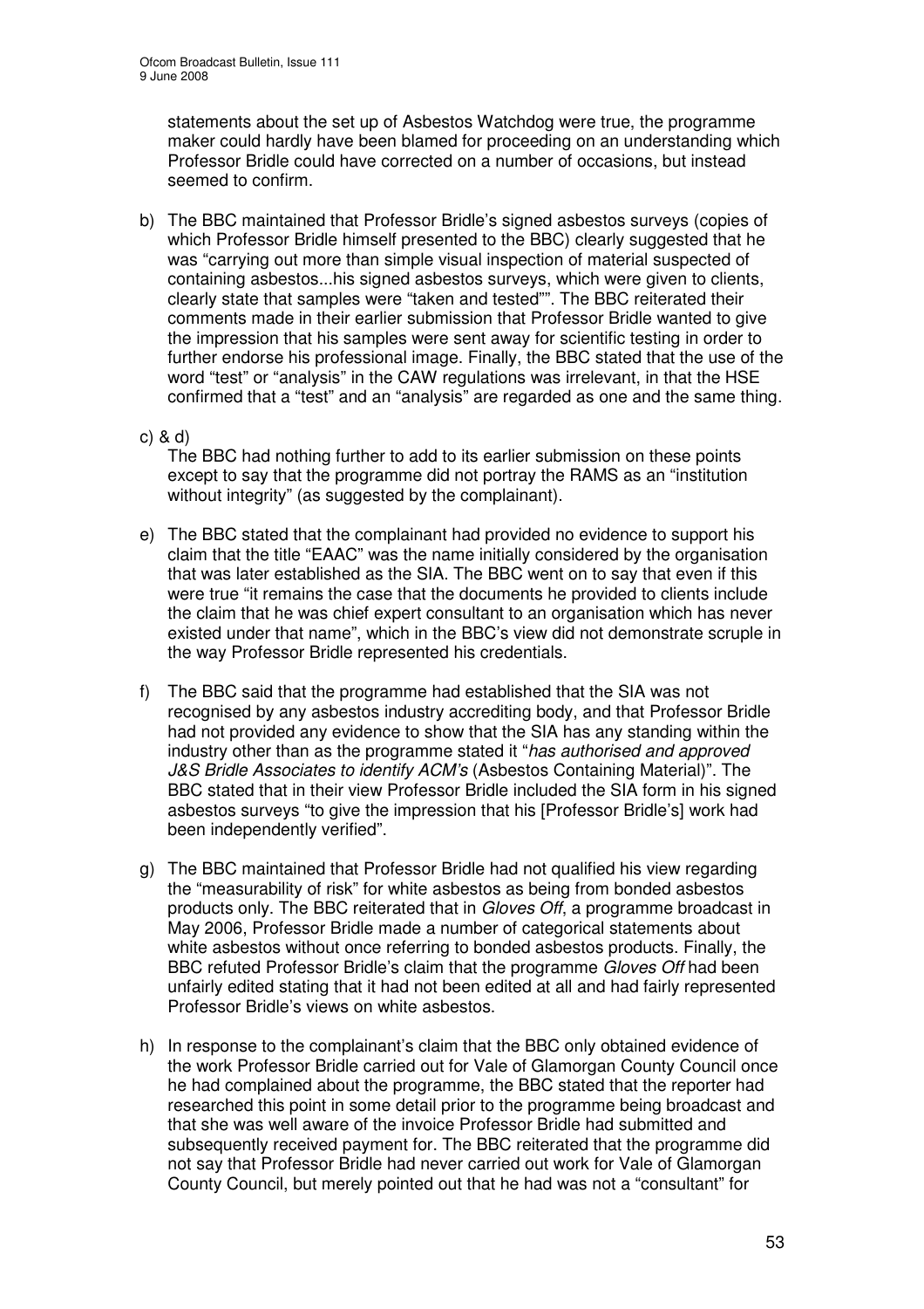statements about the set up of Asbestos Watchdog were true, the programme maker could hardly have been blamed for proceeding on an understanding which Professor Bridle could have corrected on a number of occasions, but instead seemed to confirm.

b) The BBC maintained that Professor Bridle's signed asbestos surveys (copies of which Professor Bridle himself presented to the BBC) clearly suggested that he was "carrying out more than simple visual inspection of material suspected of containing asbestos...his signed asbestos surveys, which were given to clients, clearly state that samples were "taken and tested"". The BBC reiterated their comments made in their earlier submission that Professor Bridle wanted to give the impression that his samples were sent away for scientific testing in order to further endorse his professional image. Finally, the BBC stated that the use of the word "test" or "analysis" in the CAW regulations was irrelevant, in that the HSE confirmed that a "test" and an "analysis" are regarded as one and the same thing.

c) & d)
The BBC had nothing further to add to its earlier submission on these points except to say that the programme did not portray the RAMS as an "institution without integrity" (as suggested by the complainant).

e) The BBC stated that the complainant had provided no evidence to support his claim that the title "EAAC" was the name initially considered by the organisation that was later established as the SIA. The BBC went on to say that even if this were true "it remains the case that the documents he provided to clients include the claim that he was chief expert consultant to an organisation which has never existed under that name", which in the BBC's view did not demonstrate scruple in the way Professor Bridle represented his credentials.

f) The BBC said that the programme had established that the SIA was not recognised by any asbestos industry accrediting body, and that Professor Bridle had not provided any evidence to show that the SIA has any standing within the industry other than as the programme stated it "*has authorised and approved J&S Bridle Associates to identify ACM's* (Asbestos Containing Material)". The BBC stated that in their view Professor Bridle included the SIA form in his signed asbestos surveys "to give the impression that his [Professor Bridle's] work had been independently verified".

g) The BBC maintained that Professor Bridle had not qualified his view regarding the "measurability of risk" for white asbestos as being from bonded asbestos products only. The BBC reiterated that in *Gloves Off*, a programme broadcast in May 2006, Professor Bridle made a number of categorical statements about white asbestos without once referring to bonded asbestos products. Finally, the BBC refuted Professor Bridle's claim that the programme *Gloves Off* had been unfairly edited stating that it had not been edited at all and had fairly represented Professor Bridle's views on white asbestos.

h) In response to the complainant's claim that the BBC only obtained evidence of the work Professor Bridle carried out for Vale of Glamorgan County Council once he had complained about the programme, the BBC stated that the reporter had researched this point in some detail prior to the programme being broadcast and that she was well aware of the invoice Professor Bridle had submitted and subsequently received payment for. The BBC reiterated that the programme did not say that Professor Bridle had never carried out work for Vale of Glamorgan County Council, but merely pointed out that he had was not a "consultant" for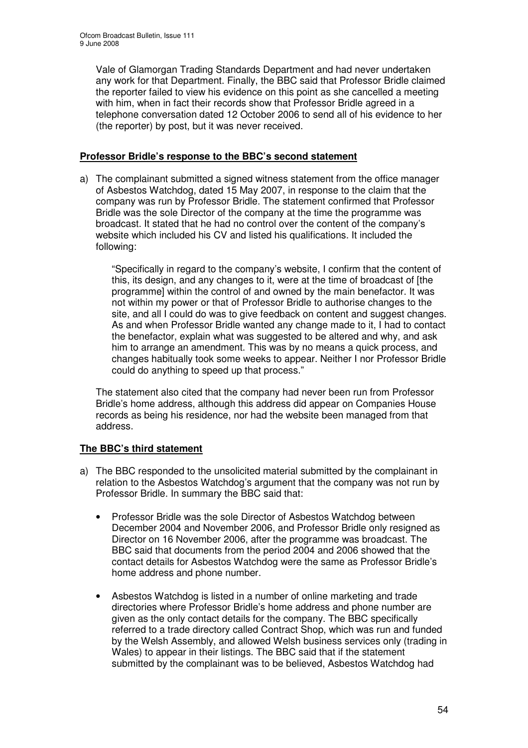Vale of Glamorgan Trading Standards Department and had never undertaken any work for that Department. Finally, the BBC said that Professor Bridle claimed the reporter failed to view his evidence on this point as she cancelled a meeting with him, when in fact their records show that Professor Bridle agreed in a telephone conversation dated 12 October 2006 to send all of his evidence to her (the reporter) by post, but it was never received.

**Professor Bridle's response to the BBC's second statement**

a) The complainant submitted a signed witness statement from the office manager of Asbestos Watchdog, dated 15 May 2007, in response to the claim that the company was run by Professor Bridle. The statement confirmed that Professor Bridle was the sole Director of the company at the time the programme was broadcast. It stated that he had no control over the content of the company's website which included his CV and listed his qualifications. It included the following:

> "Specifically in regard to the company's website, I confirm that the content of this, its design, and any changes to it, were at the time of broadcast of [the programme] within the control of and owned by the main benefactor. It was not within my power or that of Professor Bridle to authorise changes to the site, and all I could do was to give feedback on content and suggest changes. As and when Professor Bridle wanted any change made to it, I had to contact the benefactor, explain what was suggested to be altered and why, and ask him to arrange an amendment. This was by no means a quick process, and changes habitually took some weeks to appear. Neither I nor Professor Bridle could do anything to speed up that process."

The statement also cited that the company had never been run from Professor Bridle's home address, although this address did appear on Companies House records as being his residence, nor had the website been managed from that address.

**The BBC's third statement**

a) The BBC responded to the unsolicited material submitted by the complainant in relation to the Asbestos Watchdog's argument that the company was not run by Professor Bridle. In summary the BBC said that:

- Professor Bridle was the sole Director of Asbestos Watchdog between December 2004 and November 2006, and Professor Bridle only resigned as Director on 16 November 2006, after the programme was broadcast. The BBC said that documents from the period 2004 and 2006 showed that the contact details for Asbestos Watchdog were the same as Professor Bridle's home address and phone number.

- Asbestos Watchdog is listed in a number of online marketing and trade directories where Professor Bridle's home address and phone number are given as the only contact details for the company. The BBC specifically referred to a trade directory called Contract Shop, which was run and funded by the Welsh Assembly, and allowed Welsh business services only (trading in Wales) to appear in their listings. The BBC said that if the statement submitted by the complainant was to be believed, Asbestos Watchdog had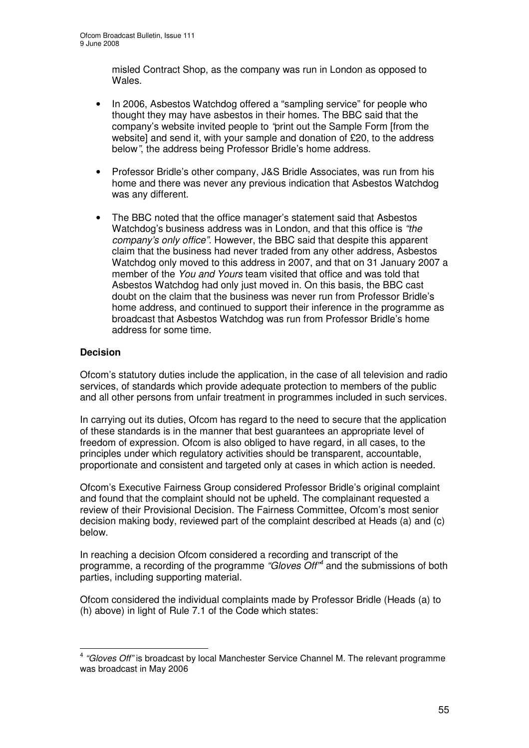misled Contract Shop, as the company was run in London as opposed to Wales.

- In 2006, Asbestos Watchdog offered a "sampling service" for people who thought they may have asbestos in their homes. The BBC said that the company's website invited people to *"print out the Sample Form [from the website] and send it, with your sample and donation of £20, to the address below"*, the address being Professor Bridle's home address.

- Professor Bridle's other company, J&S Bridle Associates, was run from his home and there was never any previous indication that Asbestos Watchdog was any different.

- The BBC noted that the office manager's statement said that Asbestos Watchdog's business address was in London, and that this office is *"the company's only office"*. However, the BBC said that despite this apparent claim that the business had never traded from any other address, Asbestos Watchdog only moved to this address in 2007, and that on 31 January 2007 a member of the *You and Yours* team visited that office and was told that Asbestos Watchdog had only just moved in. On this basis, the BBC cast doubt on the claim that the business was never run from Professor Bridle's home address, and continued to support their inference in the programme as broadcast that Asbestos Watchdog was run from Professor Bridle's home address for some time.

**Decision**

Ofcom's statutory duties include the application, in the case of all television and radio services, of standards which provide adequate protection to members of the public and all other persons from unfair treatment in programmes included in such services.

In carrying out its duties, Ofcom has regard to the need to secure that the application of these standards is in the manner that best guarantees an appropriate level of freedom of expression. Ofcom is also obliged to have regard, in all cases, to the principles under which regulatory activities should be transparent, accountable, proportionate and consistent and targeted only at cases in which action is needed.

Ofcom's Executive Fairness Group considered Professor Bridle's original complaint and found that the complaint should not be upheld. The complainant requested a review of their Provisional Decision. The Fairness Committee, Ofcom's most senior decision making body, reviewed part of the complaint described at Heads (a) and (c) below.

In reaching a decision Ofcom considered a recording and transcript of the programme, a recording of the programme *"Gloves Off"*[4] and the submissions of both parties, including supporting material.

Ofcom considered the individual complaints made by Professor Bridle (Heads (a) to (h) above) in light of Rule 7.1 of the Code which states:

[4] *"Gloves Off"* is broadcast by local Manchester Service Channel M. The relevant programme was broadcast in May 2006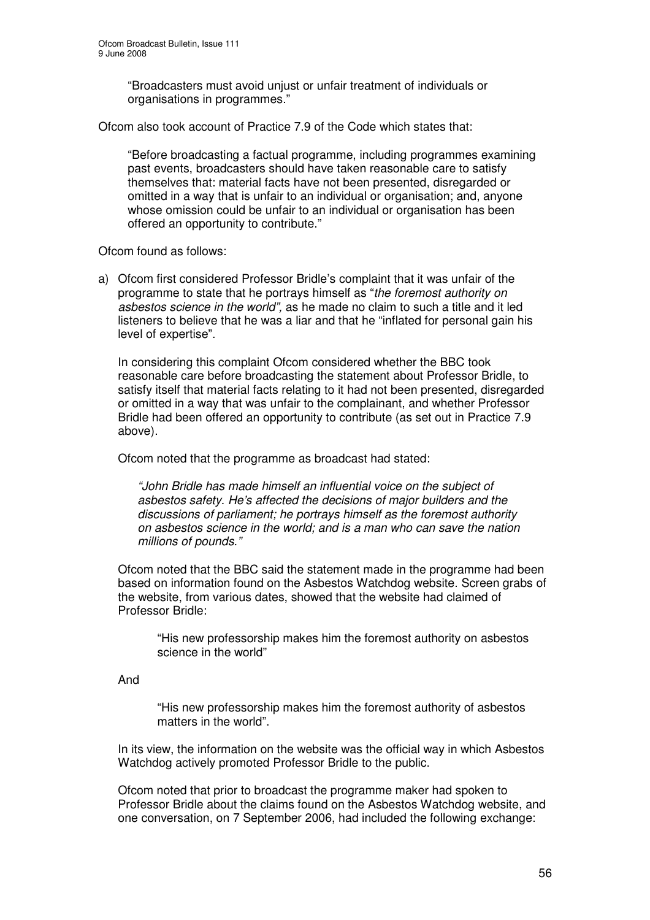> "Broadcasters must avoid unjust or unfair treatment of individuals or organisations in programmes."

Ofcom also took account of Practice 7.9 of the Code which states that:

> "Before broadcasting a factual programme, including programmes examining past events, broadcasters should have taken reasonable care to satisfy themselves that: material facts have not been presented, disregarded or omitted in a way that is unfair to an individual or organisation; and, anyone whose omission could be unfair to an individual or organisation has been offered an opportunity to contribute."

Ofcom found as follows:

a) Ofcom first considered Professor Bridle's complaint that it was unfair of the programme to state that he portrays himself as "*the foremost authority on asbestos science in the world",* as he made no claim to such a title and it led listeners to believe that he was a liar and that he "inflated for personal gain his level of expertise".

   In considering this complaint Ofcom considered whether the BBC took reasonable care before broadcasting the statement about Professor Bridle, to satisfy itself that material facts relating to it had not been presented, disregarded or omitted in a way that was unfair to the complainant, and whether Professor Bridle had been offered an opportunity to contribute (as set out in Practice 7.9 above).

   Ofcom noted that the programme as broadcast had stated:

   > *"John Bridle has made himself an influential voice on the subject of asbestos safety. He's affected the decisions of major builders and the discussions of parliament; he portrays himself as the foremost authority on asbestos science in the world; and is a man who can save the nation millions of pounds."*

   Ofcom noted that the BBC said the statement made in the programme had been based on information found on the Asbestos Watchdog website. Screen grabs of the website, from various dates, showed that the website had claimed of Professor Bridle:

   > "His new professorship makes him the foremost authority on asbestos science in the world"

   And

   > "His new professorship makes him the foremost authority of asbestos matters in the world".

   In its view, the information on the website was the official way in which Asbestos Watchdog actively promoted Professor Bridle to the public.

   Ofcom noted that prior to broadcast the programme maker had spoken to Professor Bridle about the claims found on the Asbestos Watchdog website, and one conversation, on 7 September 2006, had included the following exchange: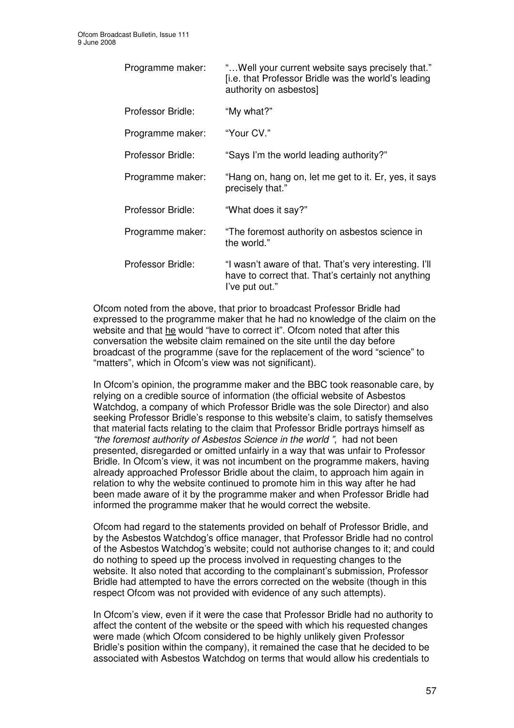| | |
|---|---|
| Programme maker: | "…Well your current website says precisely that." [i.e. that Professor Bridle was the world's leading authority on asbestos] |
| Professor Bridle: | "My what?" |
| Programme maker: | "Your CV." |
| Professor Bridle: | "Says I'm the world leading authority?" |
| Programme maker: | "Hang on, hang on, let me get to it. Er, yes, it says precisely that." |
| Professor Bridle: | "What does it say?" |
| Programme maker: | "The foremost authority on asbestos science in the world." |
| Professor Bridle: | "I wasn't aware of that. That's very interesting. I'll have to correct that. That's certainly not anything I've put out." |

Ofcom noted from the above, that prior to broadcast Professor Bridle had expressed to the programme maker that he had no knowledge of the claim on the website and that he would "have to correct it". Ofcom noted that after this conversation the website claim remained on the site until the day before broadcast of the programme (save for the replacement of the word "science" to "matters", which in Ofcom's view was not significant).

In Ofcom's opinion, the programme maker and the BBC took reasonable care, by relying on a credible source of information (the official website of Asbestos Watchdog, a company of which Professor Bridle was the sole Director) and also seeking Professor Bridle's response to this website's claim, to satisfy themselves that material facts relating to the claim that Professor Bridle portrays himself as *"the foremost authority of Asbestos Science in the world "*, had not been presented, disregarded or omitted unfairly in a way that was unfair to Professor Bridle. In Ofcom's view, it was not incumbent on the programme makers, having already approached Professor Bridle about the claim, to approach him again in relation to why the website continued to promote him in this way after he had been made aware of it by the programme maker and when Professor Bridle had informed the programme maker that he would correct the website.

Ofcom had regard to the statements provided on behalf of Professor Bridle, and by the Asbestos Watchdog's office manager, that Professor Bridle had no control of the Asbestos Watchdog's website; could not authorise changes to it; and could do nothing to speed up the process involved in requesting changes to the website. It also noted that according to the complainant's submission, Professor Bridle had attempted to have the errors corrected on the website (though in this respect Ofcom was not provided with evidence of any such attempts).

In Ofcom's view, even if it were the case that Professor Bridle had no authority to affect the content of the website or the speed with which his requested changes were made (which Ofcom considered to be highly unlikely given Professor Bridle's position within the company), it remained the case that he decided to be associated with Asbestos Watchdog on terms that would allow his credentials to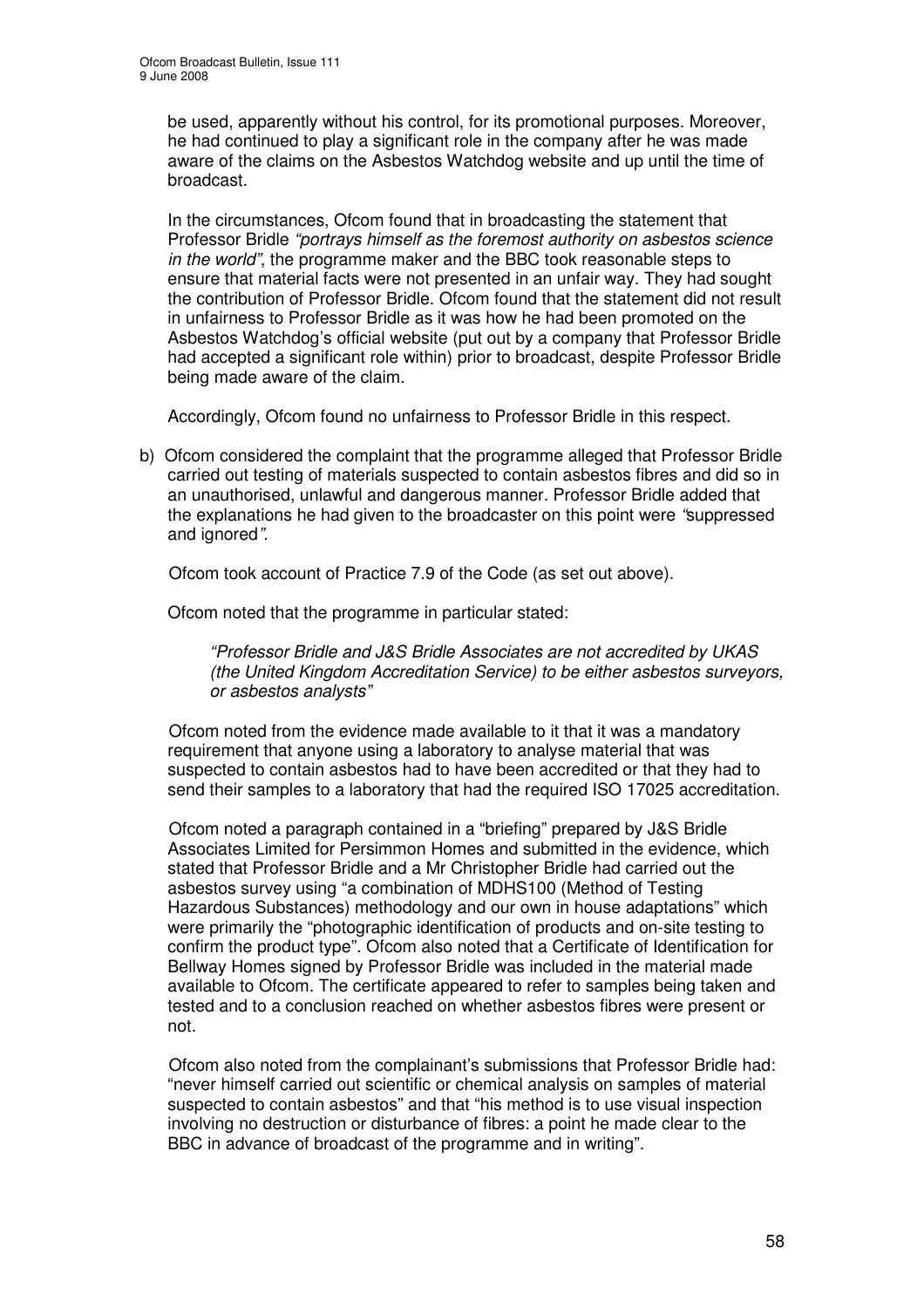be used, apparently without his control, for its promotional purposes. Moreover, he had continued to play a significant role in the company after he was made aware of the claims on the Asbestos Watchdog website and up until the time of broadcast.

In the circumstances, Ofcom found that in broadcasting the statement that Professor Bridle *"portrays himself as the foremost authority on asbestos science in the world"*, the programme maker and the BBC took reasonable steps to ensure that material facts were not presented in an unfair way. They had sought the contribution of Professor Bridle. Ofcom found that the statement did not result in unfairness to Professor Bridle as it was how he had been promoted on the Asbestos Watchdog's official website (put out by a company that Professor Bridle had accepted a significant role within) prior to broadcast, despite Professor Bridle being made aware of the claim.

Accordingly, Ofcom found no unfairness to Professor Bridle in this respect.

b) Ofcom considered the complaint that the programme alleged that Professor Bridle carried out testing of materials suspected to contain asbestos fibres and did so in an unauthorised, unlawful and dangerous manner. Professor Bridle added that the explanations he had given to the broadcaster on this point were *"suppressed and ignored"*.

Ofcom took account of Practice 7.9 of the Code (as set out above).

Ofcom noted that the programme in particular stated:

> *"Professor Bridle and J&S Bridle Associates are not accredited by UKAS (the United Kingdom Accreditation Service) to be either asbestos surveyors, or asbestos analysts"*

Ofcom noted from the evidence made available to it that it was a mandatory requirement that anyone using a laboratory to analyse material that was suspected to contain asbestos had to have been accredited or that they had to send their samples to a laboratory that had the required ISO 17025 accreditation.

Ofcom noted a paragraph contained in a "briefing" prepared by J&S Bridle Associates Limited for Persimmon Homes and submitted in the evidence, which stated that Professor Bridle and a Mr Christopher Bridle had carried out the asbestos survey using "a combination of MDHS100 (Method of Testing Hazardous Substances) methodology and our own in house adaptations" which were primarily the "photographic identification of products and on-site testing to confirm the product type". Ofcom also noted that a Certificate of Identification for Bellway Homes signed by Professor Bridle was included in the material made available to Ofcom. The certificate appeared to refer to samples being taken and tested and to a conclusion reached on whether asbestos fibres were present or not.

Ofcom also noted from the complainant's submissions that Professor Bridle had: "never himself carried out scientific or chemical analysis on samples of material suspected to contain asbestos" and that "his method is to use visual inspection involving no destruction or disturbance of fibres: a point he made clear to the BBC in advance of broadcast of the programme and in writing".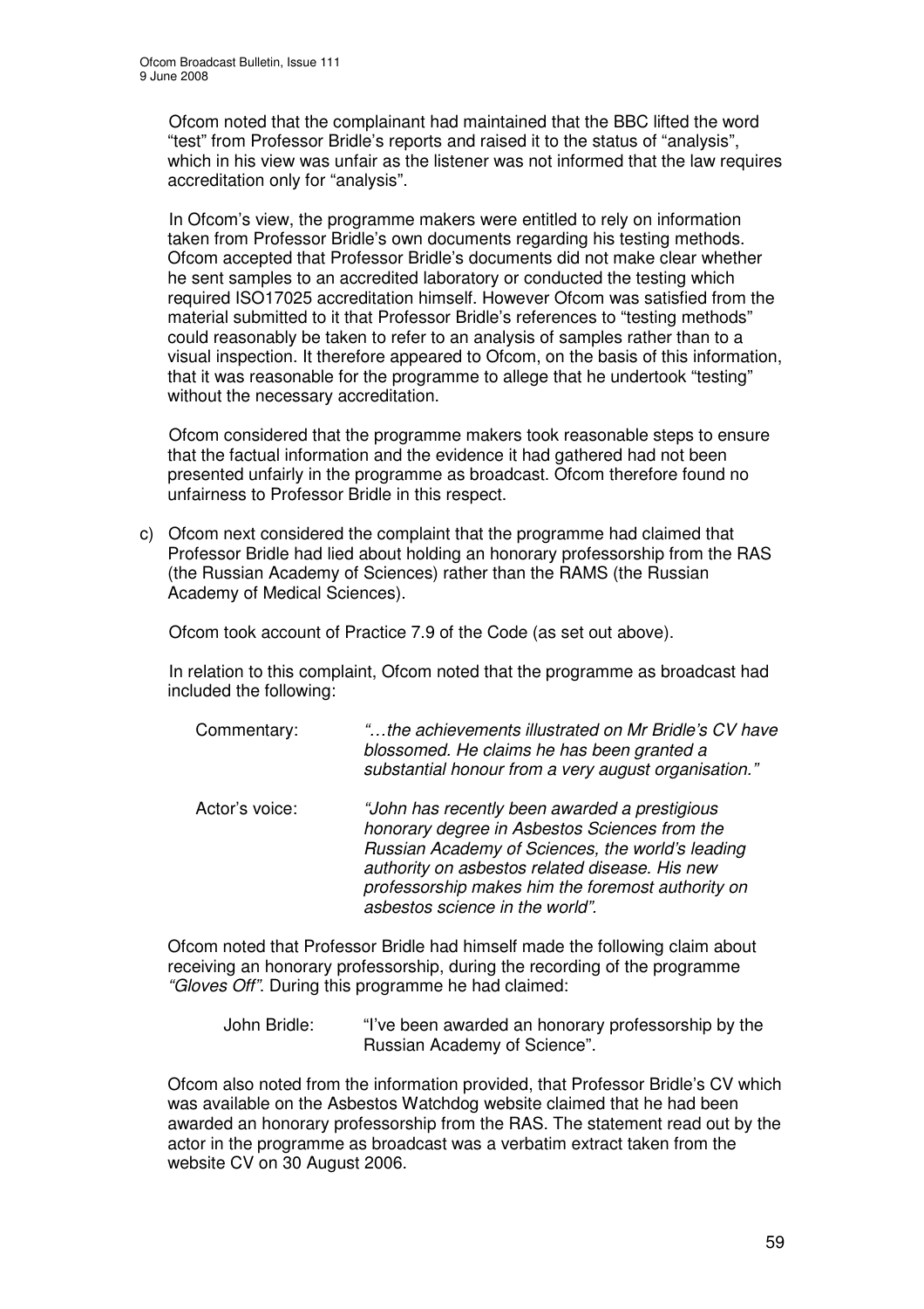Ofcom noted that the complainant had maintained that the BBC lifted the word "test" from Professor Bridle's reports and raised it to the status of "analysis", which in his view was unfair as the listener was not informed that the law requires accreditation only for "analysis".

In Ofcom's view, the programme makers were entitled to rely on information taken from Professor Bridle's own documents regarding his testing methods. Ofcom accepted that Professor Bridle's documents did not make clear whether he sent samples to an accredited laboratory or conducted the testing which required ISO17025 accreditation himself. However Ofcom was satisfied from the material submitted to it that Professor Bridle's references to "testing methods" could reasonably be taken to refer to an analysis of samples rather than to a visual inspection. It therefore appeared to Ofcom, on the basis of this information, that it was reasonable for the programme to allege that he undertook "testing" without the necessary accreditation.

Ofcom considered that the programme makers took reasonable steps to ensure that the factual information and the evidence it had gathered had not been presented unfairly in the programme as broadcast. Ofcom therefore found no unfairness to Professor Bridle in this respect.

c) Ofcom next considered the complaint that the programme had claimed that Professor Bridle had lied about holding an honorary professorship from the RAS (the Russian Academy of Sciences) rather than the RAMS (the Russian Academy of Medical Sciences).

Ofcom took account of Practice 7.9 of the Code (as set out above).

In relation to this complaint, Ofcom noted that the programme as broadcast had included the following:

Commentary: *"…the achievements illustrated on Mr Bridle's CV have blossomed. He claims he has been granted a substantial honour from a very august organisation."*

Actor's voice: *"John has recently been awarded a prestigious honorary degree in Asbestos Sciences from the Russian Academy of Sciences, the world's leading authority on asbestos related disease. His new professorship makes him the foremost authority on asbestos science in the world".*

Ofcom noted that Professor Bridle had himself made the following claim about receiving an honorary professorship, during the recording of the programme *"Gloves Off"*. During this programme he had claimed:

John Bridle: "I've been awarded an honorary professorship by the Russian Academy of Science".

Ofcom also noted from the information provided, that Professor Bridle's CV which was available on the Asbestos Watchdog website claimed that he had been awarded an honorary professorship from the RAS. The statement read out by the actor in the programme as broadcast was a verbatim extract taken from the website CV on 30 August 2006.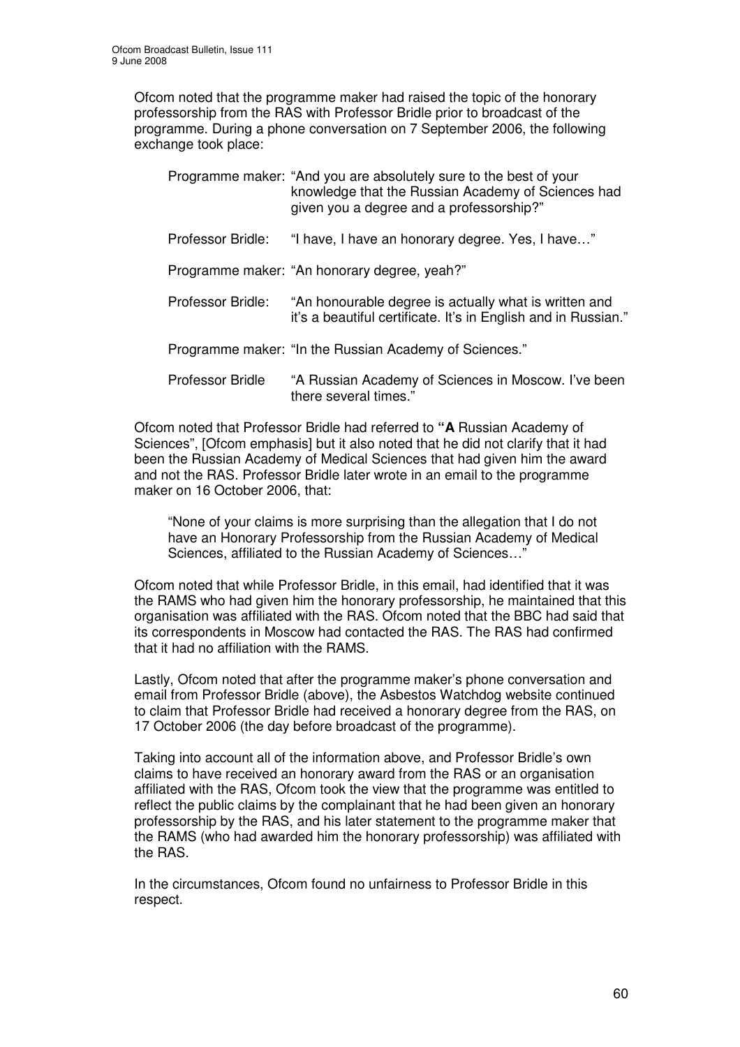Ofcom noted that the programme maker had raised the topic of the honorary professorship from the RAS with Professor Bridle prior to broadcast of the programme. During a phone conversation on 7 September 2006, the following exchange took place:

> Programme maker: "And you are absolutely sure to the best of your knowledge that the Russian Academy of Sciences had given you a degree and a professorship?"
>
> Professor Bridle: "I have, I have an honorary degree. Yes, I have…"
>
> Programme maker: "An honorary degree, yeah?"
>
> Professor Bridle: "An honourable degree is actually what is written and it's a beautiful certificate. It's in English and in Russian."
>
> Programme maker: "In the Russian Academy of Sciences."
>
> Professor Bridle "A Russian Academy of Sciences in Moscow. I've been there several times."

Ofcom noted that Professor Bridle had referred to **"A** Russian Academy of Sciences", [Ofcom emphasis] but it also noted that he did not clarify that it had been the Russian Academy of Medical Sciences that had given him the award and not the RAS. Professor Bridle later wrote in an email to the programme maker on 16 October 2006, that:

> "None of your claims is more surprising than the allegation that I do not have an Honorary Professorship from the Russian Academy of Medical Sciences, affiliated to the Russian Academy of Sciences…"

Ofcom noted that while Professor Bridle, in this email, had identified that it was the RAMS who had given him the honorary professorship, he maintained that this organisation was affiliated with the RAS. Ofcom noted that the BBC had said that its correspondents in Moscow had contacted the RAS. The RAS had confirmed that it had no affiliation with the RAMS.

Lastly, Ofcom noted that after the programme maker's phone conversation and email from Professor Bridle (above), the Asbestos Watchdog website continued to claim that Professor Bridle had received a honorary degree from the RAS, on 17 October 2006 (the day before broadcast of the programme).

Taking into account all of the information above, and Professor Bridle's own claims to have received an honorary award from the RAS or an organisation affiliated with the RAS, Ofcom took the view that the programme was entitled to reflect the public claims by the complainant that he had been given an honorary professorship by the RAS, and his later statement to the programme maker that the RAMS (who had awarded him the honorary professorship) was affiliated with the RAS.

In the circumstances, Ofcom found no unfairness to Professor Bridle in this respect.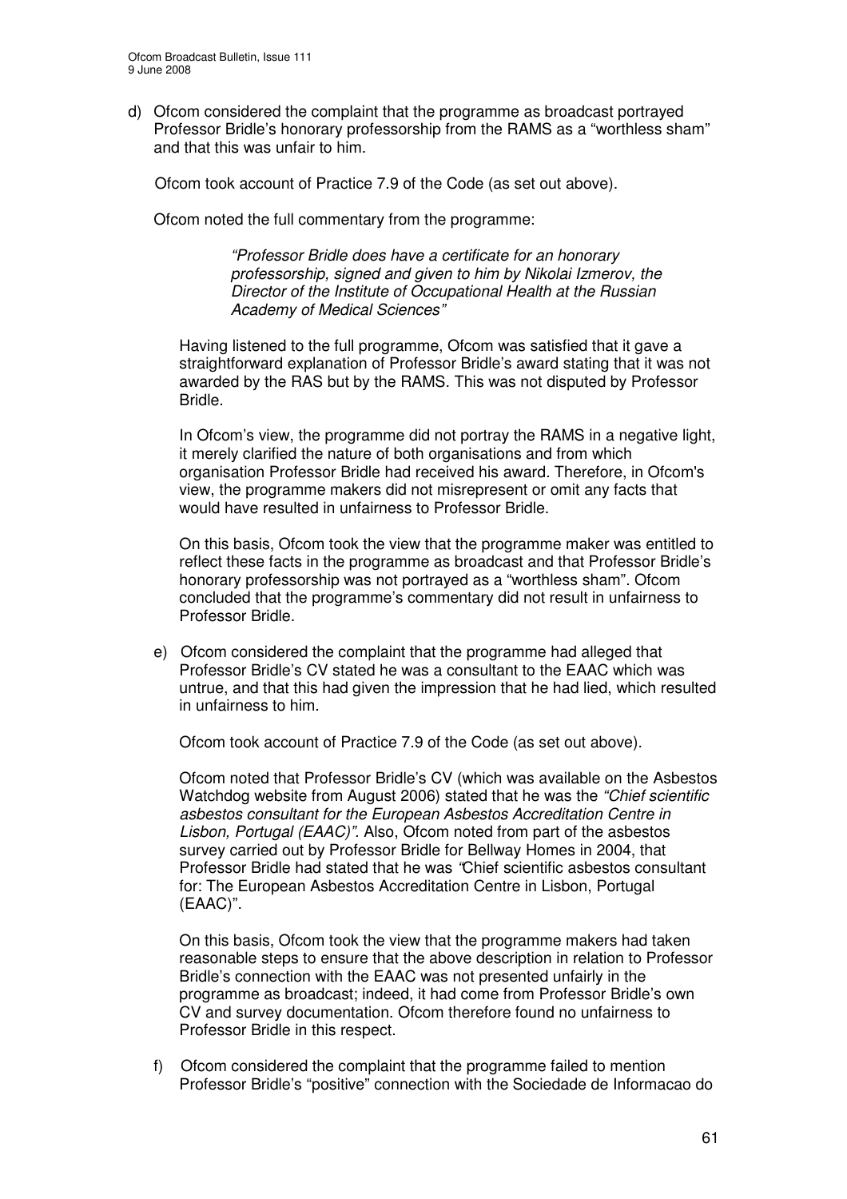d) Ofcom considered the complaint that the programme as broadcast portrayed Professor Bridle's honorary professorship from the RAMS as a "worthless sham" and that this was unfair to him.

Ofcom took account of Practice 7.9 of the Code (as set out above).

Ofcom noted the full commentary from the programme:

> *"Professor Bridle does have a certificate for an honorary professorship, signed and given to him by Nikolai Izmerov, the Director of the Institute of Occupational Health at the Russian Academy of Medical Sciences"*

Having listened to the full programme, Ofcom was satisfied that it gave a straightforward explanation of Professor Bridle's award stating that it was not awarded by the RAS but by the RAMS. This was not disputed by Professor Bridle.

In Ofcom's view, the programme did not portray the RAMS in a negative light, it merely clarified the nature of both organisations and from which organisation Professor Bridle had received his award. Therefore, in Ofcom's view, the programme makers did not misrepresent or omit any facts that would have resulted in unfairness to Professor Bridle.

On this basis, Ofcom took the view that the programme maker was entitled to reflect these facts in the programme as broadcast and that Professor Bridle's honorary professorship was not portrayed as a "worthless sham". Ofcom concluded that the programme's commentary did not result in unfairness to Professor Bridle.

e) Ofcom considered the complaint that the programme had alleged that Professor Bridle's CV stated he was a consultant to the EAAC which was untrue, and that this had given the impression that he had lied, which resulted in unfairness to him.

Ofcom took account of Practice 7.9 of the Code (as set out above).

Ofcom noted that Professor Bridle's CV (which was available on the Asbestos Watchdog website from August 2006) stated that he was the *"Chief scientific asbestos consultant for the European Asbestos Accreditation Centre in Lisbon, Portugal (EAAC)"*. Also, Ofcom noted from part of the asbestos survey carried out by Professor Bridle for Bellway Homes in 2004, that Professor Bridle had stated that he was "Chief scientific asbestos consultant for: The European Asbestos Accreditation Centre in Lisbon, Portugal (EAAC)".

On this basis, Ofcom took the view that the programme makers had taken reasonable steps to ensure that the above description in relation to Professor Bridle's connection with the EAAC was not presented unfairly in the programme as broadcast; indeed, it had come from Professor Bridle's own CV and survey documentation. Ofcom therefore found no unfairness to Professor Bridle in this respect.

f) Ofcom considered the complaint that the programme failed to mention Professor Bridle's "positive" connection with the Sociedade de Informacao do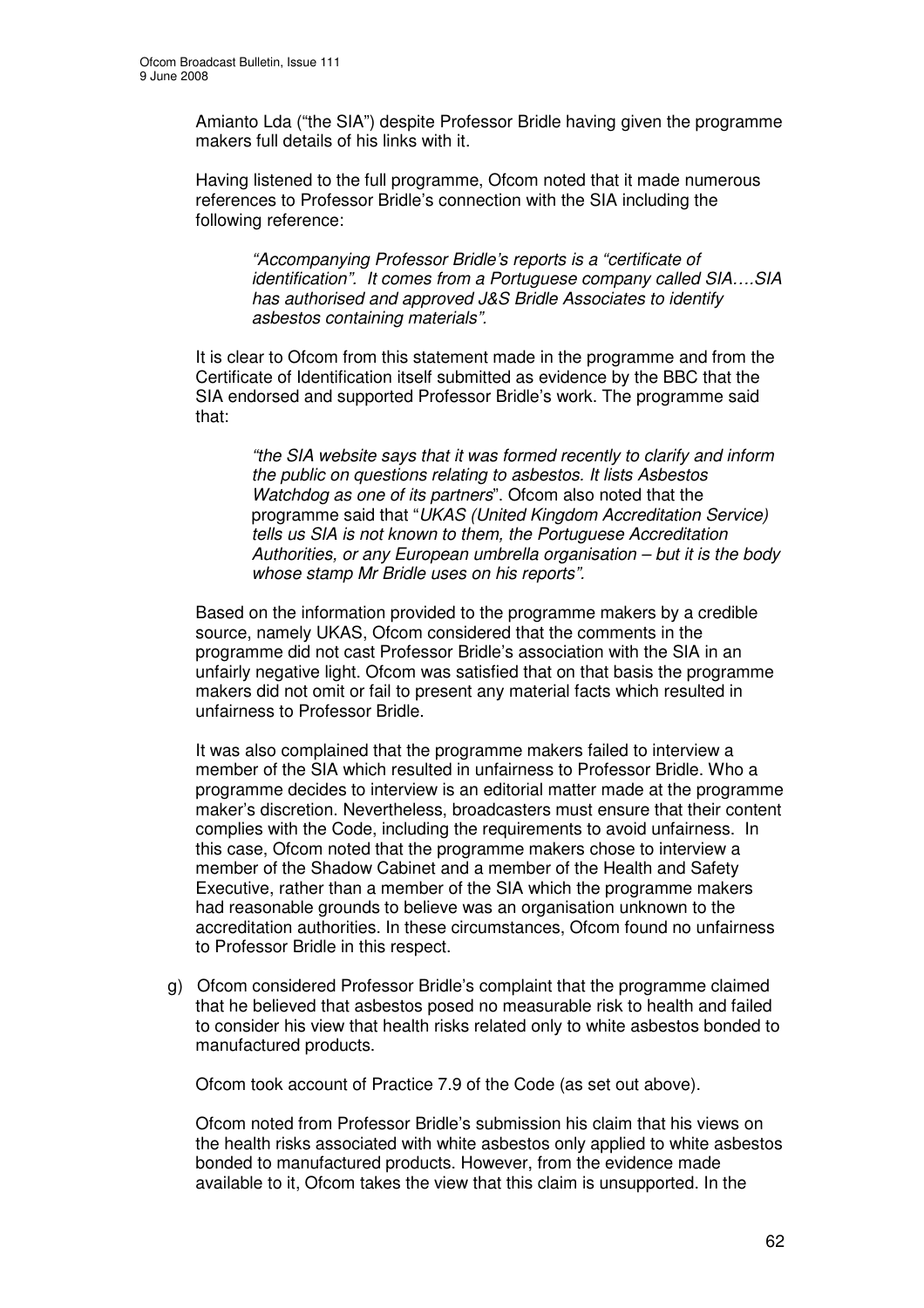Amianto Lda ("the SIA") despite Professor Bridle having given the programme makers full details of his links with it.

Having listened to the full programme, Ofcom noted that it made numerous references to Professor Bridle's connection with the SIA including the following reference:

> *"Accompanying Professor Bridle's reports is a "certificate of identification". It comes from a Portuguese company called SIA….SIA has authorised and approved J&S Bridle Associates to identify asbestos containing materials".*

It is clear to Ofcom from this statement made in the programme and from the Certificate of Identification itself submitted as evidence by the BBC that the SIA endorsed and supported Professor Bridle's work. The programme said that:

> *"the SIA website says that it was formed recently to clarify and inform the public on questions relating to asbestos. It lists Asbestos Watchdog as one of its partners*". Ofcom also noted that the programme said that "*UKAS (United Kingdom Accreditation Service) tells us SIA is not known to them, the Portuguese Accreditation Authorities, or any European umbrella organisation – but it is the body whose stamp Mr Bridle uses on his reports".*

Based on the information provided to the programme makers by a credible source, namely UKAS, Ofcom considered that the comments in the programme did not cast Professor Bridle's association with the SIA in an unfairly negative light. Ofcom was satisfied that on that basis the programme makers did not omit or fail to present any material facts which resulted in unfairness to Professor Bridle.

It was also complained that the programme makers failed to interview a member of the SIA which resulted in unfairness to Professor Bridle. Who a programme decides to interview is an editorial matter made at the programme maker's discretion. Nevertheless, broadcasters must ensure that their content complies with the Code, including the requirements to avoid unfairness. In this case, Ofcom noted that the programme makers chose to interview a member of the Shadow Cabinet and a member of the Health and Safety Executive, rather than a member of the SIA which the programme makers had reasonable grounds to believe was an organisation unknown to the accreditation authorities. In these circumstances, Ofcom found no unfairness to Professor Bridle in this respect.

g) Ofcom considered Professor Bridle's complaint that the programme claimed that he believed that asbestos posed no measurable risk to health and failed to consider his view that health risks related only to white asbestos bonded to manufactured products.

   Ofcom took account of Practice 7.9 of the Code (as set out above).

   Ofcom noted from Professor Bridle's submission his claim that his views on the health risks associated with white asbestos only applied to white asbestos bonded to manufactured products. However, from the evidence made available to it, Ofcom takes the view that this claim is unsupported. In the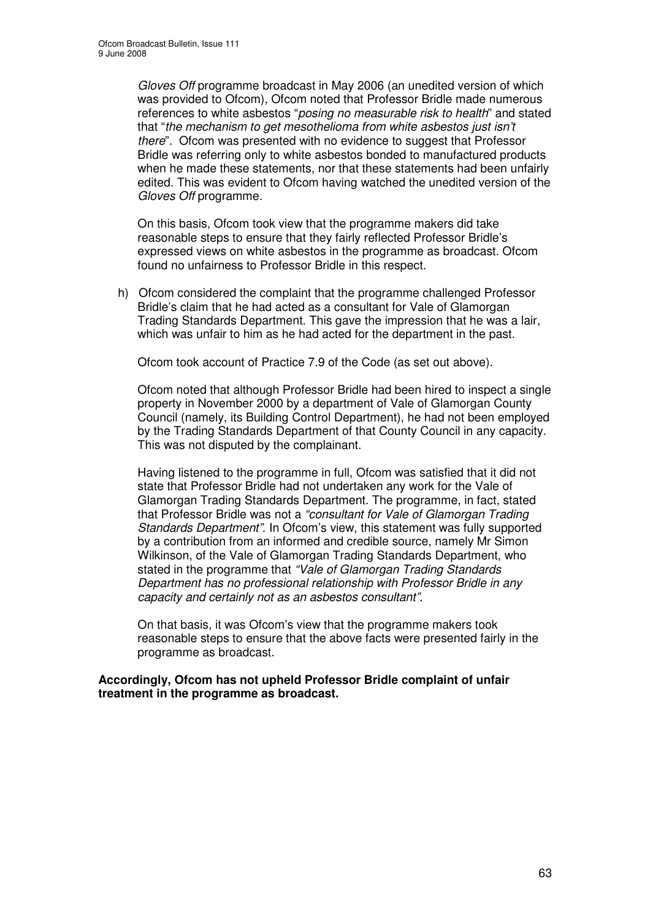*Gloves Off* programme broadcast in May 2006 (an unedited version of which was provided to Ofcom), Ofcom noted that Professor Bridle made numerous references to white asbestos "*posing no measurable risk to health*" and stated that "*the mechanism to get mesothelioma from white asbestos just isn't there*". Ofcom was presented with no evidence to suggest that Professor Bridle was referring only to white asbestos bonded to manufactured products when he made these statements, nor that these statements had been unfairly edited. This was evident to Ofcom having watched the unedited version of the *Gloves Off* programme.

On this basis, Ofcom took view that the programme makers did take reasonable steps to ensure that they fairly reflected Professor Bridle's expressed views on white asbestos in the programme as broadcast. Ofcom found no unfairness to Professor Bridle in this respect.

h) Ofcom considered the complaint that the programme challenged Professor Bridle's claim that he had acted as a consultant for Vale of Glamorgan Trading Standards Department. This gave the impression that he was a lair, which was unfair to him as he had acted for the department in the past.

Ofcom took account of Practice 7.9 of the Code (as set out above).

Ofcom noted that although Professor Bridle had been hired to inspect a single property in November 2000 by a department of Vale of Glamorgan County Council (namely, its Building Control Department), he had not been employed by the Trading Standards Department of that County Council in any capacity. This was not disputed by the complainant.

Having listened to the programme in full, Ofcom was satisfied that it did not state that Professor Bridle had not undertaken any work for the Vale of Glamorgan Trading Standards Department. The programme, in fact, stated that Professor Bridle was not a *"consultant for Vale of Glamorgan Trading Standards Department"*. In Ofcom's view, this statement was fully supported by a contribution from an informed and credible source, namely Mr Simon Wilkinson, of the Vale of Glamorgan Trading Standards Department, who stated in the programme that *"Vale of Glamorgan Trading Standards Department has no professional relationship with Professor Bridle in any capacity and certainly not as an asbestos consultant"*.

On that basis, it was Ofcom's view that the programme makers took reasonable steps to ensure that the above facts were presented fairly in the programme as broadcast.

**Accordingly, Ofcom has not upheld Professor Bridle complaint of unfair treatment in the programme as broadcast.**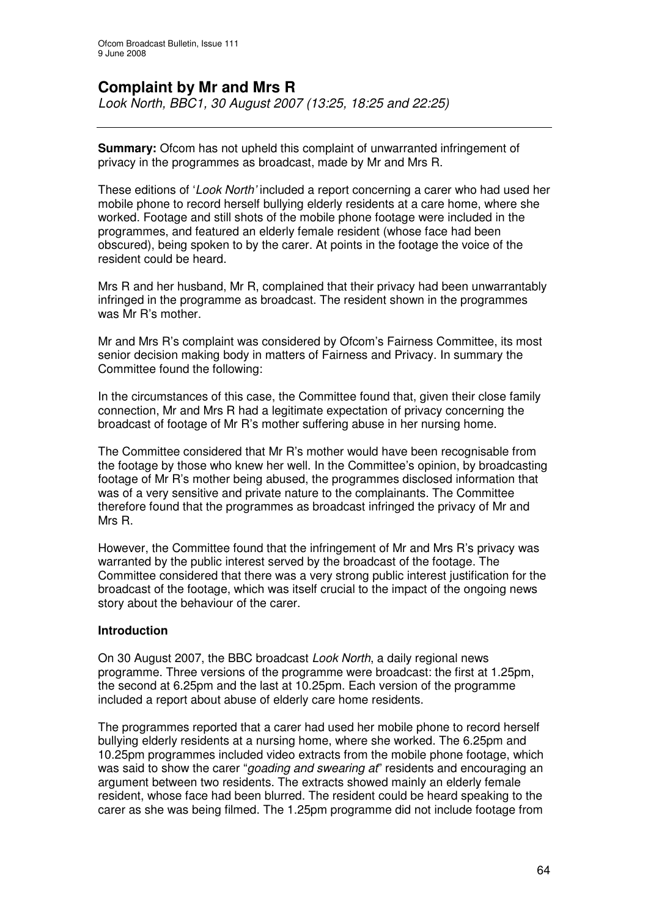# Complaint by Mr and Mrs R

*Look North, BBC1, 30 August 2007 (13:25, 18:25 and 22:25)*

---

**Summary:** Ofcom has not upheld this complaint of unwarranted infringement of privacy in the programmes as broadcast, made by Mr and Mrs R.

These editions of '*Look North'* included a report concerning a carer who had used her mobile phone to record herself bullying elderly residents at a care home, where she worked. Footage and still shots of the mobile phone footage were included in the programmes, and featured an elderly female resident (whose face had been obscured), being spoken to by the carer. At points in the footage the voice of the resident could be heard.

Mrs R and her husband, Mr R, complained that their privacy had been unwarrantably infringed in the programme as broadcast. The resident shown in the programmes was Mr R's mother.

Mr and Mrs R's complaint was considered by Ofcom's Fairness Committee, its most senior decision making body in matters of Fairness and Privacy. In summary the Committee found the following:

In the circumstances of this case, the Committee found that, given their close family connection, Mr and Mrs R had a legitimate expectation of privacy concerning the broadcast of footage of Mr R's mother suffering abuse in her nursing home.

The Committee considered that Mr R's mother would have been recognisable from the footage by those who knew her well. In the Committee's opinion, by broadcasting footage of Mr R's mother being abused, the programmes disclosed information that was of a very sensitive and private nature to the complainants. The Committee therefore found that the programmes as broadcast infringed the privacy of Mr and Mrs R.

However, the Committee found that the infringement of Mr and Mrs R's privacy was warranted by the public interest served by the broadcast of the footage. The Committee considered that there was a very strong public interest justification for the broadcast of the footage, which was itself crucial to the impact of the ongoing news story about the behaviour of the carer.

## Introduction

On 30 August 2007, the BBC broadcast *Look North*, a daily regional news programme. Three versions of the programme were broadcast: the first at 1.25pm, the second at 6.25pm and the last at 10.25pm. Each version of the programme included a report about abuse of elderly care home residents.

The programmes reported that a carer had used her mobile phone to record herself bullying elderly residents at a nursing home, where she worked. The 6.25pm and 10.25pm programmes included video extracts from the mobile phone footage, which was said to show the carer "*goading and swearing at*" residents and encouraging an argument between two residents. The extracts showed mainly an elderly female resident, whose face had been blurred. The resident could be heard speaking to the carer as she was being filmed. The 1.25pm programme did not include footage from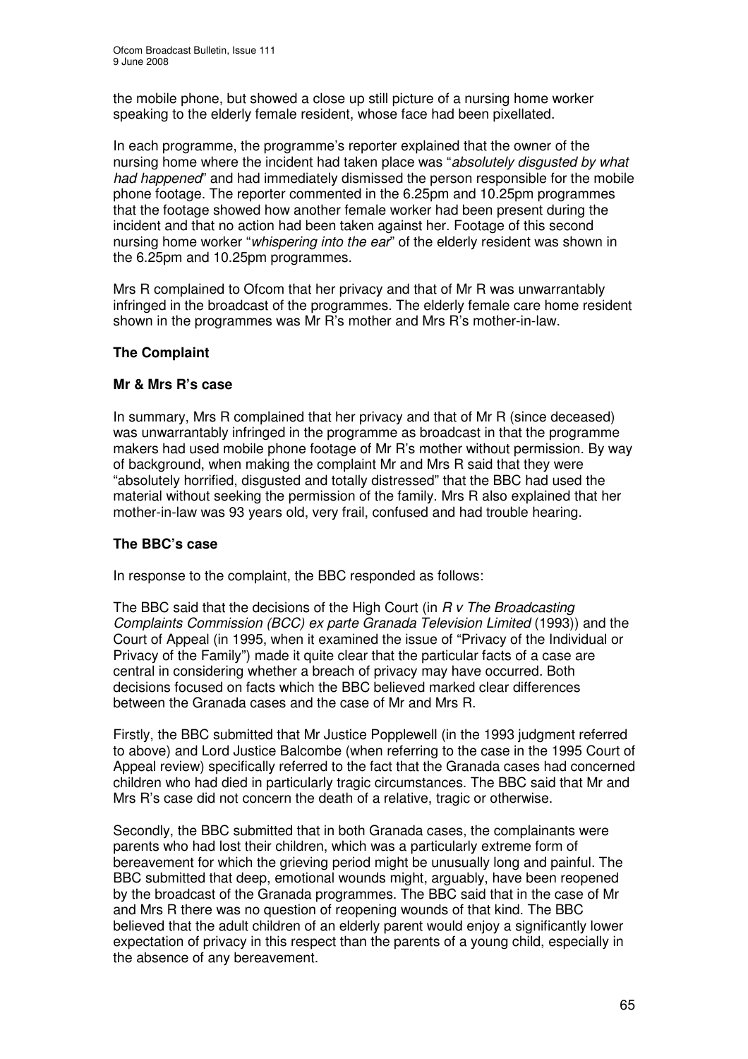the mobile phone, but showed a close up still picture of a nursing home worker speaking to the elderly female resident, whose face had been pixellated.

In each programme, the programme's reporter explained that the owner of the nursing home where the incident had taken place was "*absolutely disgusted by what had happened*" and had immediately dismissed the person responsible for the mobile phone footage. The reporter commented in the 6.25pm and 10.25pm programmes that the footage showed how another female worker had been present during the incident and that no action had been taken against her. Footage of this second nursing home worker "*whispering into the ear*" of the elderly resident was shown in the 6.25pm and 10.25pm programmes.

Mrs R complained to Ofcom that her privacy and that of Mr R was unwarrantably infringed in the broadcast of the programmes. The elderly female care home resident shown in the programmes was Mr R's mother and Mrs R's mother-in-law.

### The Complaint

#### Mr & Mrs R's case

In summary, Mrs R complained that her privacy and that of Mr R (since deceased) was unwarrantably infringed in the programme as broadcast in that the programme makers had used mobile phone footage of Mr R's mother without permission. By way of background, when making the complaint Mr and Mrs R said that they were "absolutely horrified, disgusted and totally distressed" that the BBC had used the material without seeking the permission of the family. Mrs R also explained that her mother-in-law was 93 years old, very frail, confused and had trouble hearing.

#### The BBC's case

In response to the complaint, the BBC responded as follows:

The BBC said that the decisions of the High Court (in *R v The Broadcasting Complaints Commission (BCC) ex parte Granada Television Limited* (1993)) and the Court of Appeal (in 1995, when it examined the issue of "Privacy of the Individual or Privacy of the Family") made it quite clear that the particular facts of a case are central in considering whether a breach of privacy may have occurred. Both decisions focused on facts which the BBC believed marked clear differences between the Granada cases and the case of Mr and Mrs R.

Firstly, the BBC submitted that Mr Justice Popplewell (in the 1993 judgment referred to above) and Lord Justice Balcombe (when referring to the case in the 1995 Court of Appeal review) specifically referred to the fact that the Granada cases had concerned children who had died in particularly tragic circumstances. The BBC said that Mr and Mrs R's case did not concern the death of a relative, tragic or otherwise.

Secondly, the BBC submitted that in both Granada cases, the complainants were parents who had lost their children, which was a particularly extreme form of bereavement for which the grieving period might be unusually long and painful. The BBC submitted that deep, emotional wounds might, arguably, have been reopened by the broadcast of the Granada programmes. The BBC said that in the case of Mr and Mrs R there was no question of reopening wounds of that kind. The BBC believed that the adult children of an elderly parent would enjoy a significantly lower expectation of privacy in this respect than the parents of a young child, especially in the absence of any bereavement.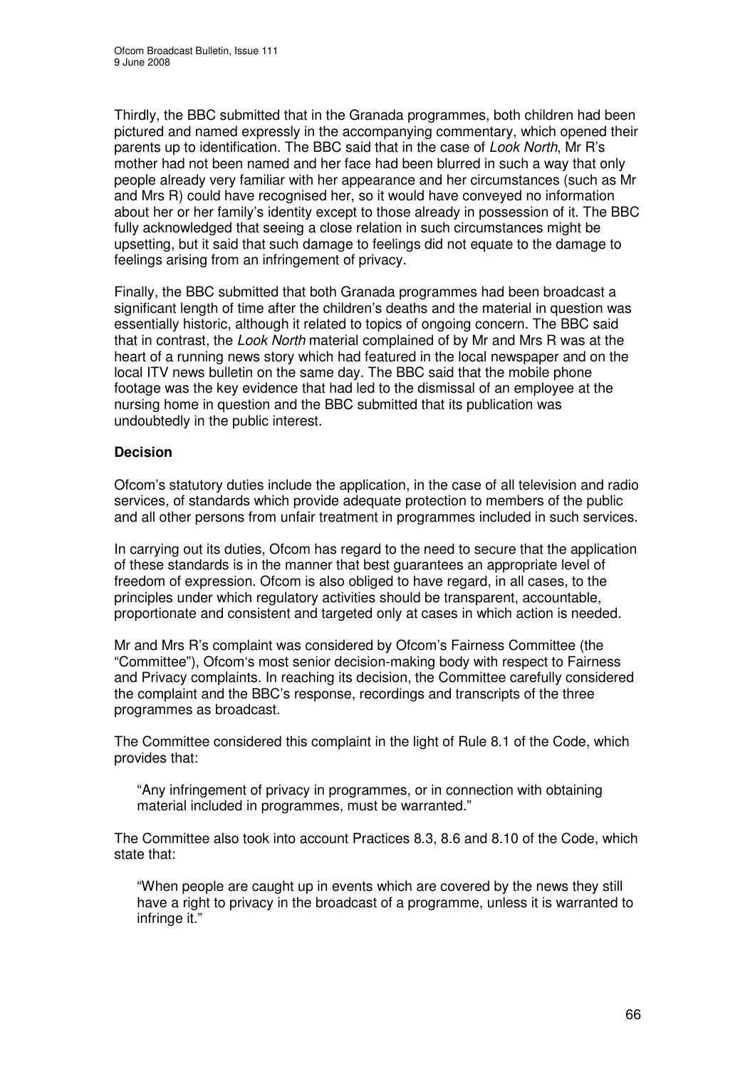Thirdly, the BBC submitted that in the Granada programmes, both children had been pictured and named expressly in the accompanying commentary, which opened their parents up to identification. The BBC said that in the case of *Look North*, Mr R's mother had not been named and her face had been blurred in such a way that only people already very familiar with her appearance and her circumstances (such as Mr and Mrs R) could have recognised her, so it would have conveyed no information about her or her family's identity except to those already in possession of it. The BBC fully acknowledged that seeing a close relation in such circumstances might be upsetting, but it said that such damage to feelings did not equate to the damage to feelings arising from an infringement of privacy.

Finally, the BBC submitted that both Granada programmes had been broadcast a significant length of time after the children's deaths and the material in question was essentially historic, although it related to topics of ongoing concern. The BBC said that in contrast, the *Look North* material complained of by Mr and Mrs R was at the heart of a running news story which had featured in the local newspaper and on the local ITV news bulletin on the same day. The BBC said that the mobile phone footage was the key evidence that had led to the dismissal of an employee at the nursing home in question and the BBC submitted that its publication was undoubtedly in the public interest.

**Decision**

Ofcom's statutory duties include the application, in the case of all television and radio services, of standards which provide adequate protection to members of the public and all other persons from unfair treatment in programmes included in such services.

In carrying out its duties, Ofcom has regard to the need to secure that the application of these standards is in the manner that best guarantees an appropriate level of freedom of expression. Ofcom is also obliged to have regard, in all cases, to the principles under which regulatory activities should be transparent, accountable, proportionate and consistent and targeted only at cases in which action is needed.

Mr and Mrs R's complaint was considered by Ofcom's Fairness Committee (the "Committee"), Ofcom's most senior decision-making body with respect to Fairness and Privacy complaints. In reaching its decision, the Committee carefully considered the complaint and the BBC's response, recordings and transcripts of the three programmes as broadcast.

The Committee considered this complaint in the light of Rule 8.1 of the Code, which provides that:

> "Any infringement of privacy in programmes, or in connection with obtaining material included in programmes, must be warranted."

The Committee also took into account Practices 8.3, 8.6 and 8.10 of the Code, which state that:

> "When people are caught up in events which are covered by the news they still have a right to privacy in the broadcast of a programme, unless it is warranted to infringe it."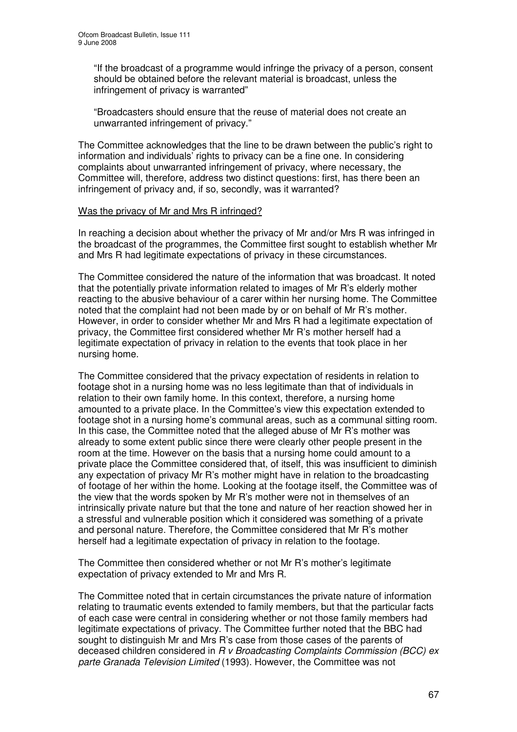"If the broadcast of a programme would infringe the privacy of a person, consent should be obtained before the relevant material is broadcast, unless the infringement of privacy is warranted"

"Broadcasters should ensure that the reuse of material does not create an unwarranted infringement of privacy."

The Committee acknowledges that the line to be drawn between the public's right to information and individuals' rights to privacy can be a fine one. In considering complaints about unwarranted infringement of privacy, where necessary, the Committee will, therefore, address two distinct questions: first, has there been an infringement of privacy and, if so, secondly, was it warranted?

Was the privacy of Mr and Mrs R infringed?

In reaching a decision about whether the privacy of Mr and/or Mrs R was infringed in the broadcast of the programmes, the Committee first sought to establish whether Mr and Mrs R had legitimate expectations of privacy in these circumstances.

The Committee considered the nature of the information that was broadcast. It noted that the potentially private information related to images of Mr R's elderly mother reacting to the abusive behaviour of a carer within her nursing home. The Committee noted that the complaint had not been made by or on behalf of Mr R's mother. However, in order to consider whether Mr and Mrs R had a legitimate expectation of privacy, the Committee first considered whether Mr R's mother herself had a legitimate expectation of privacy in relation to the events that took place in her nursing home.

The Committee considered that the privacy expectation of residents in relation to footage shot in a nursing home was no less legitimate than that of individuals in relation to their own family home. In this context, therefore, a nursing home amounted to a private place. In the Committee's view this expectation extended to footage shot in a nursing home's communal areas, such as a communal sitting room. In this case, the Committee noted that the alleged abuse of Mr R's mother was already to some extent public since there were clearly other people present in the room at the time. However on the basis that a nursing home could amount to a private place the Committee considered that, of itself, this was insufficient to diminish any expectation of privacy Mr R's mother might have in relation to the broadcasting of footage of her within the home. Looking at the footage itself, the Committee was of the view that the words spoken by Mr R's mother were not in themselves of an intrinsically private nature but that the tone and nature of her reaction showed her in a stressful and vulnerable position which it considered was something of a private and personal nature. Therefore, the Committee considered that Mr R's mother herself had a legitimate expectation of privacy in relation to the footage.

The Committee then considered whether or not Mr R's mother's legitimate expectation of privacy extended to Mr and Mrs R.

The Committee noted that in certain circumstances the private nature of information relating to traumatic events extended to family members, but that the particular facts of each case were central in considering whether or not those family members had legitimate expectations of privacy. The Committee further noted that the BBC had sought to distinguish Mr and Mrs R's case from those cases of the parents of deceased children considered in *R v Broadcasting Complaints Commission (BCC) ex parte Granada Television Limited* (1993). However, the Committee was not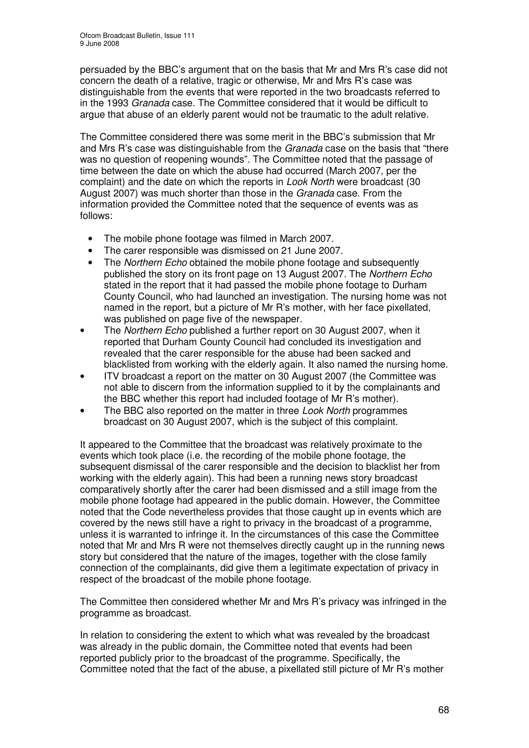persuaded by the BBC's argument that on the basis that Mr and Mrs R's case did not concern the death of a relative, tragic or otherwise, Mr and Mrs R's case was distinguishable from the events that were reported in the two broadcasts referred to in the 1993 *Granada* case. The Committee considered that it would be difficult to argue that abuse of an elderly parent would not be traumatic to the adult relative.

The Committee considered there was some merit in the BBC's submission that Mr and Mrs R's case was distinguishable from the *Granada* case on the basis that "there was no question of reopening wounds". The Committee noted that the passage of time between the date on which the abuse had occurred (March 2007, per the complaint) and the date on which the reports in *Look North* were broadcast (30 August 2007) was much shorter than those in the *Granada* case. From the information provided the Committee noted that the sequence of events was as follows:

- The mobile phone footage was filmed in March 2007.
- The carer responsible was dismissed on 21 June 2007.
- The *Northern Echo* obtained the mobile phone footage and subsequently published the story on its front page on 13 August 2007. The *Northern Echo* stated in the report that it had passed the mobile phone footage to Durham County Council, who had launched an investigation. The nursing home was not named in the report, but a picture of Mr R's mother, with her face pixellated, was published on page five of the newspaper.
- The *Northern Echo* published a further report on 30 August 2007, when it reported that Durham County Council had concluded its investigation and revealed that the carer responsible for the abuse had been sacked and blacklisted from working with the elderly again. It also named the nursing home.
- ITV broadcast a report on the matter on 30 August 2007 (the Committee was not able to discern from the information supplied to it by the complainants and the BBC whether this report had included footage of Mr R's mother).
- The BBC also reported on the matter in three *Look North* programmes broadcast on 30 August 2007, which is the subject of this complaint.

It appeared to the Committee that the broadcast was relatively proximate to the events which took place (i.e. the recording of the mobile phone footage, the subsequent dismissal of the carer responsible and the decision to blacklist her from working with the elderly again). This had been a running news story broadcast comparatively shortly after the carer had been dismissed and a still image from the mobile phone footage had appeared in the public domain. However, the Committee noted that the Code nevertheless provides that those caught up in events which are covered by the news still have a right to privacy in the broadcast of a programme, unless it is warranted to infringe it. In the circumstances of this case the Committee noted that Mr and Mrs R were not themselves directly caught up in the running news story but considered that the nature of the images, together with the close family connection of the complainants, did give them a legitimate expectation of privacy in respect of the broadcast of the mobile phone footage.

The Committee then considered whether Mr and Mrs R's privacy was infringed in the programme as broadcast.

In relation to considering the extent to which what was revealed by the broadcast was already in the public domain, the Committee noted that events had been reported publicly prior to the broadcast of the programme. Specifically, the Committee noted that the fact of the abuse, a pixellated still picture of Mr R's mother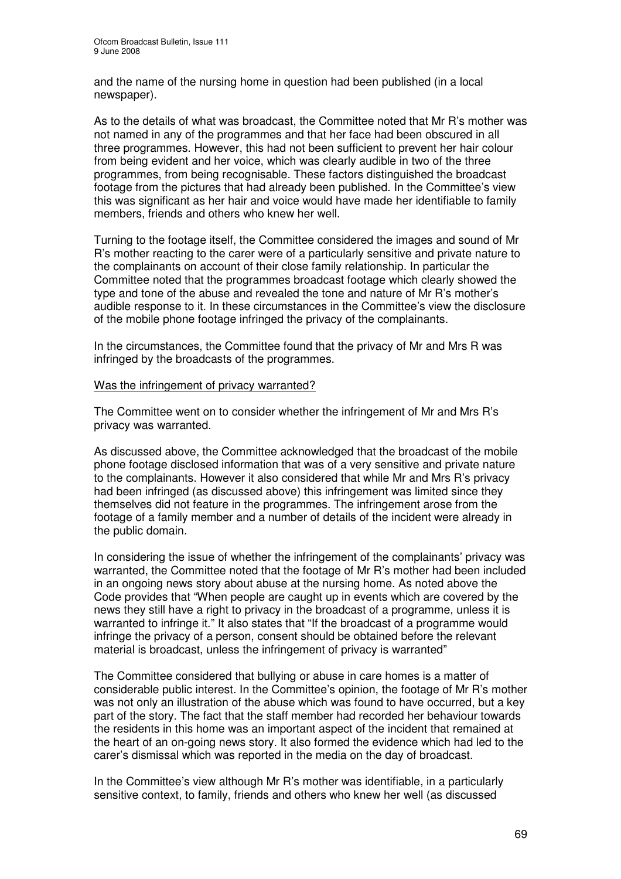and the name of the nursing home in question had been published (in a local newspaper).

As to the details of what was broadcast, the Committee noted that Mr R's mother was not named in any of the programmes and that her face had been obscured in all three programmes. However, this had not been sufficient to prevent her hair colour from being evident and her voice, which was clearly audible in two of the three programmes, from being recognisable. These factors distinguished the broadcast footage from the pictures that had already been published. In the Committee's view this was significant as her hair and voice would have made her identifiable to family members, friends and others who knew her well.

Turning to the footage itself, the Committee considered the images and sound of Mr R's mother reacting to the carer were of a particularly sensitive and private nature to the complainants on account of their close family relationship. In particular the Committee noted that the programmes broadcast footage which clearly showed the type and tone of the abuse and revealed the tone and nature of Mr R's mother's audible response to it. In these circumstances in the Committee's view the disclosure of the mobile phone footage infringed the privacy of the complainants.

In the circumstances, the Committee found that the privacy of Mr and Mrs R was infringed by the broadcasts of the programmes.

<u>Was the infringement of privacy warranted?</u>

The Committee went on to consider whether the infringement of Mr and Mrs R's privacy was warranted.

As discussed above, the Committee acknowledged that the broadcast of the mobile phone footage disclosed information that was of a very sensitive and private nature to the complainants. However it also considered that while Mr and Mrs R's privacy had been infringed (as discussed above) this infringement was limited since they themselves did not feature in the programmes. The infringement arose from the footage of a family member and a number of details of the incident were already in the public domain.

In considering the issue of whether the infringement of the complainants' privacy was warranted, the Committee noted that the footage of Mr R's mother had been included in an ongoing news story about abuse at the nursing home. As noted above the Code provides that "When people are caught up in events which are covered by the news they still have a right to privacy in the broadcast of a programme, unless it is warranted to infringe it." It also states that "If the broadcast of a programme would infringe the privacy of a person, consent should be obtained before the relevant material is broadcast, unless the infringement of privacy is warranted"

The Committee considered that bullying or abuse in care homes is a matter of considerable public interest. In the Committee's opinion, the footage of Mr R's mother was not only an illustration of the abuse which was found to have occurred, but a key part of the story. The fact that the staff member had recorded her behaviour towards the residents in this home was an important aspect of the incident that remained at the heart of an on-going news story. It also formed the evidence which had led to the carer's dismissal which was reported in the media on the day of broadcast.

In the Committee's view although Mr R's mother was identifiable, in a particularly sensitive context, to family, friends and others who knew her well (as discussed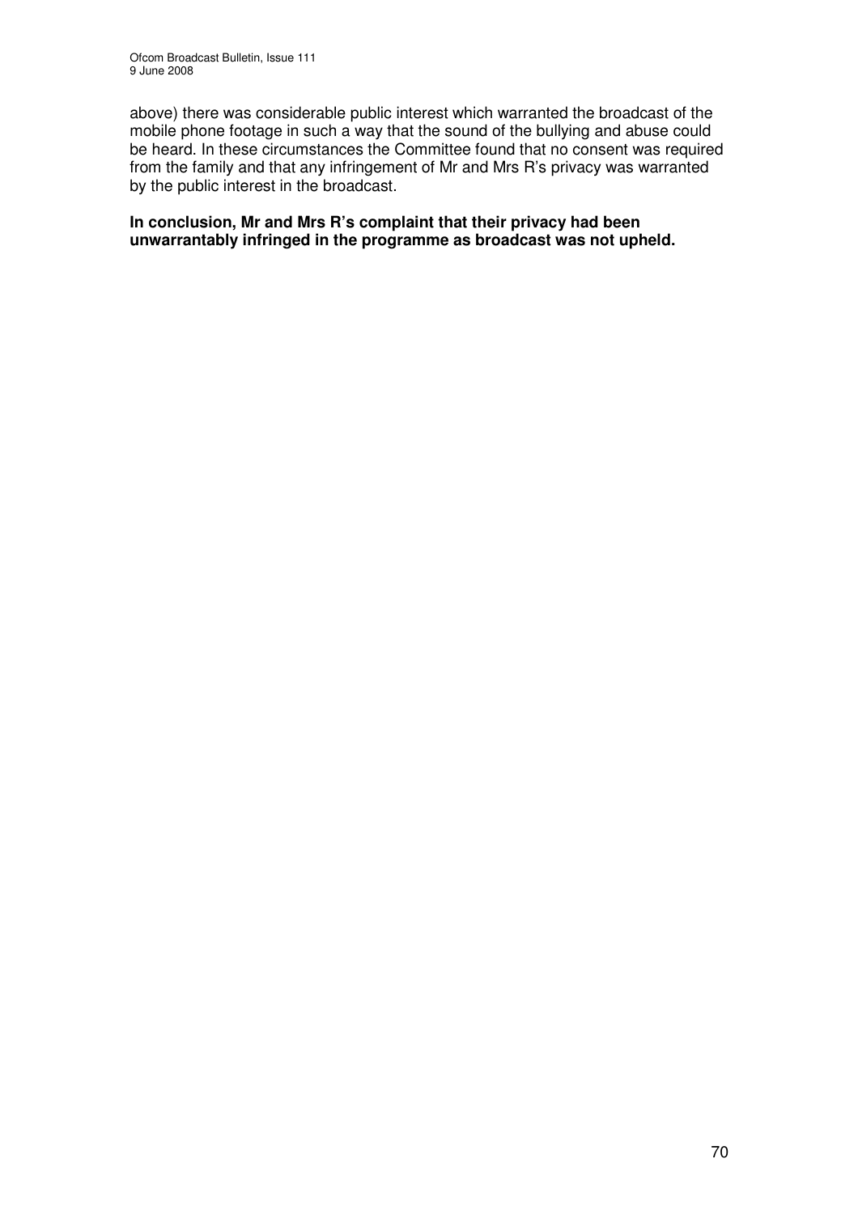above) there was considerable public interest which warranted the broadcast of the mobile phone footage in such a way that the sound of the bullying and abuse could be heard. In these circumstances the Committee found that no consent was required from the family and that any infringement of Mr and Mrs R's privacy was warranted by the public interest in the broadcast.

**In conclusion, Mr and Mrs R's complaint that their privacy had been unwarrantably infringed in the programme as broadcast was not upheld.**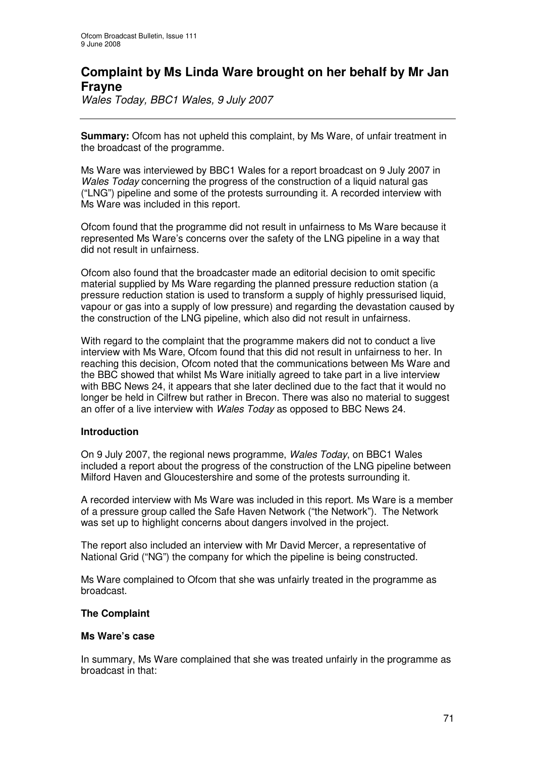# Complaint by Ms Linda Ware brought on her behalf by Mr Jan Frayne

*Wales Today, BBC1 Wales, 9 July 2007*

---

**Summary:** Ofcom has not upheld this complaint, by Ms Ware, of unfair treatment in the broadcast of the programme.

Ms Ware was interviewed by BBC1 Wales for a report broadcast on 9 July 2007 in *Wales Today* concerning the progress of the construction of a liquid natural gas ("LNG") pipeline and some of the protests surrounding it. A recorded interview with Ms Ware was included in this report.

Ofcom found that the programme did not result in unfairness to Ms Ware because it represented Ms Ware's concerns over the safety of the LNG pipeline in a way that did not result in unfairness.

Ofcom also found that the broadcaster made an editorial decision to omit specific material supplied by Ms Ware regarding the planned pressure reduction station (a pressure reduction station is used to transform a supply of highly pressurised liquid, vapour or gas into a supply of low pressure) and regarding the devastation caused by the construction of the LNG pipeline, which also did not result in unfairness.

With regard to the complaint that the programme makers did not to conduct a live interview with Ms Ware, Ofcom found that this did not result in unfairness to her. In reaching this decision, Ofcom noted that the communications between Ms Ware and the BBC showed that whilst Ms Ware initially agreed to take part in a live interview with BBC News 24, it appears that she later declined due to the fact that it would no longer be held in Cilfrew but rather in Brecon. There was also no material to suggest an offer of a live interview with *Wales Today* as opposed to BBC News 24.

### Introduction

On 9 July 2007, the regional news programme, *Wales Today*, on BBC1 Wales included a report about the progress of the construction of the LNG pipeline between Milford Haven and Gloucestershire and some of the protests surrounding it.

A recorded interview with Ms Ware was included in this report. Ms Ware is a member of a pressure group called the Safe Haven Network ("the Network"). The Network was set up to highlight concerns about dangers involved in the project.

The report also included an interview with Mr David Mercer, a representative of National Grid ("NG") the company for which the pipeline is being constructed.

Ms Ware complained to Ofcom that she was unfairly treated in the programme as broadcast.

### The Complaint

#### Ms Ware's case

In summary, Ms Ware complained that she was treated unfairly in the programme as broadcast in that: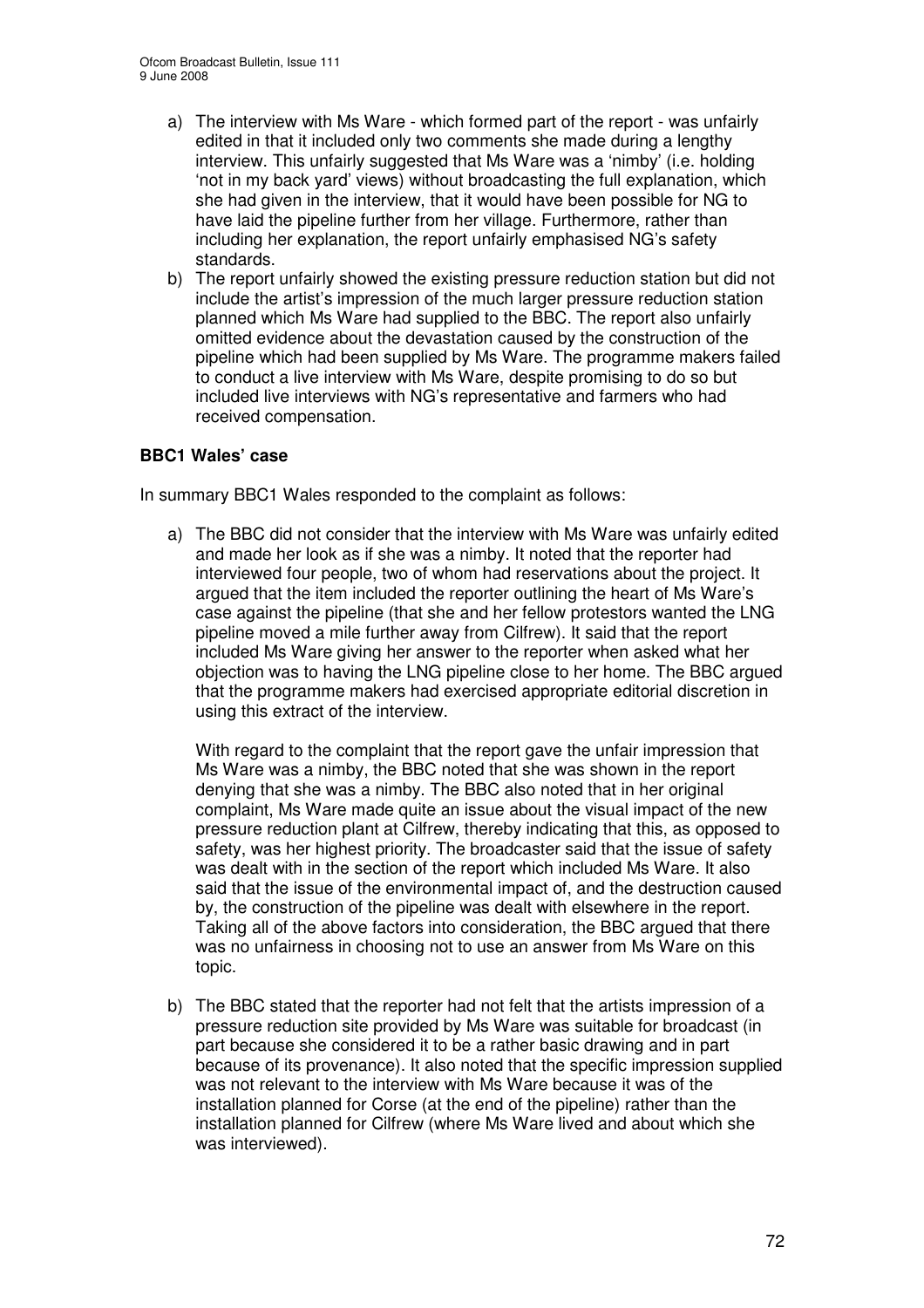a) The interview with Ms Ware - which formed part of the report - was unfairly edited in that it included only two comments she made during a lengthy interview. This unfairly suggested that Ms Ware was a 'nimby' (i.e. holding 'not in my back yard' views) without broadcasting the full explanation, which she had given in the interview, that it would have been possible for NG to have laid the pipeline further from her village. Furthermore, rather than including her explanation, the report unfairly emphasised NG's safety standards.

b) The report unfairly showed the existing pressure reduction station but did not include the artist's impression of the much larger pressure reduction station planned which Ms Ware had supplied to the BBC. The report also unfairly omitted evidence about the devastation caused by the construction of the pipeline which had been supplied by Ms Ware. The programme makers failed to conduct a live interview with Ms Ware, despite promising to do so but included live interviews with NG's representative and farmers who had received compensation.

**BBC1 Wales' case**

In summary BBC1 Wales responded to the complaint as follows:

a) The BBC did not consider that the interview with Ms Ware was unfairly edited and made her look as if she was a nimby. It noted that the reporter had interviewed four people, two of whom had reservations about the project. It argued that the item included the reporter outlining the heart of Ms Ware's case against the pipeline (that she and her fellow protestors wanted the LNG pipeline moved a mile further away from Cilfrew). It said that the report included Ms Ware giving her answer to the reporter when asked what her objection was to having the LNG pipeline close to her home. The BBC argued that the programme makers had exercised appropriate editorial discretion in using this extract of the interview.

   With regard to the complaint that the report gave the unfair impression that Ms Ware was a nimby, the BBC noted that she was shown in the report denying that she was a nimby. The BBC also noted that in her original complaint, Ms Ware made quite an issue about the visual impact of the new pressure reduction plant at Cilfrew, thereby indicating that this, as opposed to safety, was her highest priority. The broadcaster said that the issue of safety was dealt with in the section of the report which included Ms Ware. It also said that the issue of the environmental impact of, and the destruction caused by, the construction of the pipeline was dealt with elsewhere in the report. Taking all of the above factors into consideration, the BBC argued that there was no unfairness in choosing not to use an answer from Ms Ware on this topic.

b) The BBC stated that the reporter had not felt that the artists impression of a pressure reduction site provided by Ms Ware was suitable for broadcast (in part because she considered it to be a rather basic drawing and in part because of its provenance). It also noted that the specific impression supplied was not relevant to the interview with Ms Ware because it was of the installation planned for Corse (at the end of the pipeline) rather than the installation planned for Cilfrew (where Ms Ware lived and about which she was interviewed).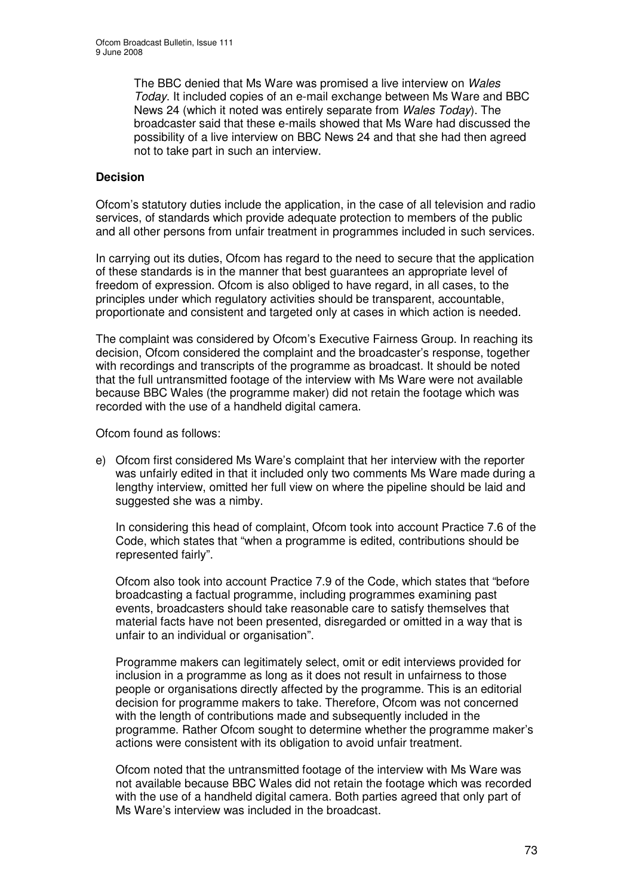The BBC denied that Ms Ware was promised a live interview on *Wales Today*. It included copies of an e-mail exchange between Ms Ware and BBC News 24 (which it noted was entirely separate from *Wales Today*). The broadcaster said that these e-mails showed that Ms Ware had discussed the possibility of a live interview on BBC News 24 and that she had then agreed not to take part in such an interview.

## Decision

Ofcom's statutory duties include the application, in the case of all television and radio services, of standards which provide adequate protection to members of the public and all other persons from unfair treatment in programmes included in such services.

In carrying out its duties, Ofcom has regard to the need to secure that the application of these standards is in the manner that best guarantees an appropriate level of freedom of expression. Ofcom is also obliged to have regard, in all cases, to the principles under which regulatory activities should be transparent, accountable, proportionate and consistent and targeted only at cases in which action is needed.

The complaint was considered by Ofcom's Executive Fairness Group. In reaching its decision, Ofcom considered the complaint and the broadcaster's response, together with recordings and transcripts of the programme as broadcast. It should be noted that the full untransmitted footage of the interview with Ms Ware were not available because BBC Wales (the programme maker) did not retain the footage which was recorded with the use of a handheld digital camera.

Ofcom found as follows:

e) Ofcom first considered Ms Ware's complaint that her interview with the reporter was unfairly edited in that it included only two comments Ms Ware made during a lengthy interview, omitted her full view on where the pipeline should be laid and suggested she was a nimby.

   In considering this head of complaint, Ofcom took into account Practice 7.6 of the Code, which states that "when a programme is edited, contributions should be represented fairly".

   Ofcom also took into account Practice 7.9 of the Code, which states that "before broadcasting a factual programme, including programmes examining past events, broadcasters should take reasonable care to satisfy themselves that material facts have not been presented, disregarded or omitted in a way that is unfair to an individual or organisation".

   Programme makers can legitimately select, omit or edit interviews provided for inclusion in a programme as long as it does not result in unfairness to those people or organisations directly affected by the programme. This is an editorial decision for programme makers to take. Therefore, Ofcom was not concerned with the length of contributions made and subsequently included in the programme. Rather Ofcom sought to determine whether the programme maker's actions were consistent with its obligation to avoid unfair treatment.

   Ofcom noted that the untransmitted footage of the interview with Ms Ware was not available because BBC Wales did not retain the footage which was recorded with the use of a handheld digital camera. Both parties agreed that only part of Ms Ware's interview was included in the broadcast.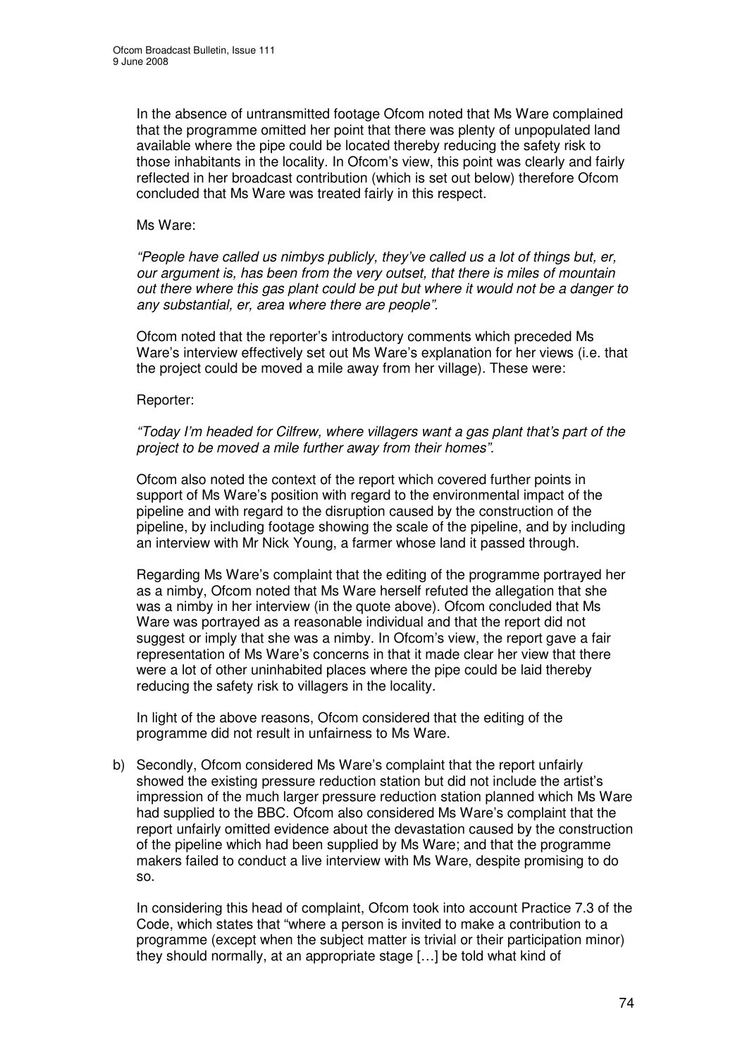In the absence of untransmitted footage Ofcom noted that Ms Ware complained that the programme omitted her point that there was plenty of unpopulated land available where the pipe could be located thereby reducing the safety risk to those inhabitants in the locality. In Ofcom's view, this point was clearly and fairly reflected in her broadcast contribution (which is set out below) therefore Ofcom concluded that Ms Ware was treated fairly in this respect.

Ms Ware:

*"People have called us nimbys publicly, they've called us a lot of things but, er, our argument is, has been from the very outset, that there is miles of mountain out there where this gas plant could be put but where it would not be a danger to any substantial, er, area where there are people".*

Ofcom noted that the reporter's introductory comments which preceded Ms Ware's interview effectively set out Ms Ware's explanation for her views (i.e. that the project could be moved a mile away from her village). These were:

Reporter:

*"Today I'm headed for Cilfrew, where villagers want a gas plant that's part of the project to be moved a mile further away from their homes".*

Ofcom also noted the context of the report which covered further points in support of Ms Ware's position with regard to the environmental impact of the pipeline and with regard to the disruption caused by the construction of the pipeline, by including footage showing the scale of the pipeline, and by including an interview with Mr Nick Young, a farmer whose land it passed through.

Regarding Ms Ware's complaint that the editing of the programme portrayed her as a nimby, Ofcom noted that Ms Ware herself refuted the allegation that she was a nimby in her interview (in the quote above). Ofcom concluded that Ms Ware was portrayed as a reasonable individual and that the report did not suggest or imply that she was a nimby. In Ofcom's view, the report gave a fair representation of Ms Ware's concerns in that it made clear her view that there were a lot of other uninhabited places where the pipe could be laid thereby reducing the safety risk to villagers in the locality.

In light of the above reasons, Ofcom considered that the editing of the programme did not result in unfairness to Ms Ware.

b) Secondly, Ofcom considered Ms Ware's complaint that the report unfairly showed the existing pressure reduction station but did not include the artist's impression of the much larger pressure reduction station planned which Ms Ware had supplied to the BBC. Ofcom also considered Ms Ware's complaint that the report unfairly omitted evidence about the devastation caused by the construction of the pipeline which had been supplied by Ms Ware; and that the programme makers failed to conduct a live interview with Ms Ware, despite promising to do so.

   In considering this head of complaint, Ofcom took into account Practice 7.3 of the Code, which states that "where a person is invited to make a contribution to a programme (except when the subject matter is trivial or their participation minor) they should normally, at an appropriate stage […] be told what kind of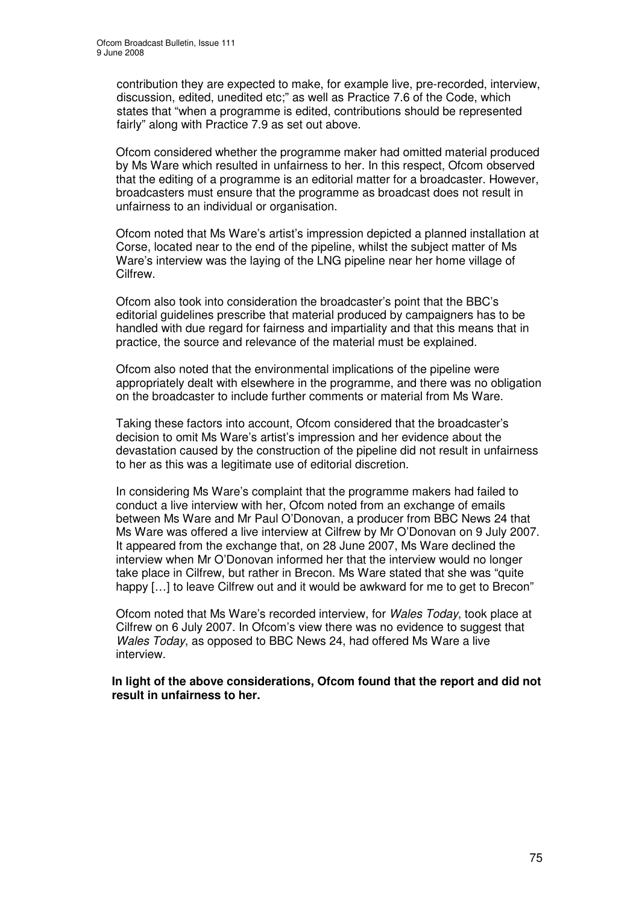contribution they are expected to make, for example live, pre-recorded, interview, discussion, edited, unedited etc;" as well as Practice 7.6 of the Code, which states that "when a programme is edited, contributions should be represented fairly" along with Practice 7.9 as set out above.

Ofcom considered whether the programme maker had omitted material produced by Ms Ware which resulted in unfairness to her. In this respect, Ofcom observed that the editing of a programme is an editorial matter for a broadcaster. However, broadcasters must ensure that the programme as broadcast does not result in unfairness to an individual or organisation.

Ofcom noted that Ms Ware's artist's impression depicted a planned installation at Corse, located near to the end of the pipeline, whilst the subject matter of Ms Ware's interview was the laying of the LNG pipeline near her home village of Cilfrew.

Ofcom also took into consideration the broadcaster's point that the BBC's editorial guidelines prescribe that material produced by campaigners has to be handled with due regard for fairness and impartiality and that this means that in practice, the source and relevance of the material must be explained.

Ofcom also noted that the environmental implications of the pipeline were appropriately dealt with elsewhere in the programme, and there was no obligation on the broadcaster to include further comments or material from Ms Ware.

Taking these factors into account, Ofcom considered that the broadcaster's decision to omit Ms Ware's artist's impression and her evidence about the devastation caused by the construction of the pipeline did not result in unfairness to her as this was a legitimate use of editorial discretion.

In considering Ms Ware's complaint that the programme makers had failed to conduct a live interview with her, Ofcom noted from an exchange of emails between Ms Ware and Mr Paul O'Donovan, a producer from BBC News 24 that Ms Ware was offered a live interview at Cilfrew by Mr O'Donovan on 9 July 2007. It appeared from the exchange that, on 28 June 2007, Ms Ware declined the interview when Mr O'Donovan informed her that the interview would no longer take place in Cilfrew, but rather in Brecon. Ms Ware stated that she was "quite happy […] to leave Cilfrew out and it would be awkward for me to get to Brecon"

Ofcom noted that Ms Ware's recorded interview, for *Wales Today*, took place at Cilfrew on 6 July 2007. In Ofcom's view there was no evidence to suggest that *Wales Today*, as opposed to BBC News 24, had offered Ms Ware a live interview.

**In light of the above considerations, Ofcom found that the report and did not result in unfairness to her.**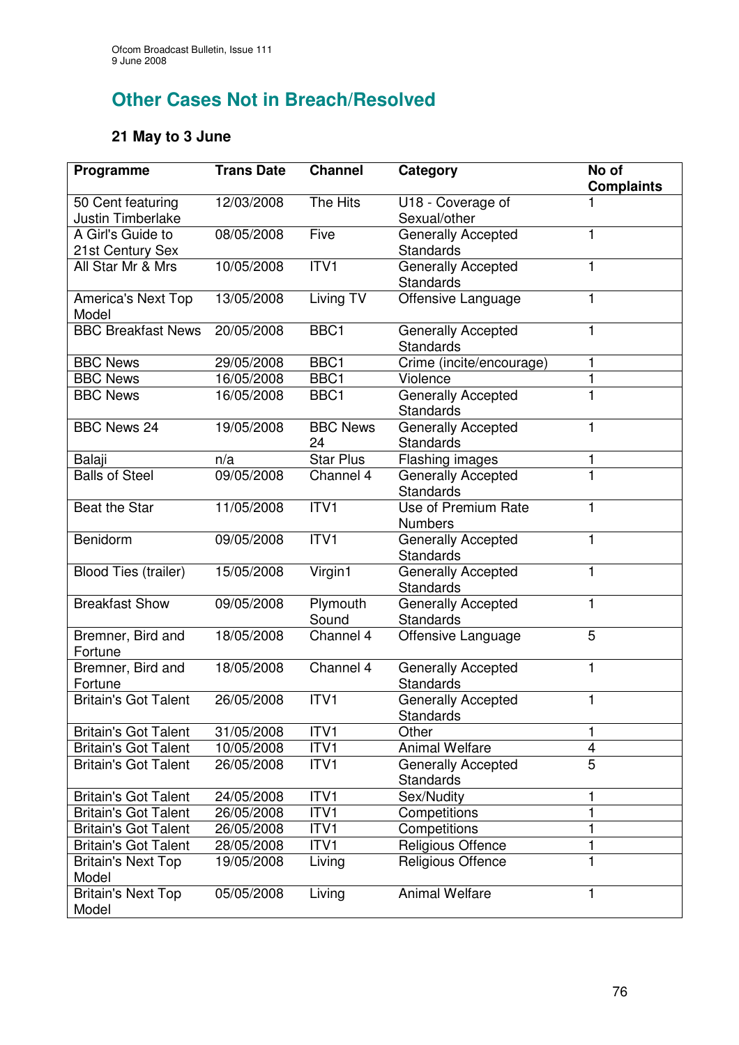## Other Cases Not in Breach/Resolved

### 21 May to 3 June

| Programme | Trans Date | Channel | Category | No of Complaints |
|---|---|---|---|---|
| 50 Cent featuring Justin Timberlake | 12/03/2008 | The Hits | U18 - Coverage of Sexual/other | 1 |
| A Girl's Guide to 21st Century Sex | 08/05/2008 | Five | Generally Accepted Standards | 1 |
| All Star Mr & Mrs | 10/05/2008 | ITV1 | Generally Accepted Standards | 1 |
| America's Next Top Model | 13/05/2008 | Living TV | Offensive Language | 1 |
| BBC Breakfast News | 20/05/2008 | BBC1 | Generally Accepted Standards | 1 |
| BBC News | 29/05/2008 | BBC1 | Crime (incite/encourage) | 1 |
| BBC News | 16/05/2008 | BBC1 | Violence | 1 |
| BBC News | 16/05/2008 | BBC1 | Generally Accepted Standards | 1 |
| BBC News 24 | 19/05/2008 | BBC News 24 | Generally Accepted Standards | 1 |
| Balaji | n/a | Star Plus | Flashing images | 1 |
| Balls of Steel | 09/05/2008 | Channel 4 | Generally Accepted Standards | 1 |
| Beat the Star | 11/05/2008 | ITV1 | Use of Premium Rate Numbers | 1 |
| Benidorm | 09/05/2008 | ITV1 | Generally Accepted Standards | 1 |
| Blood Ties (trailer) | 15/05/2008 | Virgin1 | Generally Accepted Standards | 1 |
| Breakfast Show | 09/05/2008 | Plymouth Sound | Generally Accepted Standards | 1 |
| Bremner, Bird and Fortune | 18/05/2008 | Channel 4 | Offensive Language | 5 |
| Bremner, Bird and Fortune | 18/05/2008 | Channel 4 | Generally Accepted Standards | 1 |
| Britain's Got Talent | 26/05/2008 | ITV1 | Generally Accepted Standards | 1 |
| Britain's Got Talent | 31/05/2008 | ITV1 | Other | 1 |
| Britain's Got Talent | 10/05/2008 | ITV1 | Animal Welfare | 4 |
| Britain's Got Talent | 26/05/2008 | ITV1 | Generally Accepted Standards | 5 |
| Britain's Got Talent | 24/05/2008 | ITV1 | Sex/Nudity | 1 |
| Britain's Got Talent | 26/05/2008 | ITV1 | Competitions | 1 |
| Britain's Got Talent | 26/05/2008 | ITV1 | Competitions | 1 |
| Britain's Got Talent | 28/05/2008 | ITV1 | Religious Offence | 1 |
| Britain's Next Top Model | 19/05/2008 | Living | Religious Offence | 1 |
| Britain's Next Top Model | 05/05/2008 | Living | Animal Welfare | 1 |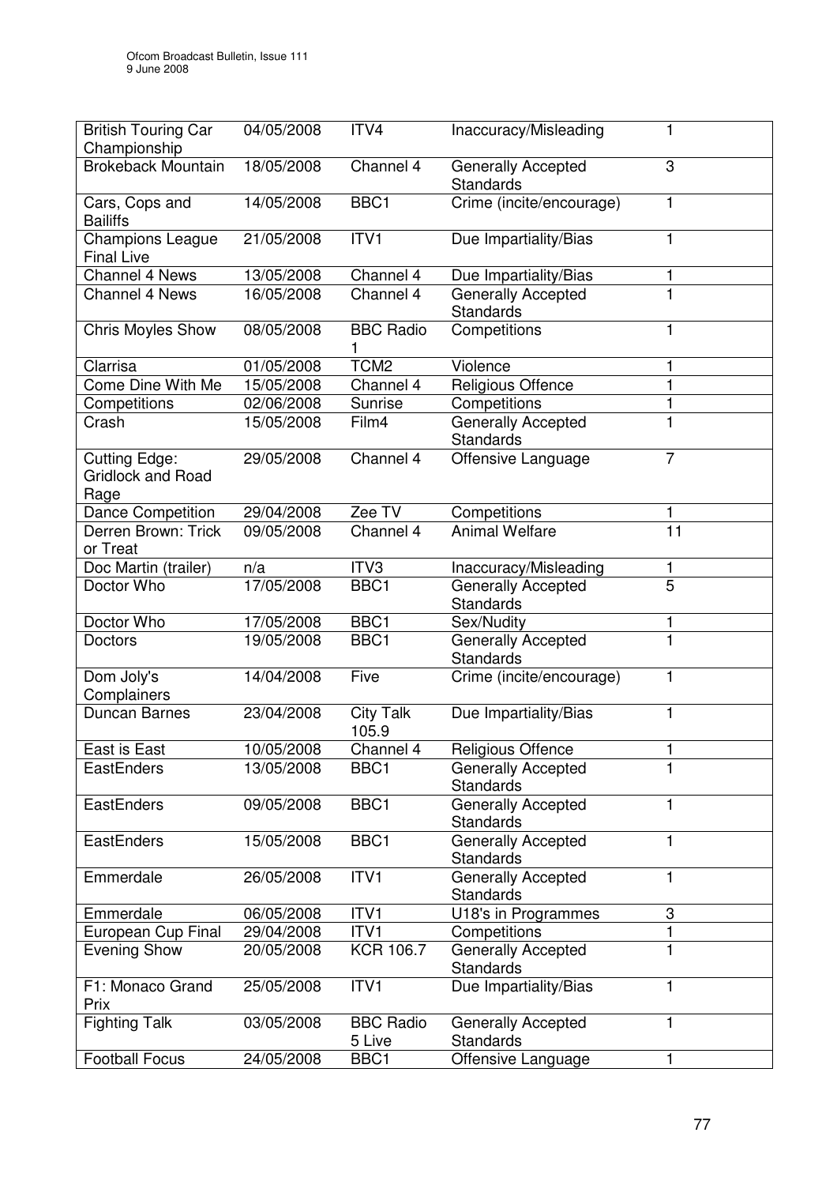| British Touring Car Championship | 04/05/2008 | ITV4 | Inaccuracy/Misleading | 1 |
|---|---|---|---|---|
| Brokeback Mountain | 18/05/2008 | Channel 4 | Generally Accepted Standards | 3 |
| Cars, Cops and Bailiffs | 14/05/2008 | BBC1 | Crime (incite/encourage) | 1 |
| Champions League Final Live | 21/05/2008 | ITV1 | Due Impartiality/Bias | 1 |
| Channel 4 News | 13/05/2008 | Channel 4 | Due Impartiality/Bias | 1 |
| Channel 4 News | 16/05/2008 | Channel 4 | Generally Accepted Standards | 1 |
| Chris Moyles Show | 08/05/2008 | BBC Radio 1 | Competitions | 1 |
| Clarrisa | 01/05/2008 | TCM2 | Violence | 1 |
| Come Dine With Me | 15/05/2008 | Channel 4 | Religious Offence | 1 |
| Competitions | 02/06/2008 | Sunrise | Competitions | 1 |
| Crash | 15/05/2008 | Film4 | Generally Accepted Standards | 1 |
| Cutting Edge: Gridlock and Road Rage | 29/05/2008 | Channel 4 | Offensive Language | 7 |
| Dance Competition | 29/04/2008 | Zee TV | Competitions | 1 |
| Derren Brown: Trick or Treat | 09/05/2008 | Channel 4 | Animal Welfare | 11 |
| Doc Martin (trailer) | n/a | ITV3 | Inaccuracy/Misleading | 1 |
| Doctor Who | 17/05/2008 | BBC1 | Generally Accepted Standards | 5 |
| Doctor Who | 17/05/2008 | BBC1 | Sex/Nudity | 1 |
| Doctors | 19/05/2008 | BBC1 | Generally Accepted Standards | 1 |
| Dom Joly's Complainers | 14/04/2008 | Five | Crime (incite/encourage) | 1 |
| Duncan Barnes | 23/04/2008 | City Talk 105.9 | Due Impartiality/Bias | 1 |
| East is East | 10/05/2008 | Channel 4 | Religious Offence | 1 |
| EastEnders | 13/05/2008 | BBC1 | Generally Accepted Standards | 1 |
| EastEnders | 09/05/2008 | BBC1 | Generally Accepted Standards | 1 |
| EastEnders | 15/05/2008 | BBC1 | Generally Accepted Standards | 1 |
| Emmerdale | 26/05/2008 | ITV1 | Generally Accepted Standards | 1 |
| Emmerdale | 06/05/2008 | ITV1 | U18's in Programmes | 3 |
| European Cup Final | 29/04/2008 | ITV1 | Competitions | 1 |
| Evening Show | 20/05/2008 | KCR 106.7 | Generally Accepted Standards | 1 |
| F1: Monaco Grand Prix | 25/05/2008 | ITV1 | Due Impartiality/Bias | 1 |
| Fighting Talk | 03/05/2008 | BBC Radio 5 Live | Generally Accepted Standards | 1 |
| Football Focus | 24/05/2008 | BBC1 | Offensive Language | 1 |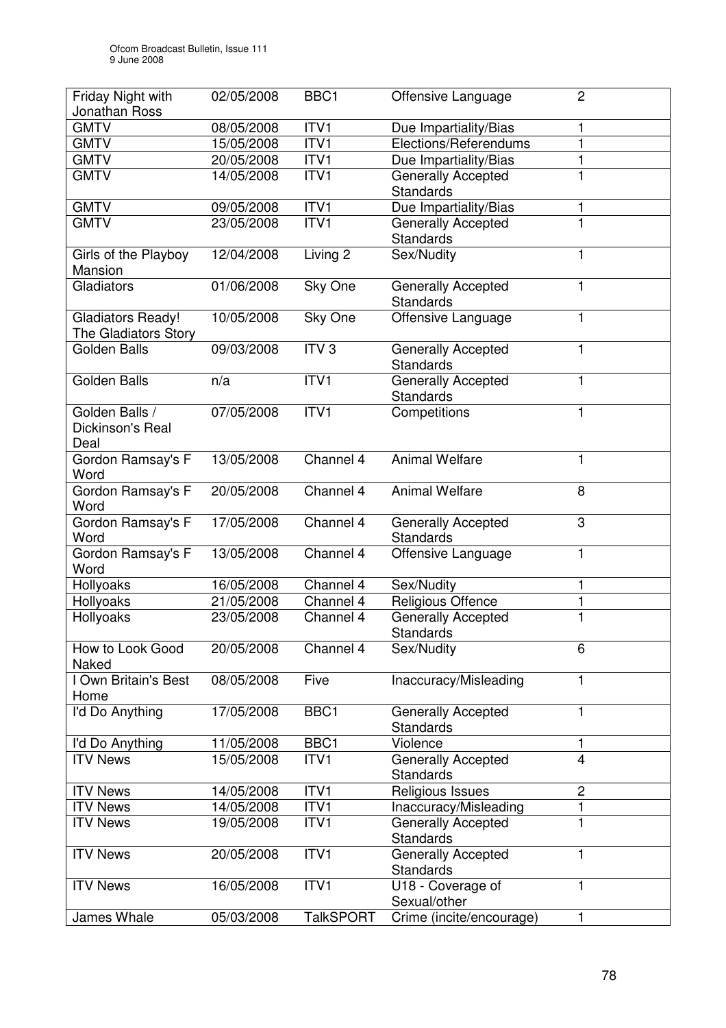| Friday Night with Jonathan Ross | 02/05/2008 | BBC1 | Offensive Language | 2 |
|---|---|---|---|---|
| GMTV | 08/05/2008 | ITV1 | Due Impartiality/Bias | 1 |
| GMTV | 15/05/2008 | ITV1 | Elections/Referendums | 1 |
| GMTV | 20/05/2008 | ITV1 | Due Impartiality/Bias | 1 |
| GMTV | 14/05/2008 | ITV1 | Generally Accepted Standards | 1 |
| GMTV | 09/05/2008 | ITV1 | Due Impartiality/Bias | 1 |
| GMTV | 23/05/2008 | ITV1 | Generally Accepted Standards | 1 |
| Girls of the Playboy Mansion | 12/04/2008 | Living 2 | Sex/Nudity | 1 |
| Gladiators | 01/06/2008 | Sky One | Generally Accepted Standards | 1 |
| Gladiators Ready! The Gladiators Story | 10/05/2008 | Sky One | Offensive Language | 1 |
| Golden Balls | 09/03/2008 | ITV 3 | Generally Accepted Standards | 1 |
| Golden Balls | n/a | ITV1 | Generally Accepted Standards | 1 |
| Golden Balls / Dickinson's Real Deal | 07/05/2008 | ITV1 | Competitions | 1 |
| Gordon Ramsay's F Word | 13/05/2008 | Channel 4 | Animal Welfare | 1 |
| Gordon Ramsay's F Word | 20/05/2008 | Channel 4 | Animal Welfare | 8 |
| Gordon Ramsay's F Word | 17/05/2008 | Channel 4 | Generally Accepted Standards | 3 |
| Gordon Ramsay's F Word | 13/05/2008 | Channel 4 | Offensive Language | 1 |
| Hollyoaks | 16/05/2008 | Channel 4 | Sex/Nudity | 1 |
| Hollyoaks | 21/05/2008 | Channel 4 | Religious Offence | 1 |
| Hollyoaks | 23/05/2008 | Channel 4 | Generally Accepted Standards | 1 |
| How to Look Good Naked | 20/05/2008 | Channel 4 | Sex/Nudity | 6 |
| I Own Britain's Best Home | 08/05/2008 | Five | Inaccuracy/Misleading | 1 |
| I'd Do Anything | 17/05/2008 | BBC1 | Generally Accepted Standards | 1 |
| I'd Do Anything | 11/05/2008 | BBC1 | Violence | 1 |
| ITV News | 15/05/2008 | ITV1 | Generally Accepted Standards | 4 |
| ITV News | 14/05/2008 | ITV1 | Religious Issues | 2 |
| ITV News | 14/05/2008 | ITV1 | Inaccuracy/Misleading | 1 |
| ITV News | 19/05/2008 | ITV1 | Generally Accepted Standards | 1 |
| ITV News | 20/05/2008 | ITV1 | Generally Accepted Standards | 1 |
| ITV News | 16/05/2008 | ITV1 | U18 - Coverage of Sexual/other | 1 |
| James Whale | 05/03/2008 | TalkSPORT | Crime (incite/encourage) | 1 |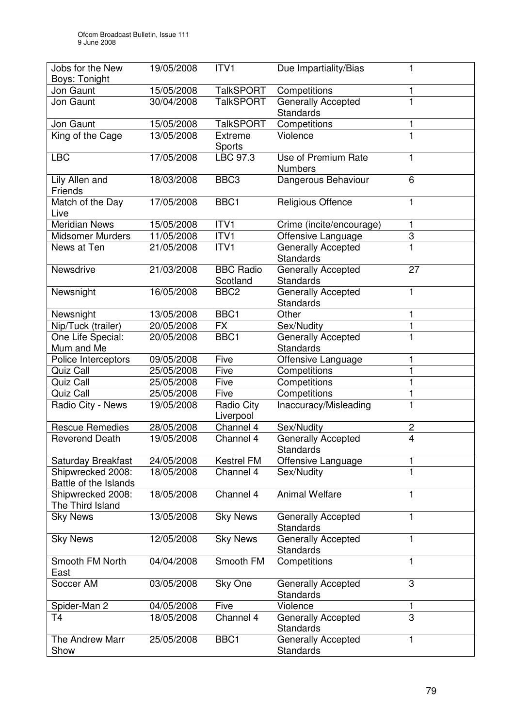| Jobs for the New Boys: Tonight | 19/05/2008 | ITV1 | Due Impartiality/Bias | 1 |
|---|---|---|---|---|
| Jon Gaunt | 15/05/2008 | TalkSPORT | Competitions | 1 |
| Jon Gaunt | 30/04/2008 | TalkSPORT | Generally Accepted Standards | 1 |
| Jon Gaunt | 15/05/2008 | TalkSPORT | Competitions | 1 |
| King of the Cage | 13/05/2008 | Extreme Sports | Violence | 1 |
| LBC | 17/05/2008 | LBC 97.3 | Use of Premium Rate Numbers | 1 |
| Lily Allen and Friends | 18/03/2008 | BBC3 | Dangerous Behaviour | 6 |
| Match of the Day Live | 17/05/2008 | BBC1 | Religious Offence | 1 |
| Meridian News | 15/05/2008 | ITV1 | Crime (incite/encourage) | 1 |
| Midsomer Murders | 11/05/2008 | ITV1 | Offensive Language | 3 |
| News at Ten | 21/05/2008 | ITV1 | Generally Accepted Standards | 1 |
| Newsdrive | 21/03/2008 | BBC Radio Scotland | Generally Accepted Standards | 27 |
| Newsnight | 16/05/2008 | BBC2 | Generally Accepted Standards | 1 |
| Newsnight | 13/05/2008 | BBC1 | Other | 1 |
| Nip/Tuck (trailer) | 20/05/2008 | FX | Sex/Nudity | 1 |
| One Life Special: Mum and Me | 20/05/2008 | BBC1 | Generally Accepted Standards | 1 |
| Police Interceptors | 09/05/2008 | Five | Offensive Language | 1 |
| Quiz Call | 25/05/2008 | Five | Competitions | 1 |
| Quiz Call | 25/05/2008 | Five | Competitions | 1 |
| Quiz Call | 25/05/2008 | Five | Competitions | 1 |
| Radio City - News | 19/05/2008 | Radio City Liverpool | Inaccuracy/Misleading | 1 |
| Rescue Remedies | 28/05/2008 | Channel 4 | Sex/Nudity | 2 |
| Reverend Death | 19/05/2008 | Channel 4 | Generally Accepted Standards | 4 |
| Saturday Breakfast | 24/05/2008 | Kestrel FM | Offensive Language | 1 |
| Shipwrecked 2008: Battle of the Islands | 18/05/2008 | Channel 4 | Sex/Nudity | 1 |
| Shipwrecked 2008: The Third Island | 18/05/2008 | Channel 4 | Animal Welfare | 1 |
| Sky News | 13/05/2008 | Sky News | Generally Accepted Standards | 1 |
| Sky News | 12/05/2008 | Sky News | Generally Accepted Standards | 1 |
| Smooth FM North East | 04/04/2008 | Smooth FM | Competitions | 1 |
| Soccer AM | 03/05/2008 | Sky One | Generally Accepted Standards | 3 |
| Spider-Man 2 | 04/05/2008 | Five | Violence | 1 |
| T4 | 18/05/2008 | Channel 4 | Generally Accepted Standards | 3 |
| The Andrew Marr Show | 25/05/2008 | BBC1 | Generally Accepted Standards | 1 |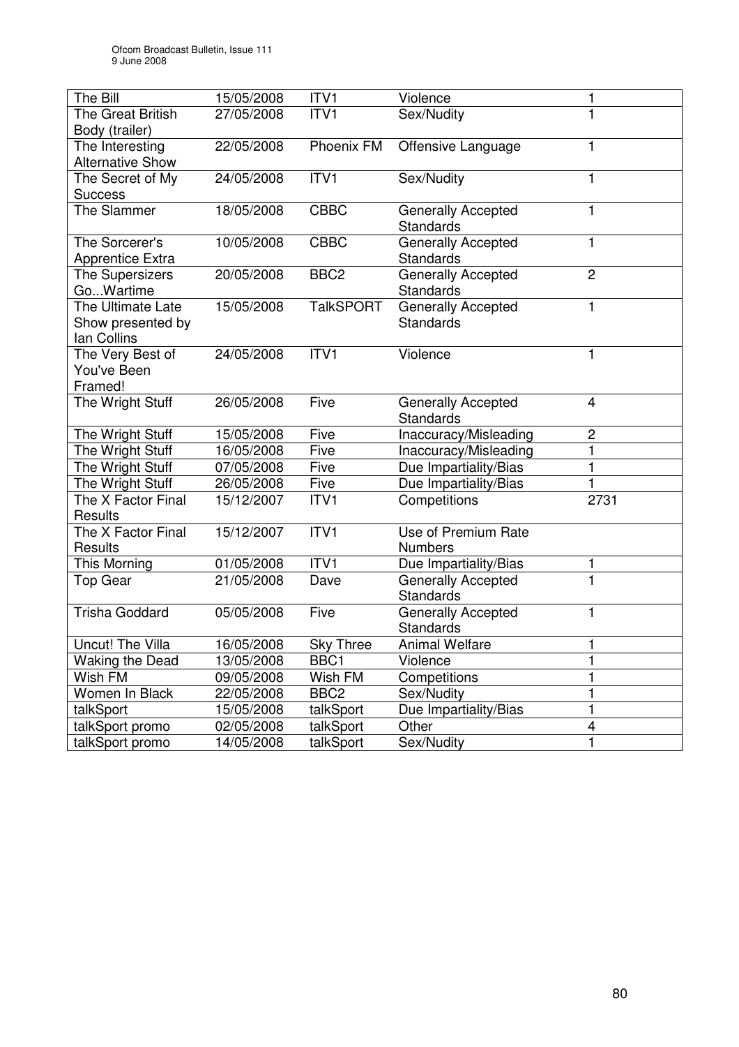| | | | | |
|---|---|---|---|---|
| The Bill | 15/05/2008 | ITV1 | Violence | 1 |
| The Great British Body (trailer) | 27/05/2008 | ITV1 | Sex/Nudity | 1 |
| The Interesting Alternative Show | 22/05/2008 | Phoenix FM | Offensive Language | 1 |
| The Secret of My Success | 24/05/2008 | ITV1 | Sex/Nudity | 1 |
| The Slammer | 18/05/2008 | CBBC | Generally Accepted Standards | 1 |
| The Sorcerer's Apprentice Extra | 10/05/2008 | CBBC | Generally Accepted Standards | 1 |
| The Supersizers Go...Wartime | 20/05/2008 | BBC2 | Generally Accepted Standards | 2 |
| The Ultimate Late Show presented by Ian Collins | 15/05/2008 | TalkSPORT | Generally Accepted Standards | 1 |
| The Very Best of You've Been Framed! | 24/05/2008 | ITV1 | Violence | 1 |
| The Wright Stuff | 26/05/2008 | Five | Generally Accepted Standards | 4 |
| The Wright Stuff | 15/05/2008 | Five | Inaccuracy/Misleading | 2 |
| The Wright Stuff | 16/05/2008 | Five | Inaccuracy/Misleading | 1 |
| The Wright Stuff | 07/05/2008 | Five | Due Impartiality/Bias | 1 |
| The Wright Stuff | 26/05/2008 | Five | Due Impartiality/Bias | 1 |
| The X Factor Final Results | 15/12/2007 | ITV1 | Competitions | 2731 |
| The X Factor Final Results | 15/12/2007 | ITV1 | Use of Premium Rate Numbers | |
| This Morning | 01/05/2008 | ITV1 | Due Impartiality/Bias | 1 |
| Top Gear | 21/05/2008 | Dave | Generally Accepted Standards | 1 |
| Trisha Goddard | 05/05/2008 | Five | Generally Accepted Standards | 1 |
| Uncut! The Villa | 16/05/2008 | Sky Three | Animal Welfare | 1 |
| Waking the Dead | 13/05/2008 | BBC1 | Violence | 1 |
| Wish FM | 09/05/2008 | Wish FM | Competitions | 1 |
| Women In Black | 22/05/2008 | BBC2 | Sex/Nudity | 1 |
| talkSport | 15/05/2008 | talkSport | Due Impartiality/Bias | 1 |
| talkSport promo | 02/05/2008 | talkSport | Other | 4 |
| talkSport promo | 14/05/2008 | talkSport | Sex/Nudity | 1 |